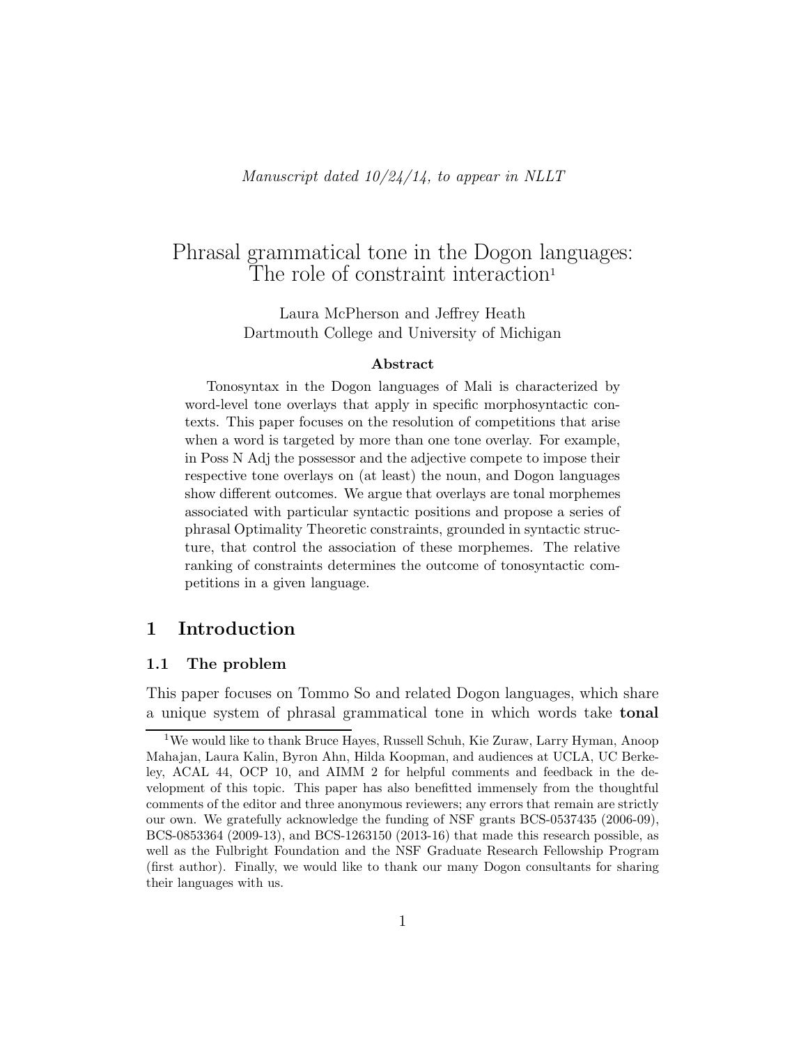*Manuscript dated 10/24/14, to appear in NLLT*

# Phrasal grammatical tone in the Dogon languages: The role of constraint interaction[1]

Laura McPherson and Jeffrey Heath
Dartmouth College and University of Michigan

### Abstract

Tonosyntax in the Dogon languages of Mali is characterized by word-level tone overlays that apply in specific morphosyntactic contexts. This paper focuses on the resolution of competitions that arise when a word is targeted by more than one tone overlay. For example, in Poss N Adj the possessor and the adjective compete to impose their respective tone overlays on (at least) the noun, and Dogon languages show different outcomes. We argue that overlays are tonal morphemes associated with particular syntactic positions and propose a series of phrasal Optimality Theoretic constraints, grounded in syntactic structure, that control the association of these morphemes. The relative ranking of constraints determines the outcome of tonosyntactic competitions in a given language.

## 1 Introduction

### 1.1 The problem

This paper focuses on Tommo So and related Dogon languages, which share a unique system of phrasal grammatical tone in which words take **tonal**

[1] We would like to thank Bruce Hayes, Russell Schuh, Kie Zuraw, Larry Hyman, Anoop Mahajan, Laura Kalin, Byron Ahn, Hilda Koopman, and audiences at UCLA, UC Berkeley, ACAL 44, OCP 10, and AIMM 2 for helpful comments and feedback in the development of this topic. This paper has also benefitted immensely from the thoughtful comments of the editor and three anonymous reviewers; any errors that remain are strictly our own. We gratefully acknowledge the funding of NSF grants BCS-0537435 (2006-09), BCS-0853364 (2009-13), and BCS-1263150 (2013-16) that made this research possible, as well as the Fulbright Foundation and the NSF Graduate Research Fellowship Program (first author). Finally, we would like to thank our many Dogon consultants for sharing their languages with us.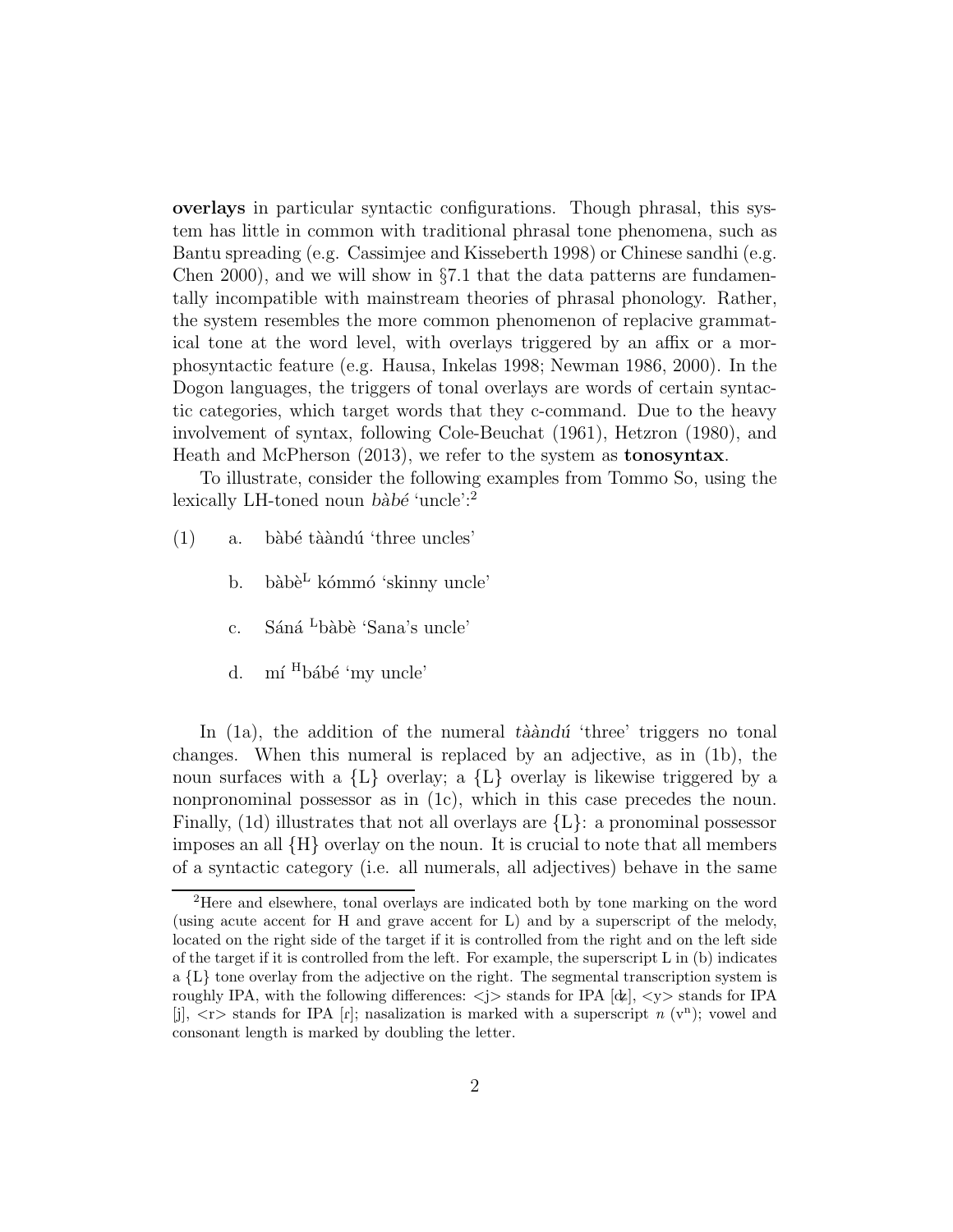**overlays** in particular syntactic configurations. Though phrasal, this system has little in common with traditional phrasal tone phenomena, such as Bantu spreading (e.g. Cassimjee and Kisseberth 1998) or Chinese sandhi (e.g. Chen 2000), and we will show in §7.1 that the data patterns are fundamentally incompatible with mainstream theories of phrasal phonology. Rather, the system resembles the more common phenomenon of replacive grammatical tone at the word level, with overlays triggered by an affix or a morphosyntactic feature (e.g. Hausa, Inkelas 1998; Newman 1986, 2000). In the Dogon languages, the triggers of tonal overlays are words of certain syntactic categories, which target words that they c-command. Due to the heavy involvement of syntax, following Cole-Beuchat (1961), Hetzron (1980), and Heath and McPherson (2013), we refer to the system as **tonosyntax**.

To illustrate, consider the following examples from Tommo So, using the lexically LH-toned noun *bàbé* 'uncle':[2]

(1)
  a. bàbé tààndú 'three uncles'
  b. bàbè$^{L}$ kómmó 'skinny uncle'
  c. Sáná $^{L}$bàbè 'Sana's uncle'
  d. mí $^{H}$bábé 'my uncle'

In (1a), the addition of the numeral *tààndú* 'three' triggers no tonal changes. When this numeral is replaced by an adjective, as in (1b), the noun surfaces with a {L} overlay; a {L} overlay is likewise triggered by a nonpronominal possessor as in (1c), which in this case precedes the noun. Finally, (1d) illustrates that not all overlays are {L}: a pronominal possessor imposes an all {H} overlay on the noun. It is crucial to note that all members of a syntactic category (i.e. all numerals, all adjectives) behave in the same

---

[2] Here and elsewhere, tonal overlays are indicated both by tone marking on the word (using acute accent for H and grave accent for L) and by a superscript of the melody, located on the right side of the target if it is controlled from the right and on the left side of the target if it is controlled from the left. For example, the superscript L in (b) indicates a {L} tone overlay from the adjective on the right. The segmental transcription system is roughly IPA, with the following differences: <j> stands for IPA [ʤ], <y> stands for IPA [j], <r> stands for IPA [ɾ]; nasalization is marked with a superscript *n* (v$^{n}$); vowel and consonant length is marked by doubling the letter.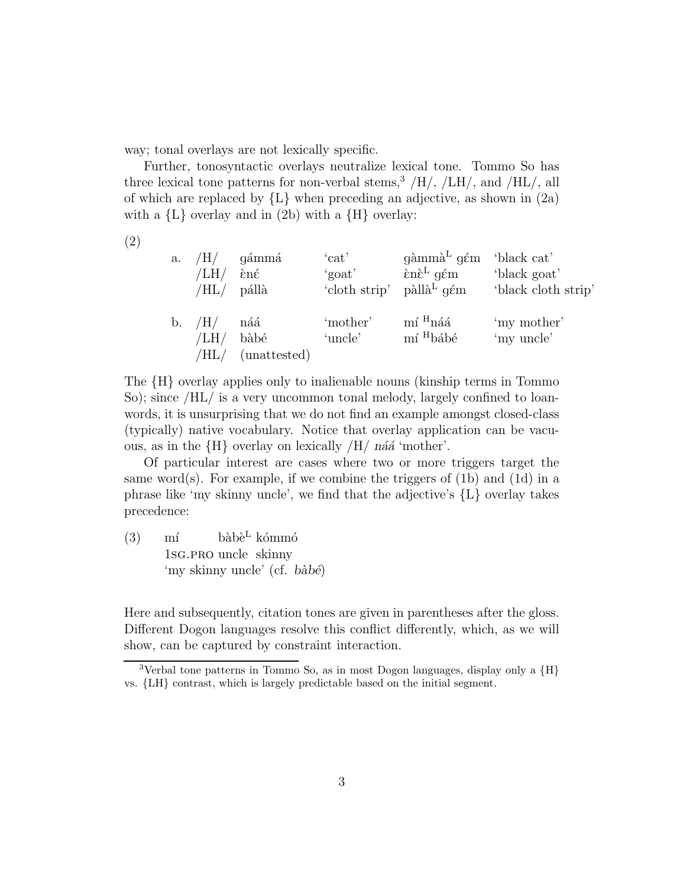way; tonal overlays are not lexically specific.

Further, tonosyntactic overlays neutralize lexical tone. Tommo So has three lexical tone patterns for non-verbal stems,[3] /H/, /LH/, and /HL/, all of which are replaced by {L} when preceding an adjective, as shown in (2a) with a {L} overlay and in (2b) with a {H} overlay:

(2)

| | | | | | |
|---|---|---|---|---|---|
| a. | /H/ | gámmá | 'cat' | gàmmà$^{\text{L}}$ gɛ́m | 'black cat' |
| | /LH/ | ɛ̀nɛ́ | 'goat' | ɛ̀nɛ̀$^{\text{L}}$ gɛ́m | 'black goat' |
| | /HL/ | pállà | 'cloth strip' | pàllà$^{\text{L}}$ gɛ́m | 'black cloth strip' |
| b. | /H/ | náá | 'mother' | mí $^{\text{H}}$náá | 'my mother' |
| | /LH/ | bàbé | 'uncle' | mí $^{\text{H}}$bábé | 'my uncle' |
| | /HL/ | (unattested) | | | |

The {H} overlay applies only to inalienable nouns (kinship terms in Tommo So); since /HL/ is a very uncommon tonal melody, largely confined to loanwords, it is unsurprising that we do not find an example amongst closed-class (typically) native vocabulary. Notice that overlay application can be vacuous, as in the {H} overlay on lexically /H/ *náá* 'mother'.

Of particular interest are cases where two or more triggers target the same word(s). For example, if we combine the triggers of (1b) and (1d) in a phrase like 'my skinny uncle', we find that the adjective's {L} overlay takes precedence:

(3) mí bàbè$^{\text{L}}$ kómmó
1SG.PRO uncle skinny
'my skinny uncle' (cf. *bàbé*)

Here and subsequently, citation tones are given in parentheses after the gloss. Different Dogon languages resolve this conflict differently, which, as we will show, can be captured by constraint interaction.

[3] Verbal tone patterns in Tommo So, as in most Dogon languages, display only a {H} vs. {LH} contrast, which is largely predictable based on the initial segment.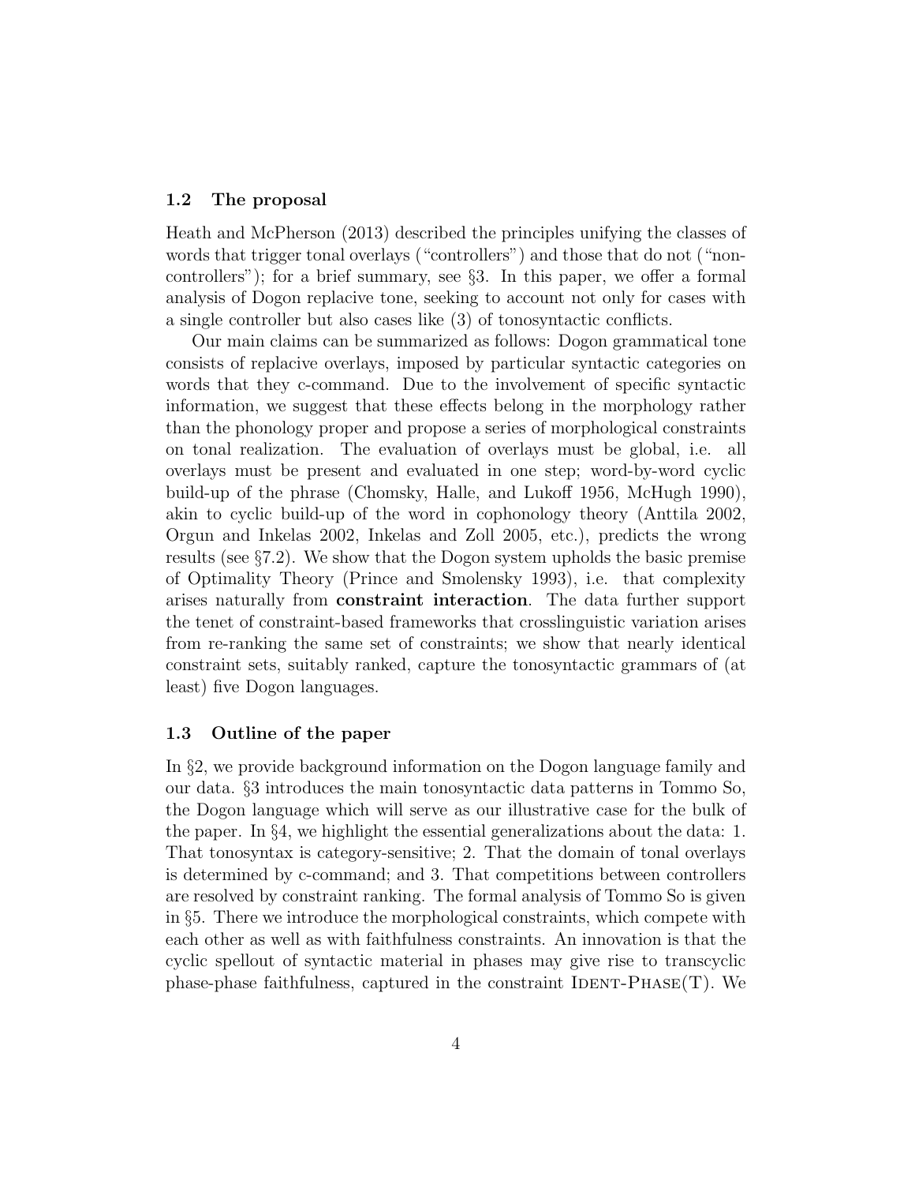### 1.2 The proposal

Heath and McPherson (2013) described the principles unifying the classes of words that trigger tonal overlays ("controllers") and those that do not ("non-controllers"); for a brief summary, see §3. In this paper, we offer a formal analysis of Dogon replacive tone, seeking to account not only for cases with a single controller but also cases like (3) of tonosyntactic conflicts.

Our main claims can be summarized as follows: Dogon grammatical tone consists of replacive overlays, imposed by particular syntactic categories on words that they c-command. Due to the involvement of specific syntactic information, we suggest that these effects belong in the morphology rather than the phonology proper and propose a series of morphological constraints on tonal realization. The evaluation of overlays must be global, i.e. all overlays must be present and evaluated in one step; word-by-word cyclic build-up of the phrase (Chomsky, Halle, and Lukoff 1956, McHugh 1990), akin to cyclic build-up of the word in cophonology theory (Anttila 2002, Orgun and Inkelas 2002, Inkelas and Zoll 2005, etc.), predicts the wrong results (see §7.2). We show that the Dogon system upholds the basic premise of Optimality Theory (Prince and Smolensky 1993), i.e. that complexity arises naturally from **constraint interaction**. The data further support the tenet of constraint-based frameworks that crosslinguistic variation arises from re-ranking the same set of constraints; we show that nearly identical constraint sets, suitably ranked, capture the tonosyntactic grammars of (at least) five Dogon languages.

### 1.3 Outline of the paper

In §2, we provide background information on the Dogon language family and our data. §3 introduces the main tonosyntactic data patterns in Tommo So, the Dogon language which will serve as our illustrative case for the bulk of the paper. In §4, we highlight the essential generalizations about the data: 1. That tonosyntax is category-sensitive; 2. That the domain of tonal overlays is determined by c-command; and 3. That competitions between controllers are resolved by constraint ranking. The formal analysis of Tommo So is given in §5. There we introduce the morphological constraints, which compete with each other as well as with faithfulness constraints. An innovation is that the cyclic spellout of syntactic material in phases may give rise to transcyclic phase-phase faithfulness, captured in the constraint IDENT-PHASE(T). We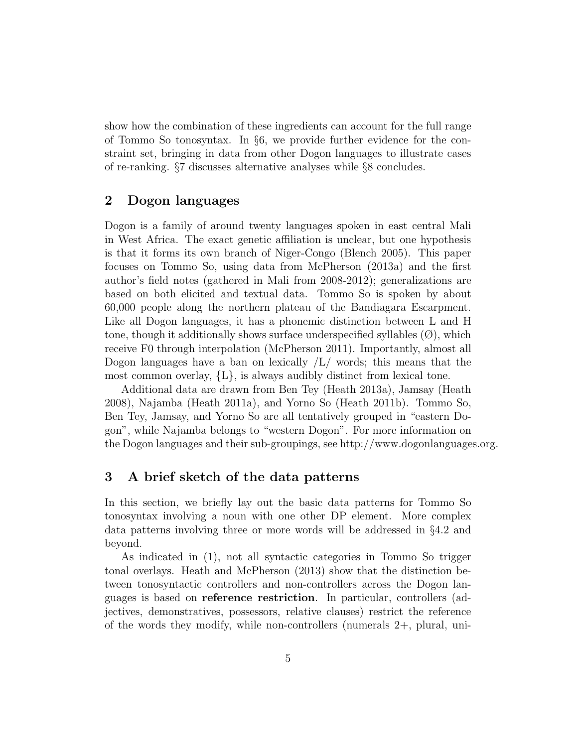show how the combination of these ingredients can account for the full range of Tommo So tonosyntax. In §6, we provide further evidence for the constraint set, bringing in data from other Dogon languages to illustrate cases of re-ranking. §7 discusses alternative analyses while §8 concludes.

## 2 Dogon languages

Dogon is a family of around twenty languages spoken in east central Mali in West Africa. The exact genetic affiliation is unclear, but one hypothesis is that it forms its own branch of Niger-Congo (Blench 2005). This paper focuses on Tommo So, using data from McPherson (2013a) and the first author's field notes (gathered in Mali from 2008-2012); generalizations are based on both elicited and textual data. Tommo So is spoken by about 60,000 people along the northern plateau of the Bandiagara Escarpment. Like all Dogon languages, it has a phonemic distinction between L and H tone, though it additionally shows surface underspecified syllables (Ø), which receive F0 through interpolation (McPherson 2011). Importantly, almost all Dogon languages have a ban on lexically /L/ words; this means that the most common overlay, {L}, is always audibly distinct from lexical tone.

Additional data are drawn from Ben Tey (Heath 2013a), Jamsay (Heath 2008), Najamba (Heath 2011a), and Yorno So (Heath 2011b). Tommo So, Ben Tey, Jamsay, and Yorno So are all tentatively grouped in "eastern Dogon", while Najamba belongs to "western Dogon". For more information on the Dogon languages and their sub-groupings, see http://www.dogonlanguages.org.

## 3 A brief sketch of the data patterns

In this section, we briefly lay out the basic data patterns for Tommo So tonosyntax involving a noun with one other DP element. More complex data patterns involving three or more words will be addressed in §4.2 and beyond.

As indicated in (1), not all syntactic categories in Tommo So trigger tonal overlays. Heath and McPherson (2013) show that the distinction between tonosyntactic controllers and non-controllers across the Dogon languages is based on **reference restriction**. In particular, controllers (adjectives, demonstratives, possessors, relative clauses) restrict the reference of the words they modify, while non-controllers (numerals 2+, plural, uni-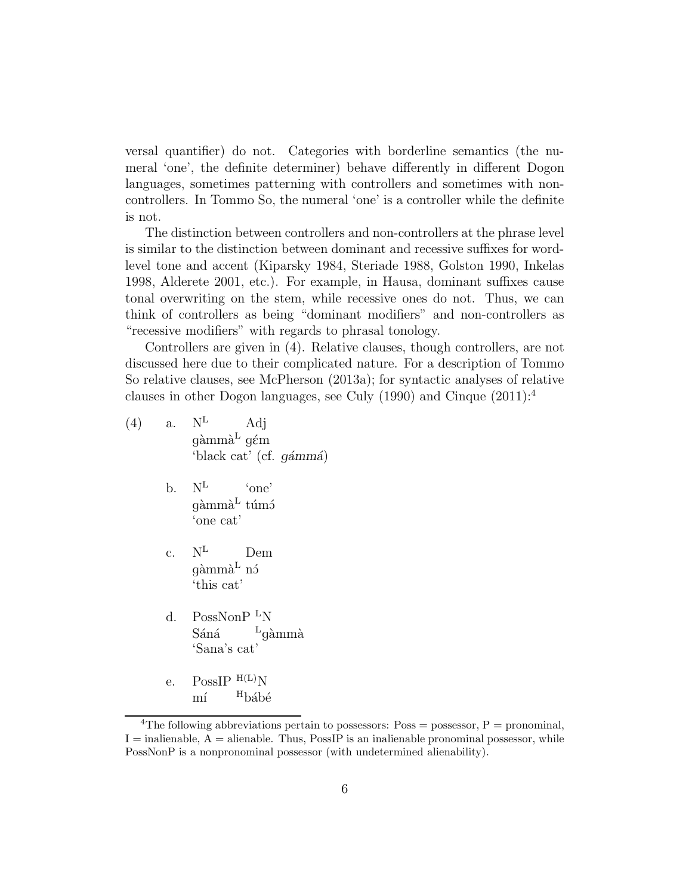versal quantifier) do not. Categories with borderline semantics (the numeral 'one', the definite determiner) behave differently in different Dogon languages, sometimes patterning with controllers and sometimes with non-controllers. In Tommo So, the numeral 'one' is a controller while the definite is not.

The distinction between controllers and non-controllers at the phrase level is similar to the distinction between dominant and recessive suffixes for word-level tone and accent (Kiparsky 1984, Steriade 1988, Golston 1990, Inkelas 1998, Alderete 2001, etc.). For example, in Hausa, dominant suffixes cause tonal overwriting on the stem, while recessive ones do not. Thus, we can think of controllers as being "dominant modifiers" and non-controllers as "recessive modifiers" with regards to phrasal tonology.

Controllers are given in (4). Relative clauses, though controllers, are not discussed here due to their complicated nature. For a description of Tommo So relative clauses, see McPherson (2013a); for syntactic analyses of relative clauses in other Dogon languages, see Culy (1990) and Cinque (2011):[4]

(4)

a. $N^{L}$ Adj
 gàmmà$^{L}$ gɛ́m
 'black cat' (cf. *gámmá*)

b. $N^{L}$ 'one'
 gàmmà$^{L}$ túmɔ́
 'one cat'

c. $N^{L}$ Dem
 gàmmà$^{L}$ nɔ́
 'this cat'

d. PossNonP $^{L}$N
 Sáná $^{L}$gàmmà
 'Sana's cat'

e. PossIP $^{H(L)}$N
 mí $^{H}$bábé

[4] The following abbreviations pertain to possessors: Poss = possessor, P = pronominal, I = inalienable, A = alienable. Thus, PossIP is an inalienable pronominal possessor, while PossNonP is a nonpronominal possessor (with undetermined alienability).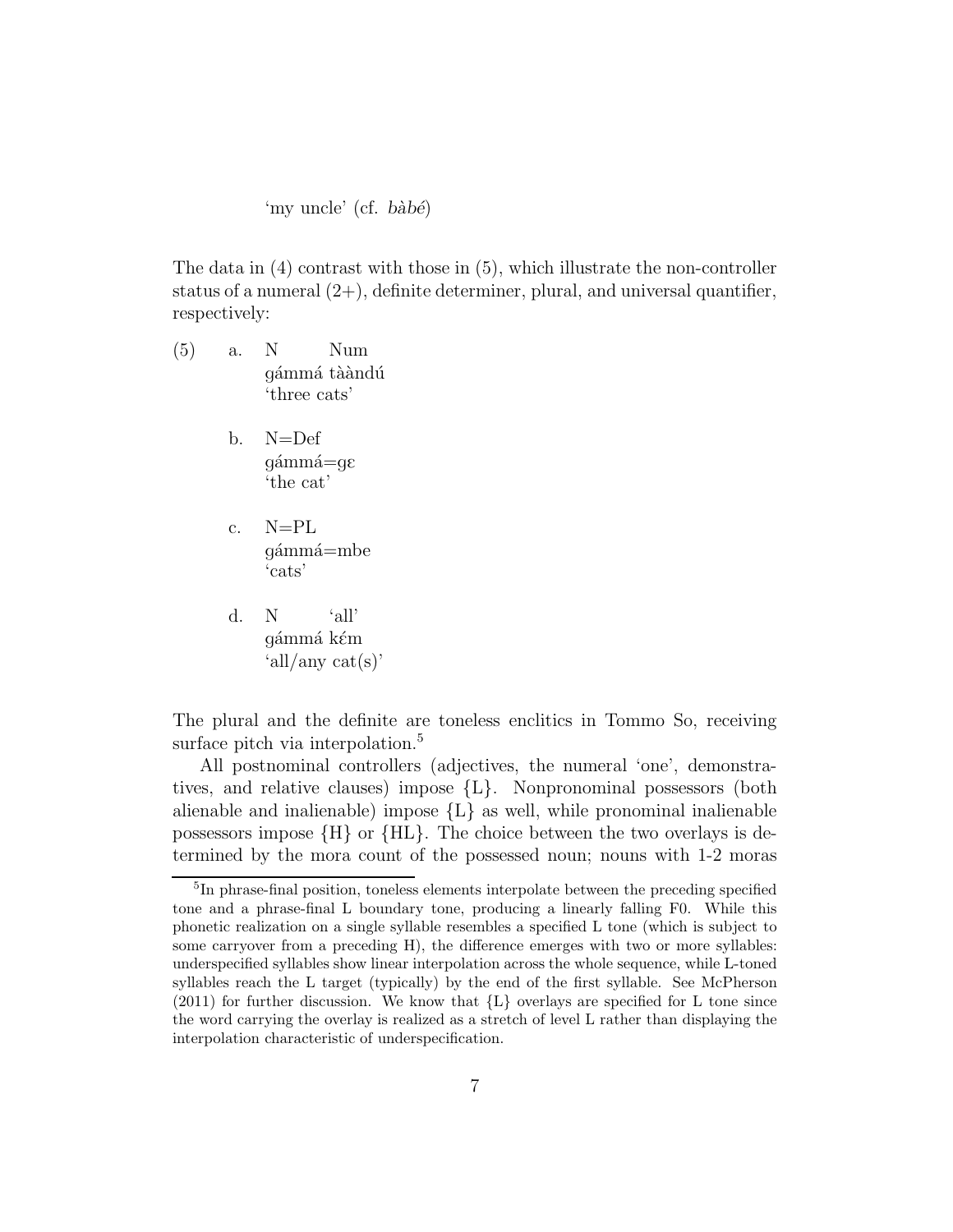'my uncle' (cf. *bàbé*)

The data in (4) contrast with those in (5), which illustrate the non-controller status of a numeral (2+), definite determiner, plural, and universal quantifier, respectively:

(5)

a. N Num
ɡámmá tààndú
'three cats'

b. N=Def
ɡámmá=ɡɛ
'the cat'

c. N=PL
ɡámmá=mbe
'cats'

d. N 'all'
ɡámmá kɛ́m
'all/any cat(s)'

The plural and the definite are toneless enclitics in Tommo So, receiving surface pitch via interpolation.[5]

All postnominal controllers (adjectives, the numeral 'one', demonstratives, and relative clauses) impose {L}. Nonpronominal possessors (both alienable and inalienable) impose {L} as well, while pronominal inalienable possessors impose {H} or {HL}. The choice between the two overlays is determined by the mora count of the possessed noun; nouns with 1-2 moras

[5]In phrase-final position, toneless elements interpolate between the preceding specified tone and a phrase-final L boundary tone, producing a linearly falling F0. While this phonetic realization on a single syllable resembles a specified L tone (which is subject to some carryover from a preceding H), the difference emerges with two or more syllables: underspecified syllables show linear interpolation across the whole sequence, while L-toned syllables reach the L target (typically) by the end of the first syllable. See McPherson (2011) for further discussion. We know that {L} overlays are specified for L tone since the word carrying the overlay is realized as a stretch of level L rather than displaying the interpolation characteristic of underspecification.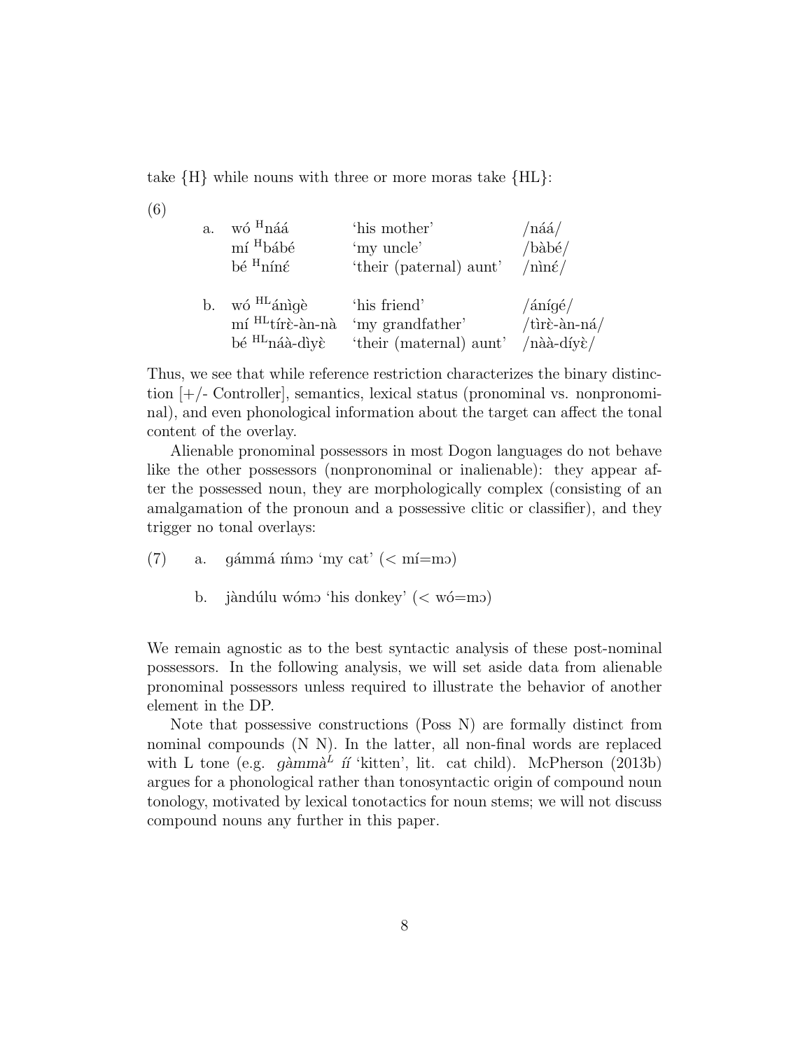take {H} while nouns with three or more moras take {HL}:

(6)

a. wó $^{H}$náá 'his mother' /náá/
mí $^{H}$bábé 'my uncle' /bàbé/
bé $^{H}$nínɛ́ 'their (paternal) aunt' /nìnɛ́/

b. wó $^{HL}$ánìgè 'his friend' /ánígé/
mí $^{HL}$tírɛ̀-àn-nà 'my grandfather' /tìrɛ̀-àn-ná/
bé $^{HL}$náà-dìyɛ̀ 'their (maternal) aunt' /nàà-díyɛ̀/

Thus, we see that while reference restriction characterizes the binary distinction [+/- Controller], semantics, lexical status (pronominal vs. nonpronominal), and even phonological information about the target can affect the tonal content of the overlay.

Alienable pronominal possessors in most Dogon languages do not behave like the other possessors (nonpronominal or inalienable): they appear after the possessed noun, they are morphologically complex (consisting of an amalgamation of the pronoun and a possessive clitic or classifier), and they trigger no tonal overlays:

(7) a. gámmá ḿmɔ 'my cat' (< mí=mɔ)

b. jàndúlu wómɔ 'his donkey' (< wó=mɔ)

We remain agnostic as to the best syntactic analysis of these post-nominal possessors. In the following analysis, we will set aside data from alienable pronominal possessors unless required to illustrate the behavior of another element in the DP.

Note that possessive constructions (Poss N) are formally distinct from nominal compounds (N N). In the latter, all non-final words are replaced with L tone (e.g. *gàmmà$^{L}$ íí* 'kitten', lit. cat child). McPherson (2013b) argues for a phonological rather than tonosyntactic origin of compound noun tonology, motivated by lexical tonotactics for noun stems; we will not discuss compound nouns any further in this paper.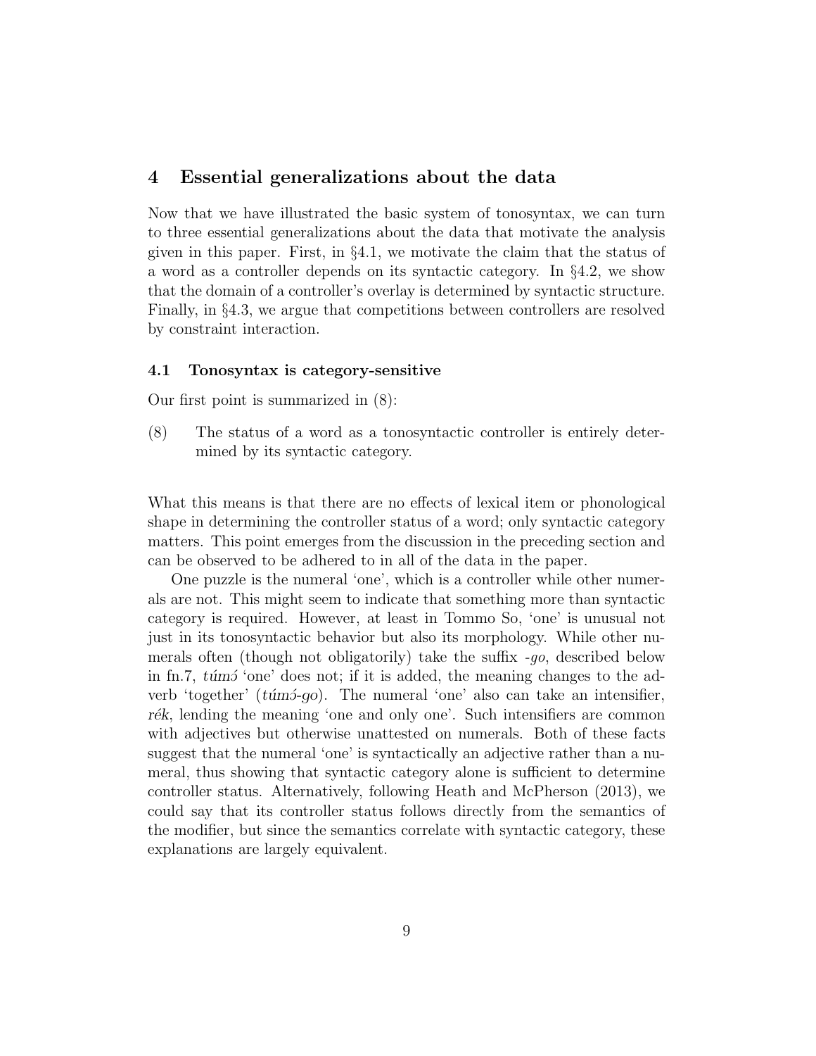# 4 Essential generalizations about the data

Now that we have illustrated the basic system of tonosyntax, we can turn to three essential generalizations about the data that motivate the analysis given in this paper. First, in §4.1, we motivate the claim that the status of a word as a controller depends on its syntactic category. In §4.2, we show that the domain of a controller's overlay is determined by syntactic structure. Finally, in §4.3, we argue that competitions between controllers are resolved by constraint interaction.

## 4.1 Tonosyntax is category-sensitive

Our first point is summarized in (8):

(8) The status of a word as a tonosyntactic controller is entirely determined by its syntactic category.

What this means is that there are no effects of lexical item or phonological shape in determining the controller status of a word; only syntactic category matters. This point emerges from the discussion in the preceding section and can be observed to be adhered to in all of the data in the paper.

One puzzle is the numeral 'one', which is a controller while other numerals are not. This might seem to indicate that something more than syntactic category is required. However, at least in Tommo So, 'one' is unusual not just in its tonosyntactic behavior but also its morphology. While other numerals often (though not obligatorily) take the suffix *-go*, described below in fn.7, *túmɔ́* 'one' does not; if it is added, the meaning changes to the adverb 'together' (*túmɔ́-go*). The numeral 'one' also can take an intensifier, *rék*, lending the meaning 'one and only one'. Such intensifiers are common with adjectives but otherwise unattested on numerals. Both of these facts suggest that the numeral 'one' is syntactically an adjective rather than a numeral, thus showing that syntactic category alone is sufficient to determine controller status. Alternatively, following Heath and McPherson (2013), we could say that its controller status follows directly from the semantics of the modifier, but since the semantics correlate with syntactic category, these explanations are largely equivalent.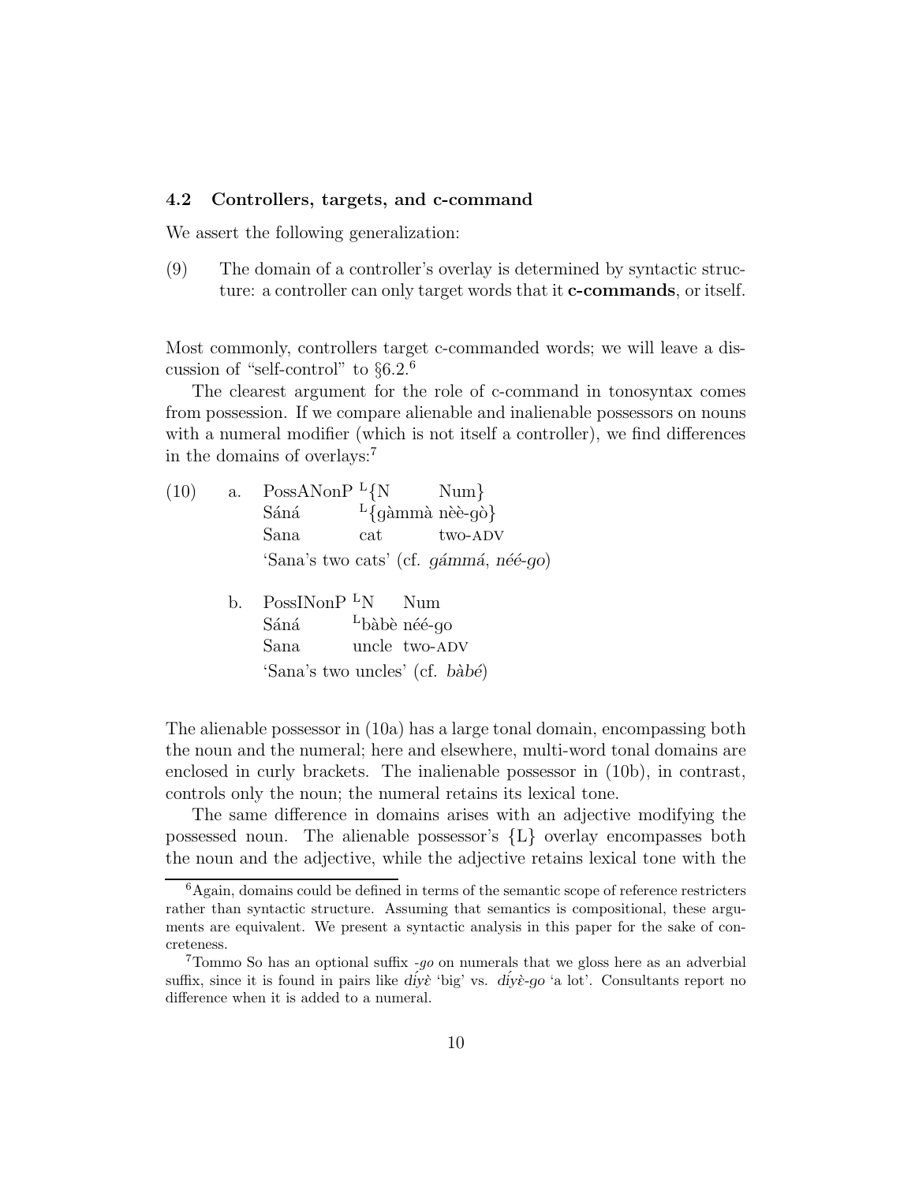### 4.2 Controllers, targets, and c-command

We assert the following generalization:

(9) The domain of a controller's overlay is determined by syntactic structure: a controller can only target words that it **c-commands**, or itself.

Most commonly, controllers target c-commanded words; we will leave a discussion of "self-control" to §6.2.[6]

The clearest argument for the role of c-command in tonosyntax comes from possession. If we compare alienable and inalienable possessors on nouns with a numeral modifier (which is not itself a controller), we find differences in the domains of overlays:[7]

(10) a. PossANonP $^{\mathrm{L}}${N Num}
Sáná $^{\mathrm{L}}${gàmmà nèè-gò}
Sana cat two-ADV
'Sana's two cats' (cf. *gámmá*, *néé-go*)

b. PossINonP $^{\mathrm{L}}$N Num
Sáná $^{\mathrm{L}}$bàbè néé-go
Sana uncle two-ADV
'Sana's two uncles' (cf. *bàbé*)

The alienable possessor in (10a) has a large tonal domain, encompassing both the noun and the numeral; here and elsewhere, multi-word tonal domains are enclosed in curly brackets. The inalienable possessor in (10b), in contrast, controls only the noun; the numeral retains its lexical tone.

The same difference in domains arises with an adjective modifying the possessed noun. The alienable possessor's {L} overlay encompasses both the noun and the adjective, while the adjective retains lexical tone with the

[6] Again, domains could be defined in terms of the semantic scope of reference restricters rather than syntactic structure. Assuming that semantics is compositional, these arguments are equivalent. We present a syntactic analysis in this paper for the sake of concreteness.

[7] Tommo So has an optional suffix *-go* on numerals that we gloss here as an adverbial suffix, since it is found in pairs like *dɪ́yὲ* 'big' vs. *dɪ́yὲ-go* 'a lot'. Consultants report no difference when it is added to a numeral.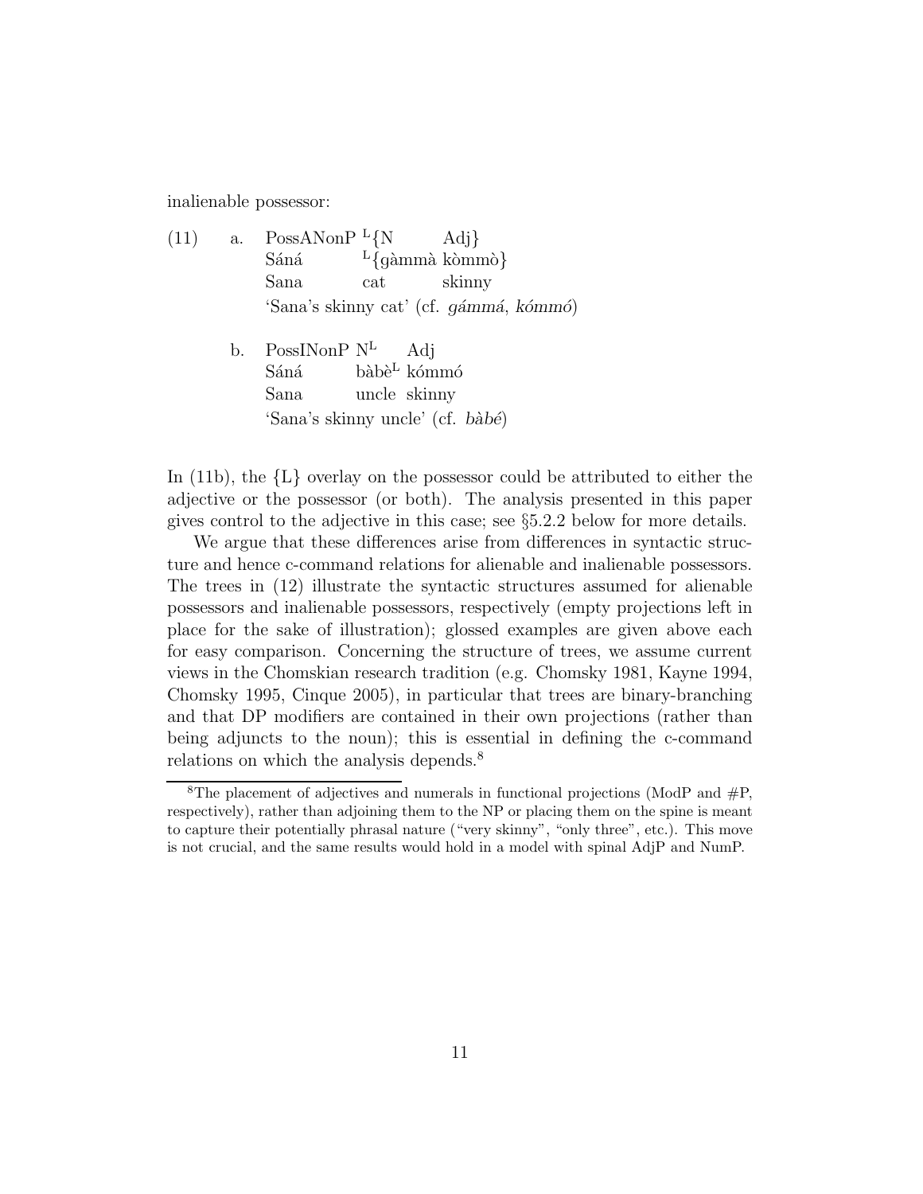inalienable possessor:

(11) a. PossANonP $^{L}${N Adj}
   Sáná $^{L}${gàmmà kòmmò}
   Sana cat skinny
   'Sana's skinny cat' (cf. *gámmá*, *kómmó*)

b. PossINonP N$^{L}$ Adj
   Sáná bàbè$^{L}$ kómmó
   Sana uncle skinny
   'Sana's skinny uncle' (cf. *bàbé*)

In (11b), the {L} overlay on the possessor could be attributed to either the adjective or the possessor (or both). The analysis presented in this paper gives control to the adjective in this case; see §5.2.2 below for more details.

We argue that these differences arise from differences in syntactic structure and hence c-command relations for alienable and inalienable possessors. The trees in (12) illustrate the syntactic structures assumed for alienable possessors and inalienable possessors, respectively (empty projections left in place for the sake of illustration); glossed examples are given above each for easy comparison. Concerning the structure of trees, we assume current views in the Chomskian research tradition (e.g. Chomsky 1981, Kayne 1994, Chomsky 1995, Cinque 2005), in particular that trees are binary-branching and that DP modifiers are contained in their own projections (rather than being adjuncts to the noun); this is essential in defining the c-command relations on which the analysis depends.[8]

[8]The placement of adjectives and numerals in functional projections (ModP and #P, respectively), rather than adjoining them to the NP or placing them on the spine is meant to capture their potentially phrasal nature ("very skinny", "only three", etc.). This move is not crucial, and the same results would hold in a model with spinal AdjP and NumP.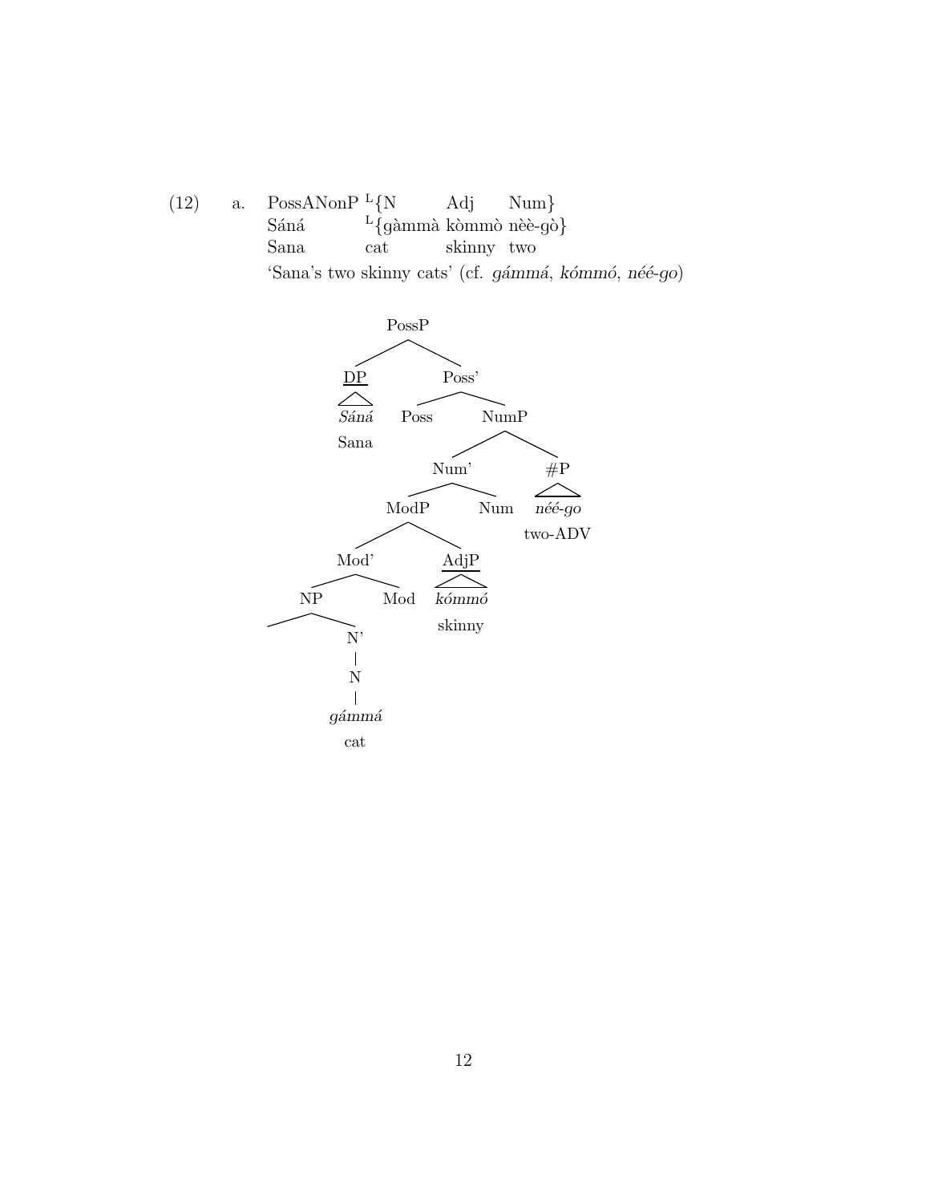(12) a. PossANonP $^{L}${N Adj Num}
Sáná $^{L}${gàmmà kòmmò nèè-gò}
Sana cat skinny two
'Sana's two skinny cats' (cf. *gámmá*, *kómmó*, *néé-go*)

```
PossP
├── DP (underlined)
│   └── Sáná
│       Sana
└── Poss'
    ├── Poss
    └── NumP
        ├── Num'
        │   ├── ModP
        │   │   ├── Mod'
        │   │   │   ├── NP
        │   │   │   │   ├── (empty)
        │   │   │   │   └── N'
        │   │   │   │       └── N
        │   │   │   │           └── gámmá
        │   │   │   │               cat
        │   │   │   └── Mod
        │   │   └── AdjP (underlined)
        │   │       └── kómmó
        │   │           skinny
        │   └── Num
        └── #P
            └── néé-go
                two-ADV
```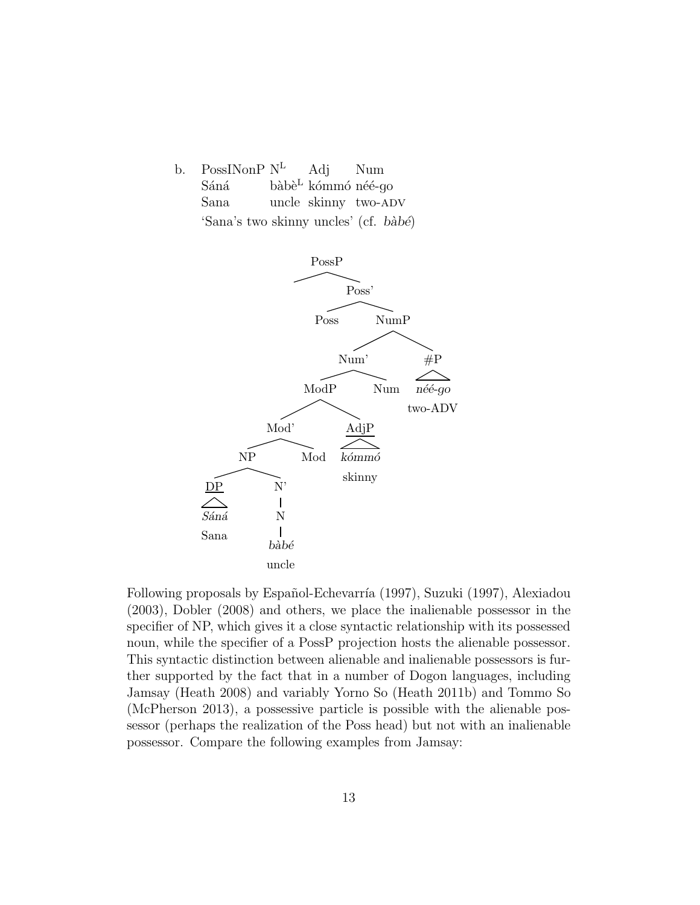b. PossINonP N$^{L}$ Adj Num
   Sáná bàbè$^{L}$ kómmó néé-go
   Sana uncle skinny two-ADV
   'Sana's two skinny uncles' (cf. *bàbé*)

```
PossP
├── (spec)
└── Poss'
    ├── Poss
    └── NumP
        ├── Num'
        │   ├── ModP
        │   │   ├── Mod'
        │   │   │   ├── NP
        │   │   │   │   ├── DP: Sáná 'Sana'
        │   │   │   │   └── N' ── N ── bàbé 'uncle'
        │   │   │   └── Mod
        │   │   └── AdjP: kómmó 'skinny'
        │   └── Num
        └── #P: néé-go 'two-ADV'
```

Following proposals by Español-Echevarría (1997), Suzuki (1997), Alexiadou (2003), Dobler (2008) and others, we place the inalienable possessor in the specifier of NP, which gives it a close syntactic relationship with its possessed noun, while the specifier of a PossP projection hosts the alienable possessor. This syntactic distinction between alienable and inalienable possessors is further supported by the fact that in a number of Dogon languages, including Jamsay (Heath 2008) and variably Yorno So (Heath 2011b) and Tommo So (McPherson 2013), a possessive particle is possible with the alienable possessor (perhaps the realization of the Poss head) but not with an inalienable possessor. Compare the following examples from Jamsay: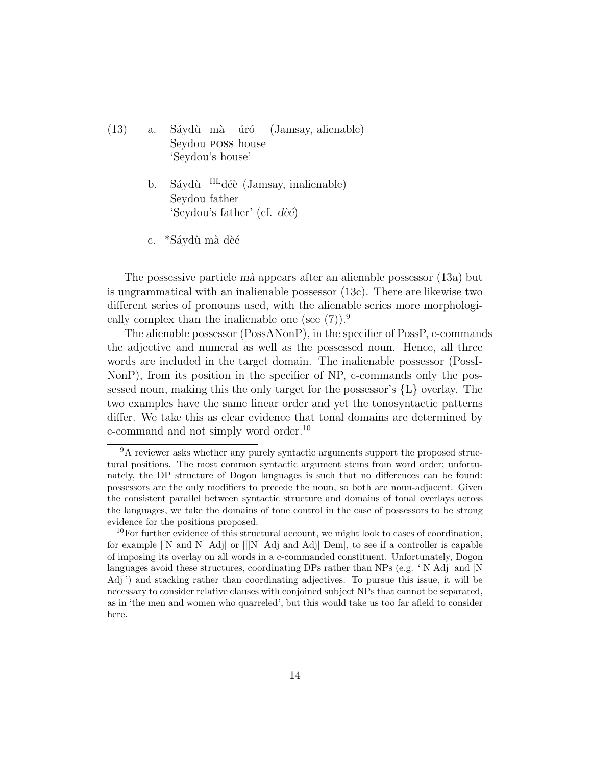(13) a. Sáydù mà úró (Jamsay, alienable)
Seydou POSS house
'Seydou's house'

b. Sáydù [HL]déè (Jamsay, inalienable)
Seydou father
'Seydou's father' (cf. *dèé*)

c. *Sáydù mà dèé

The possessive particle *mà* appears after an alienable possessor (13a) but is ungrammatical with an inalienable possessor (13c). There are likewise two different series of pronouns used, with the alienable series more morphologically complex than the inalienable one (see (7)).[9]

The alienable possessor (PossANonP), in the specifier of PossP, c-commands the adjective and numeral as well as the possessed noun. Hence, all three words are included in the target domain. The inalienable possessor (PossINonP), from its position in the specifier of NP, c-commands only the possessed noun, making this the only target for the possessor's {L} overlay. The two examples have the same linear order and yet the tonosyntactic patterns differ. We take this as clear evidence that tonal domains are determined by c-command and not simply word order.[10]

---

[9] A reviewer asks whether any purely syntactic arguments support the proposed structural positions. The most common syntactic argument stems from word order; unfortunately, the DP structure of Dogon languages is such that no differences can be found: possessors are the only modifiers to precede the noun, so both are noun-adjacent. Given the consistent parallel between syntactic structure and domains of tonal overlays across the languages, we take the domains of tone control in the case of possessors to be strong evidence for the positions proposed.

[10] For further evidence of this structural account, we might look to cases of coordination, for example [[N and N] Adj] or [[[N] Adj and Adj] Dem], to see if a controller is capable of imposing its overlay on all words in a c-commanded constituent. Unfortunately, Dogon languages avoid these structures, coordinating DPs rather than NPs (e.g. '[N Adj] and [N Adj]') and stacking rather than coordinating adjectives. To pursue this issue, it will be necessary to consider relative clauses with conjoined subject NPs that cannot be separated, as in 'the men and women who quarreled', but this would take us too far afield to consider here.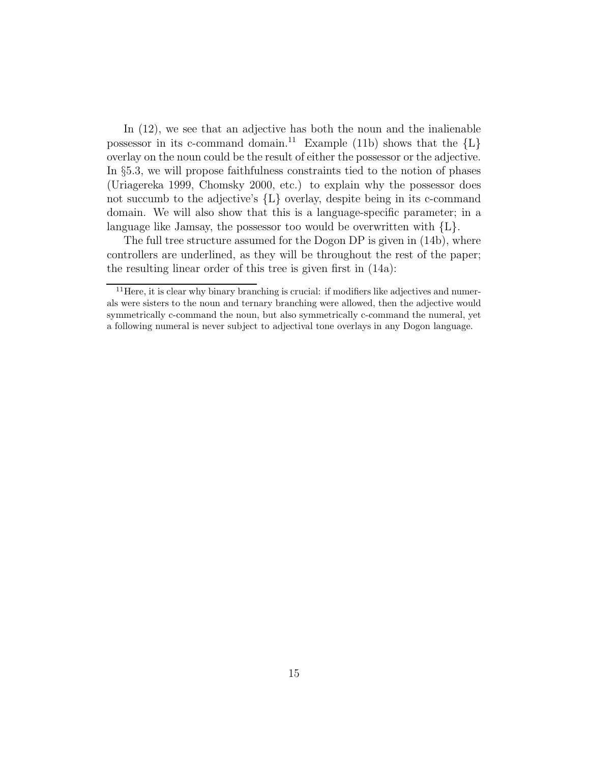In (12), we see that an adjective has both the noun and the inalienable possessor in its c-command domain.[11] Example (11b) shows that the {L} overlay on the noun could be the result of either the possessor or the adjective. In §5.3, we will propose faithfulness constraints tied to the notion of phases (Uriagereka 1999, Chomsky 2000, etc.) to explain why the possessor does not succumb to the adjective's {L} overlay, despite being in its c-command domain. We will also show that this is a language-specific parameter; in a language like Jamsay, the possessor too would be overwritten with {L}.

The full tree structure assumed for the Dogon DP is given in (14b), where controllers are underlined, as they will be throughout the rest of the paper; the resulting linear order of this tree is given first in (14a):

---

[11] Here, it is clear why binary branching is crucial: if modifiers like adjectives and numerals were sisters to the noun and ternary branching were allowed, then the adjective would symmetrically c-command the noun, but also symmetrically c-command the numeral, yet a following numeral is never subject to adjectival tone overlays in any Dogon language.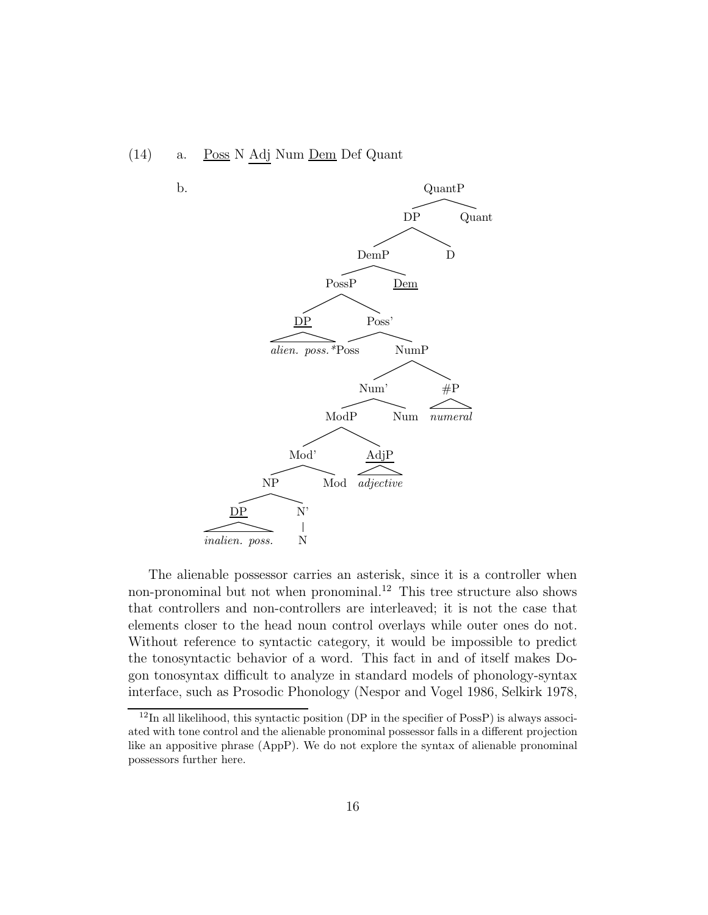(14) a. <u>Poss</u> N <u>Adj</u> Num <u>Dem</u> Def Quant

b.

```
[QuantP [DP [DemP [PossP [DP(underlined) alien. poss.*] [Poss' Poss [NumP [Num' [ModP [Mod' [NP [DP(underlined) inalien. poss.] [N' N]] Mod] [AdjP(underlined) adjective]] Num] [#P numeral]]]] Dem(underlined)] D] Quant]
```

The alienable possessor carries an asterisk, since it is a controller when non-pronominal but not when pronominal.[12] This tree structure also shows that controllers and non-controllers are interleaved; it is not the case that elements closer to the head noun control overlays while outer ones do not. Without reference to syntactic category, it would be impossible to predict the tonosyntactic behavior of a word. This fact in and of itself makes Dogon tonosyntax difficult to analyze in standard models of phonology-syntax interface, such as Prosodic Phonology (Nespor and Vogel 1986, Selkirk 1978,

[12] In all likelihood, this syntactic position (DP in the specifier of PossP) is always associated with tone control and the alienable pronominal possessor falls in a different projection like an appositive phrase (AppP). We do not explore the syntax of alienable pronominal possessors further here.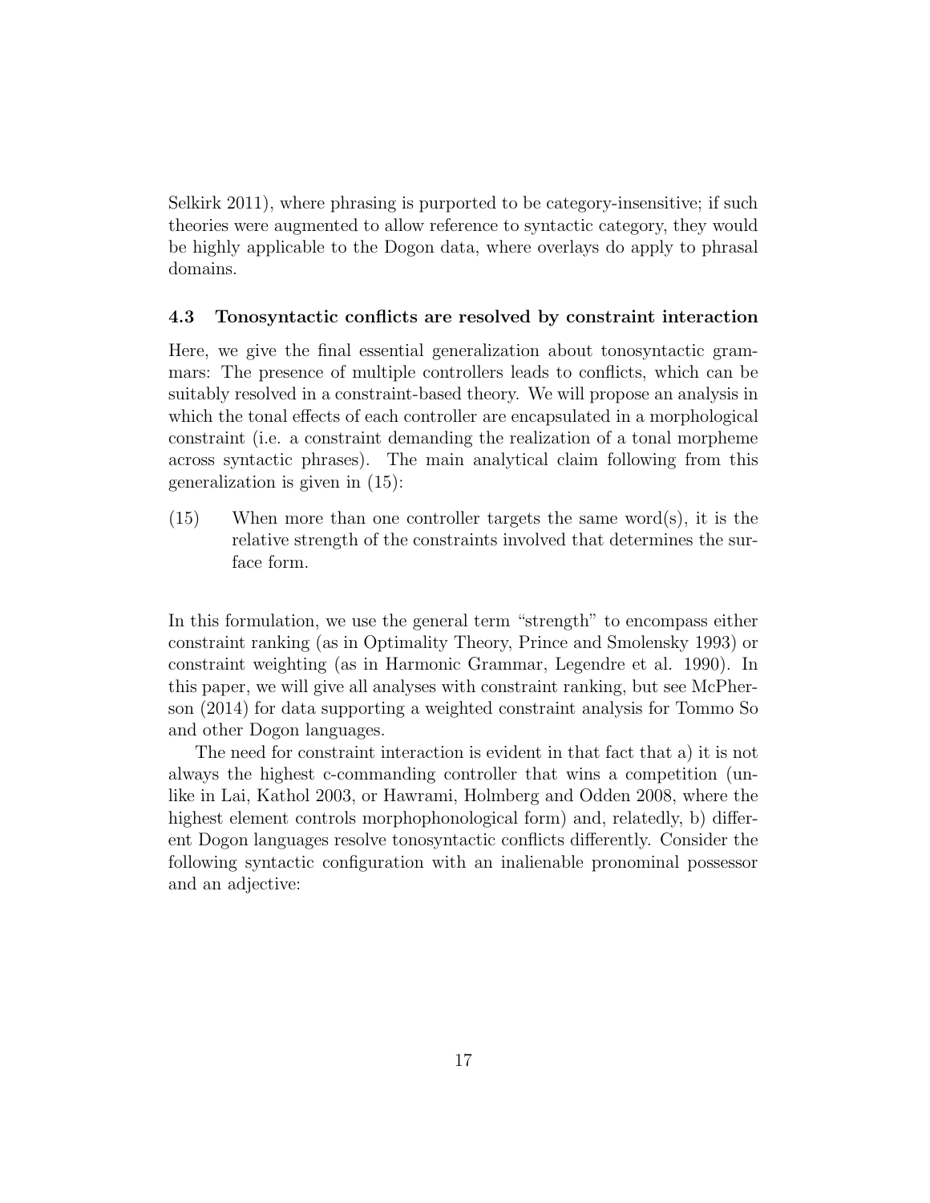Selkirk 2011), where phrasing is purported to be category-insensitive; if such theories were augmented to allow reference to syntactic category, they would be highly applicable to the Dogon data, where overlays do apply to phrasal domains.

### 4.3 Tonosyntactic conflicts are resolved by constraint interaction

Here, we give the final essential generalization about tonosyntactic grammars: The presence of multiple controllers leads to conflicts, which can be suitably resolved in a constraint-based theory. We will propose an analysis in which the tonal effects of each controller are encapsulated in a morphological constraint (i.e. a constraint demanding the realization of a tonal morpheme across syntactic phrases). The main analytical claim following from this generalization is given in (15):

(15) When more than one controller targets the same word(s), it is the relative strength of the constraints involved that determines the surface form.

In this formulation, we use the general term "strength" to encompass either constraint ranking (as in Optimality Theory, Prince and Smolensky 1993) or constraint weighting (as in Harmonic Grammar, Legendre et al. 1990). In this paper, we will give all analyses with constraint ranking, but see McPherson (2014) for data supporting a weighted constraint analysis for Tommo So and other Dogon languages.

The need for constraint interaction is evident in that fact that a) it is not always the highest c-commanding controller that wins a competition (unlike in Lai, Kathol 2003, or Hawrami, Holmberg and Odden 2008, where the highest element controls morphophonological form) and, relatedly, b) different Dogon languages resolve tonosyntactic conflicts differently. Consider the following syntactic configuration with an inalienable pronominal possessor and an adjective: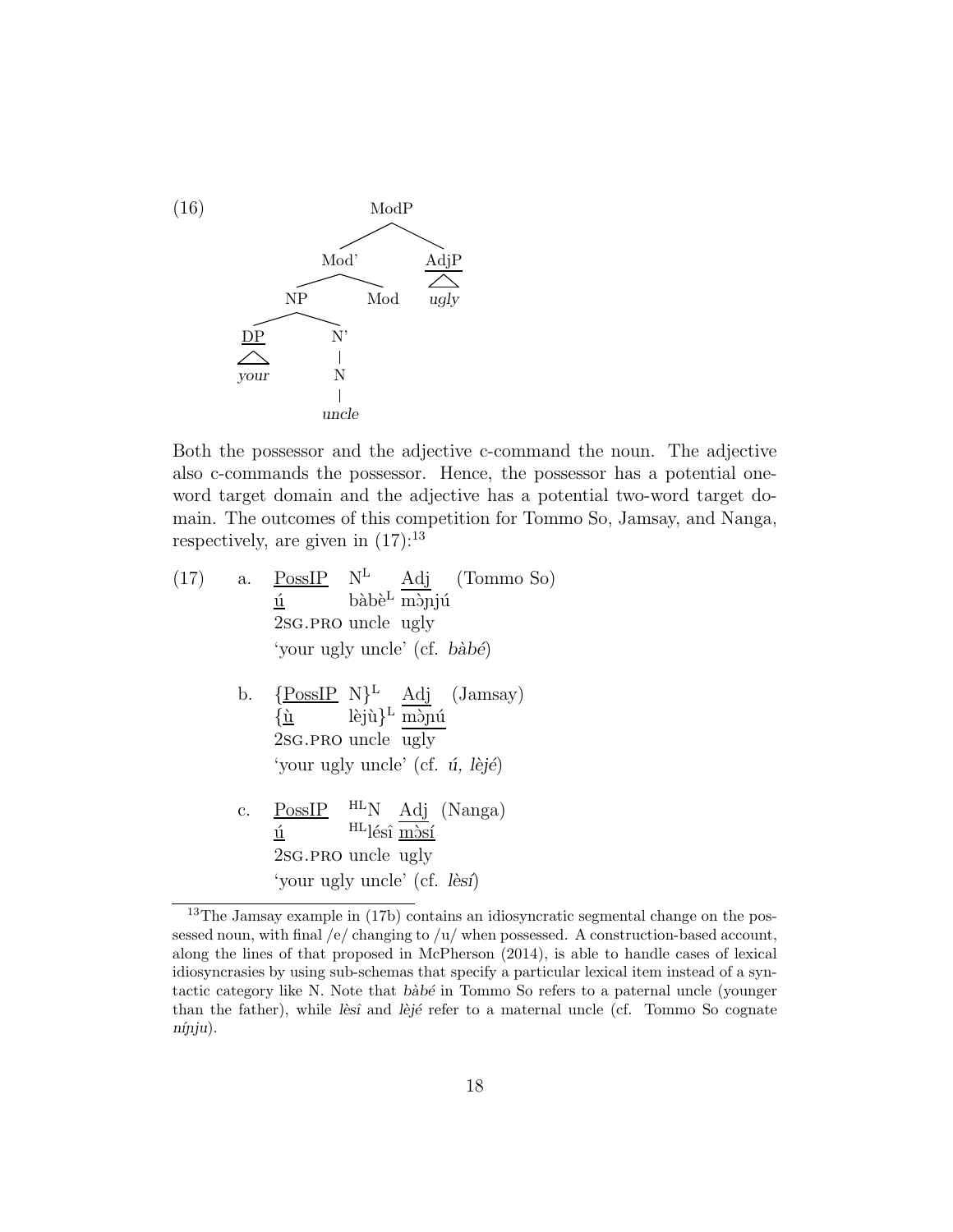(16)

```
              ModP
             /    \
          Mod'     AdjP
         /    \      |
       NP     Mod   ugly
      /  \
    DP    N'
    |     |
   your   N
          |
        uncle
```

Both the possessor and the adjective c-command the noun. The adjective also c-commands the possessor. Hence, the possessor has a potential one-word target domain and the adjective has a potential two-word target domain. The outcomes of this competition for Tommo So, Jamsay, and Nanga, respectively, are given in (17):[13]

(17)

a. PossIP N^L Adj (Tommo So)
   ú bàbè^L mɔ̀ɲjú
   2SG.PRO uncle ugly
   'your ugly uncle' (cf. *bàbé*)

b. {PossIP N}^L Adj (Jamsay)
   {ù lèjù}^L mɔ̀ɲú
   2SG.PRO uncle ugly
   'your ugly uncle' (cf. *ú, lèjé*)

c. PossIP ^HL N Adj (Nanga)
   ú ^HL lésî mɔ̀sí
   2SG.PRO uncle ugly
   'your ugly uncle' (cf. *lèsí*)

---

[13] The Jamsay example in (17b) contains an idiosyncratic segmental change on the possessed noun, with final /e/ changing to /u/ when possessed. A construction-based account, along the lines of that proposed in McPherson (2014), is able to handle cases of lexical idiosyncrasies by using sub-schemas that specify a particular lexical item instead of a syntactic category like N. Note that *bàbé* in Tommo So refers to a paternal uncle (younger than the father), while *lèsî* and *lèjé* refer to a maternal uncle (cf. Tommo So cognate *níɲju*).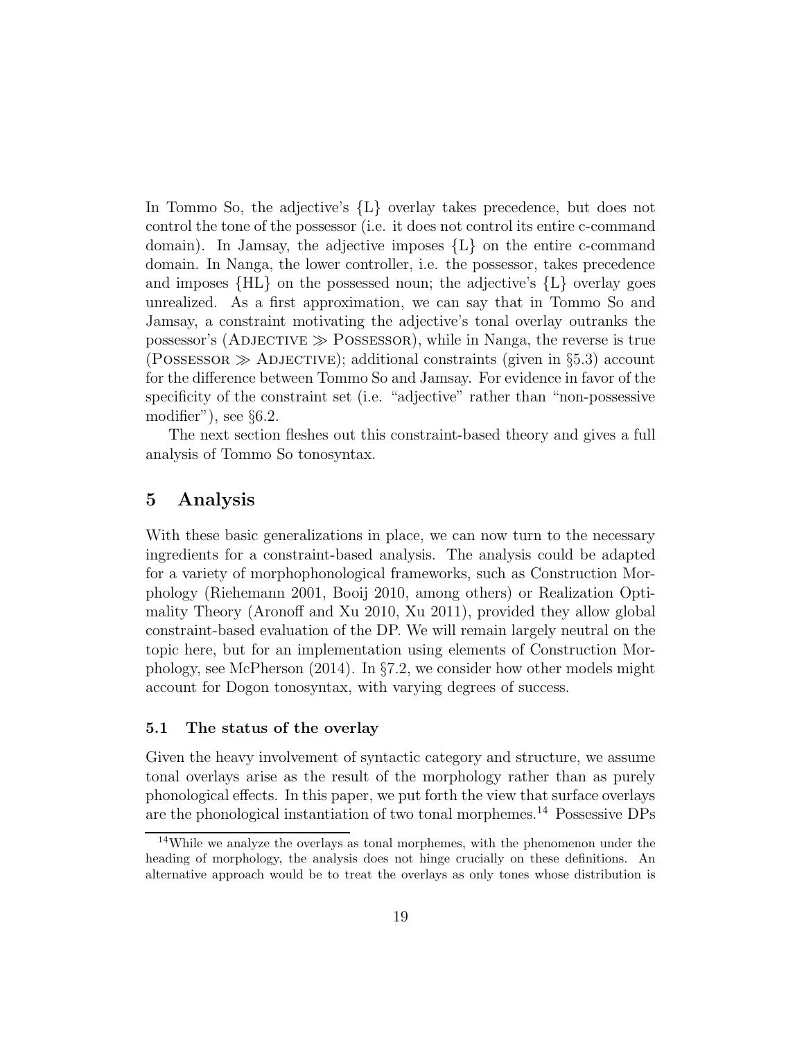In Tommo So, the adjective's {L} overlay takes precedence, but does not control the tone of the possessor (i.e. it does not control its entire c-command domain). In Jamsay, the adjective imposes {L} on the entire c-command domain. In Nanga, the lower controller, i.e. the possessor, takes precedence and imposes {HL} on the possessed noun; the adjective's {L} overlay goes unrealized. As a first approximation, we can say that in Tommo So and Jamsay, a constraint motivating the adjective's tonal overlay outranks the possessor's (Adjective $\gg$ Possessor), while in Nanga, the reverse is true (Possessor $\gg$ Adjective); additional constraints (given in §5.3) account for the difference between Tommo So and Jamsay. For evidence in favor of the specificity of the constraint set (i.e. "adjective" rather than "non-possessive modifier"), see §6.2.

The next section fleshes out this constraint-based theory and gives a full analysis of Tommo So tonosyntax.

# 5 Analysis

With these basic generalizations in place, we can now turn to the necessary ingredients for a constraint-based analysis. The analysis could be adapted for a variety of morphophonological frameworks, such as Construction Morphology (Riehemann 2001, Booij 2010, among others) or Realization Optimality Theory (Aronoff and Xu 2010, Xu 2011), provided they allow global constraint-based evaluation of the DP. We will remain largely neutral on the topic here, but for an implementation using elements of Construction Morphology, see McPherson (2014). In §7.2, we consider how other models might account for Dogon tonosyntax, with varying degrees of success.

## 5.1 The status of the overlay

Given the heavy involvement of syntactic category and structure, we assume tonal overlays arise as the result of the morphology rather than as purely phonological effects. In this paper, we put forth the view that surface overlays are the phonological instantiation of two tonal morphemes.[14] Possessive DPs

[14]While we analyze the overlays as tonal morphemes, with the phenomenon under the heading of morphology, the analysis does not hinge crucially on these definitions. An alternative approach would be to treat the overlays as only tones whose distribution is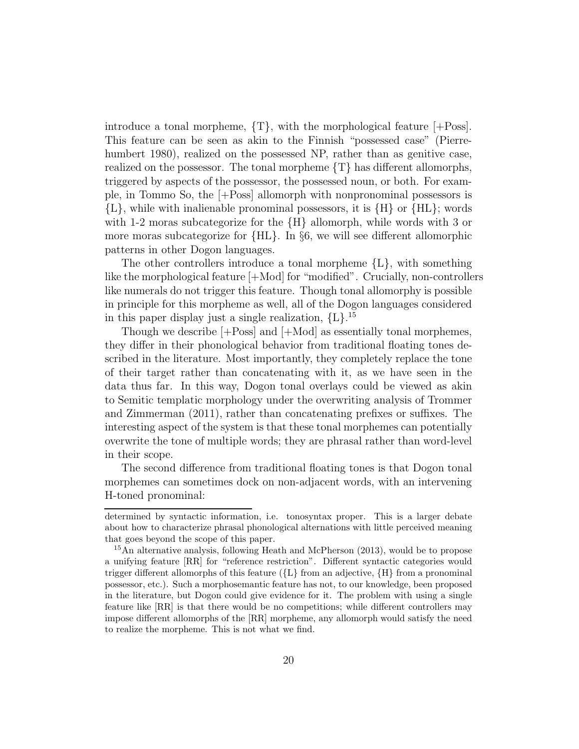introduce a tonal morpheme, {T}, with the morphological feature [+Poss]. This feature can be seen as akin to the Finnish "possessed case" (Pierrehumbert 1980), realized on the possessed NP, rather than as genitive case, realized on the possessor. The tonal morpheme {T} has different allomorphs, triggered by aspects of the possessor, the possessed noun, or both. For example, in Tommo So, the [+Poss] allomorph with nonpronominal possessors is {L}, while with inalienable pronominal possessors, it is {H} or {HL}; words with 1-2 moras subcategorize for the {H} allomorph, while words with 3 or more moras subcategorize for {HL}. In §6, we will see different allomorphic patterns in other Dogon languages.

The other controllers introduce a tonal morpheme {L}, with something like the morphological feature [+Mod] for "modified". Crucially, non-controllers like numerals do not trigger this feature. Though tonal allomorphy is possible in principle for this morpheme as well, all of the Dogon languages considered in this paper display just a single realization, {L}.[15]

Though we describe [+Poss] and [+Mod] as essentially tonal morphemes, they differ in their phonological behavior from traditional floating tones described in the literature. Most importantly, they completely replace the tone of their target rather than concatenating with it, as we have seen in the data thus far. In this way, Dogon tonal overlays could be viewed as akin to Semitic templatic morphology under the overwriting analysis of Trommer and Zimmerman (2011), rather than concatenating prefixes or suffixes. The interesting aspect of the system is that these tonal morphemes can potentially overwrite the tone of multiple words; they are phrasal rather than word-level in their scope.

The second difference from traditional floating tones is that Dogon tonal morphemes can sometimes dock on non-adjacent words, with an intervening H-toned pronominal:

---

determined by syntactic information, i.e. tonosyntax proper. This is a larger debate about how to characterize phrasal phonological alternations with little perceived meaning that goes beyond the scope of this paper.

[15] An alternative analysis, following Heath and McPherson (2013), would be to propose a unifying feature [RR] for "reference restriction". Different syntactic categories would trigger different allomorphs of this feature ({L} from an adjective, {H} from a pronominal possessor, etc.). Such a morphosemantic feature has not, to our knowledge, been proposed in the literature, but Dogon could give evidence for it. The problem with using a single feature like [RR] is that there would be no competitions; while different controllers may impose different allomorphs of the [RR] morpheme, any allomorph would satisfy the need to realize the morpheme. This is not what we find.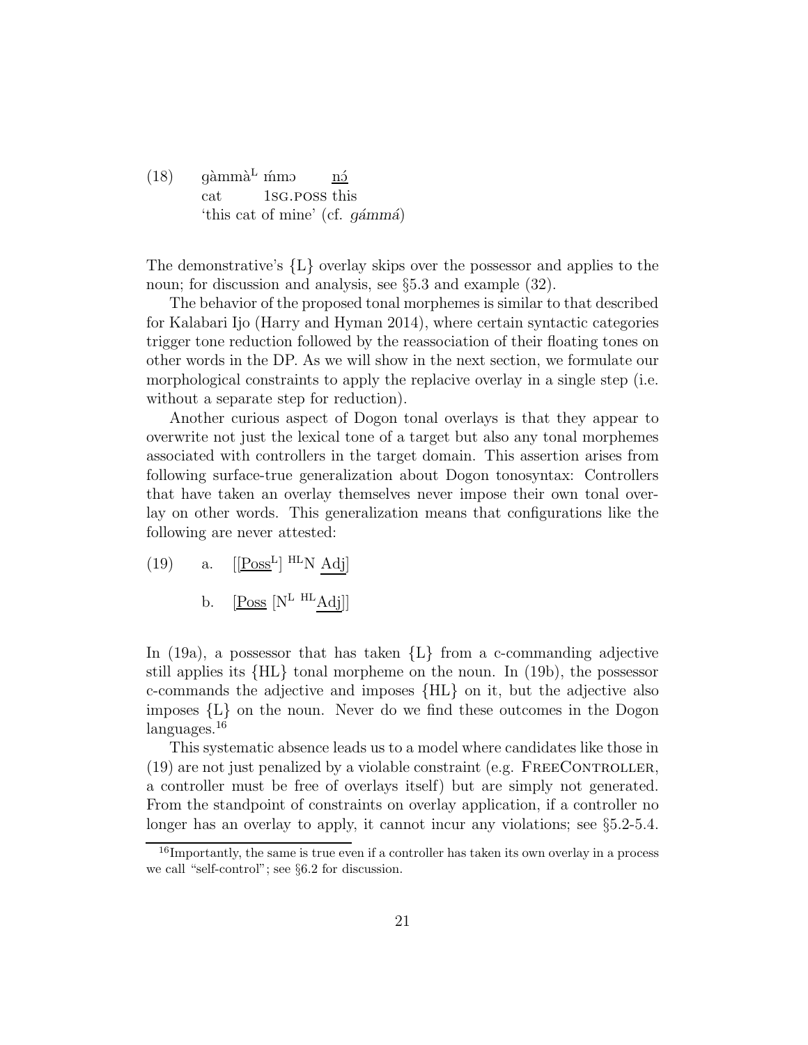(18) gàmmà$^{L}$ ḿmɔ <u>nɔ́</u>
cat 1SG.POSS this
'this cat of mine' (cf. *gámmá*)

The demonstrative's {L} overlay skips over the possessor and applies to the noun; for discussion and analysis, see §5.3 and example (32).

The behavior of the proposed tonal morphemes is similar to that described for Kalabari Ijo (Harry and Hyman 2014), where certain syntactic categories trigger tone reduction followed by the reassociation of their floating tones on other words in the DP. As we will show in the next section, we formulate our morphological constraints to apply the replacive overlay in a single step (i.e. without a separate step for reduction).

Another curious aspect of Dogon tonal overlays is that they appear to overwrite not just the lexical tone of a target but also any tonal morphemes associated with controllers in the target domain. This assertion arises from following surface-true generalization about Dogon tonosyntax: Controllers that have taken an overlay themselves never impose their own tonal overlay on other words. This generalization means that configurations like the following are never attested:

(19) a. [[<u>Poss</u>$^{L}$] $^{HL}$N <u>Adj</u>]

b. [<u>Poss</u> [N$^{L}$ $^{HL}$<u>Adj</u>]]

In (19a), a possessor that has taken {L} from a c-commanding adjective still applies its {HL} tonal morpheme on the noun. In (19b), the possessor c-commands the adjective and imposes {HL} on it, but the adjective also imposes {L} on the noun. Never do we find these outcomes in the Dogon languages.[16]

This systematic absence leads us to a model where candidates like those in (19) are not just penalized by a violable constraint (e.g. FREECONTROLLER, a controller must be free of overlays itself) but are simply not generated. From the standpoint of constraints on overlay application, if a controller no longer has an overlay to apply, it cannot incur any violations; see §5.2-5.4.

[16] Importantly, the same is true even if a controller has taken its own overlay in a process we call "self-control"; see §6.2 for discussion.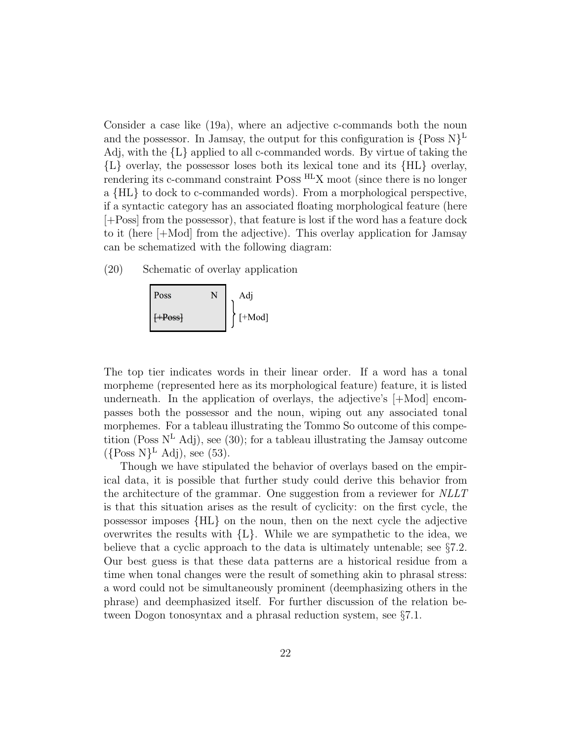Consider a case like (19a), where an adjective c-commands both the noun and the possessor. In Jamsay, the output for this configuration is $\{\text{Poss N}\}^{\text{L}}$ Adj, with the {L} applied to all c-commanded words. By virtue of taking the {L} overlay, the possessor loses both its lexical tone and its {HL} overlay, rendering its c-command constraint Poss $^{\text{HL}}$X moot (since there is no longer a {HL} to dock to c-commanded words). From a morphological perspective, if a syntactic category has an associated floating morphological feature (here [+Poss] from the possessor), that feature is lost if the word has a feature dock to it (here [+Mod] from the adjective). This overlay application for Jamsay can be schematized with the following diagram:

(20) Schematic of overlay application

| Poss | N | Adj |
|---|---|---|
| ~~[+Poss]~~ | | [+Mod] |

The top tier indicates words in their linear order. If a word has a tonal morpheme (represented here as its morphological feature) feature, it is listed underneath. In the application of overlays, the adjective's [+Mod] encompasses both the possessor and the noun, wiping out any associated tonal morphemes. For a tableau illustrating the Tommo So outcome of this competition (Poss $\text{N}^{\text{L}}$ Adj), see (30); for a tableau illustrating the Jamsay outcome ($\{\text{Poss N}\}^{\text{L}}$ Adj), see (53).

Though we have stipulated the behavior of overlays based on the empirical data, it is possible that further study could derive this behavior from the architecture of the grammar. One suggestion from a reviewer for *NLLT* is that this situation arises as the result of cyclicity: on the first cycle, the possessor imposes {HL} on the noun, then on the next cycle the adjective overwrites the results with {L}. While we are sympathetic to the idea, we believe that a cyclic approach to the data is ultimately untenable; see §7.2. Our best guess is that these data patterns are a historical residue from a time when tonal changes were the result of something akin to phrasal stress: a word could not be simultaneously prominent (deemphasizing others in the phrase) and deemphasized itself. For further discussion of the relation between Dogon tonosyntax and a phrasal reduction system, see §7.1.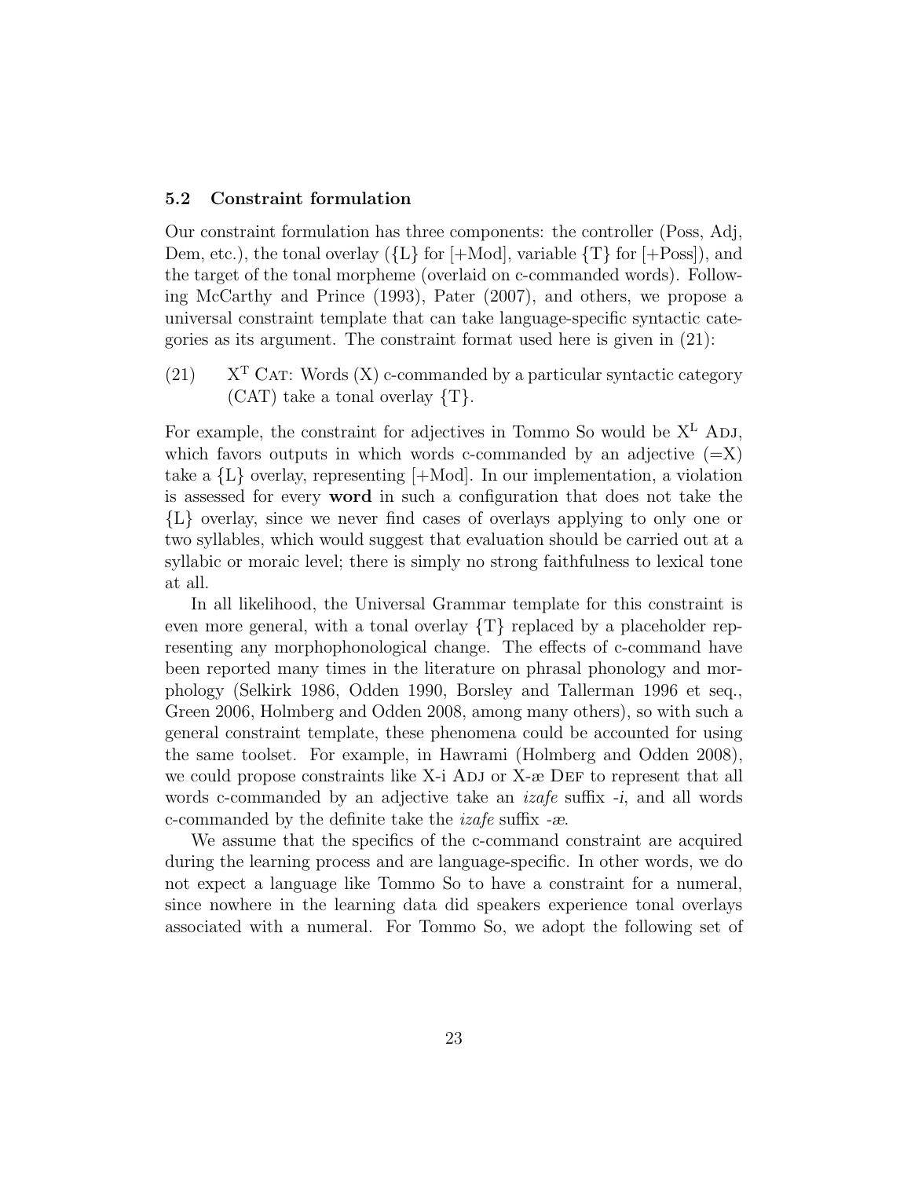### 5.2 Constraint formulation

Our constraint formulation has three components: the controller (Poss, Adj, Dem, etc.), the tonal overlay ({L} for [+Mod], variable {T} for [+Poss]), and the target of the tonal morpheme (overlaid on c-commanded words). Following McCarthy and Prince (1993), Pater (2007), and others, we propose a universal constraint template that can take language-specific syntactic categories as its argument. The constraint format used here is given in (21):

(21) $X^T$ CAT: Words (X) c-commanded by a particular syntactic category (CAT) take a tonal overlay {T}.

For example, the constraint for adjectives in Tommo So would be $X^L$ ADJ, which favors outputs in which words c-commanded by an adjective (=X) take a {L} overlay, representing [+Mod]. In our implementation, a violation is assessed for every **word** in such a configuration that does not take the {L} overlay, since we never find cases of overlays applying to only one or two syllables, which would suggest that evaluation should be carried out at a syllabic or moraic level; there is simply no strong faithfulness to lexical tone at all.

In all likelihood, the Universal Grammar template for this constraint is even more general, with a tonal overlay {T} replaced by a placeholder representing any morphophonological change. The effects of c-command have been reported many times in the literature on phrasal phonology and morphology (Selkirk 1986, Odden 1990, Borsley and Tallerman 1996 et seq., Green 2006, Holmberg and Odden 2008, among many others), so with such a general constraint template, these phenomena could be accounted for using the same toolset. For example, in Hawrami (Holmberg and Odden 2008), we could propose constraints like X-i ADJ or X-æ DEF to represent that all words c-commanded by an adjective take an *izafe* suffix *-i*, and all words c-commanded by the definite take the *izafe* suffix *-æ*.

We assume that the specifics of the c-command constraint are acquired during the learning process and are language-specific. In other words, we do not expect a language like Tommo So to have a constraint for a numeral, since nowhere in the learning data did speakers experience tonal overlays associated with a numeral. For Tommo So, we adopt the following set of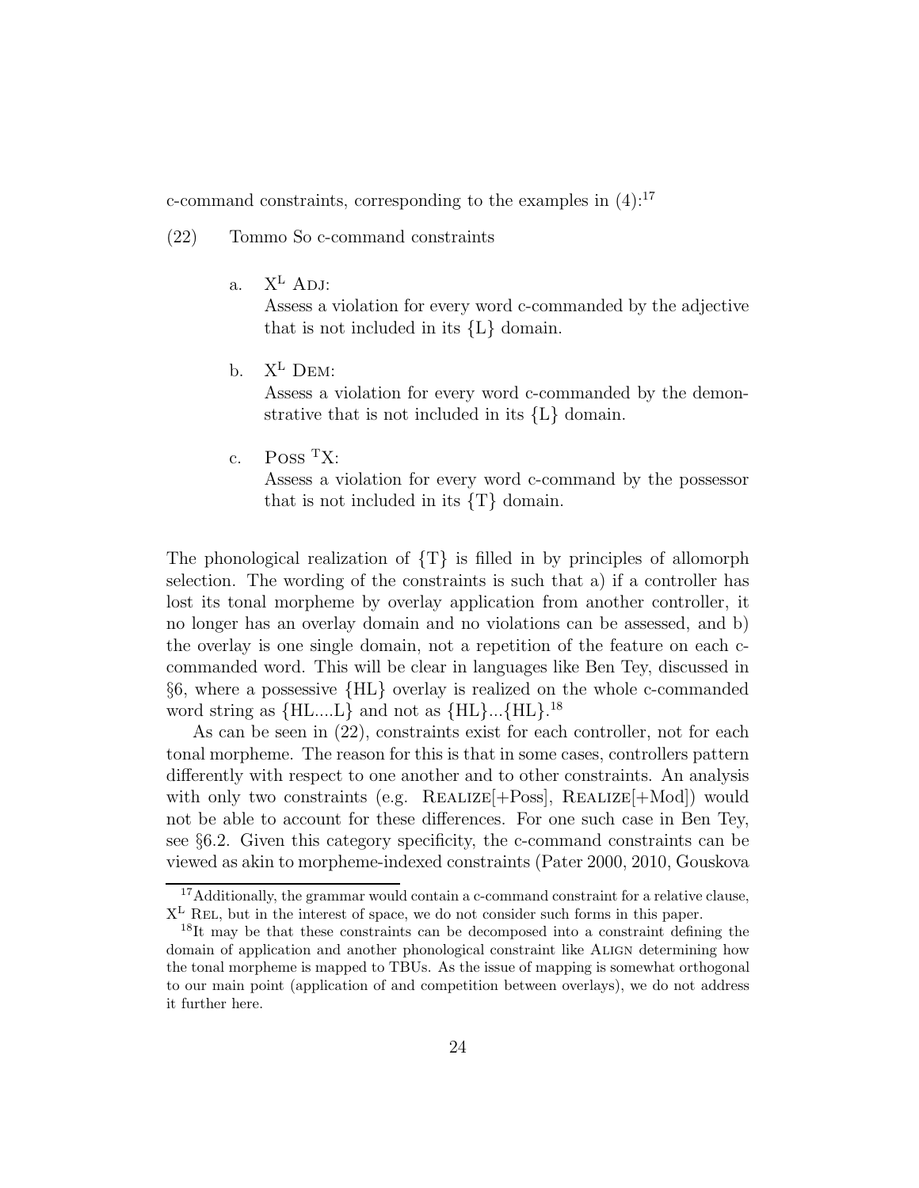c-command constraints, corresponding to the examples in (4):[17]

(22) Tommo So c-command constraints

a. X^L ADJ:
   Assess a violation for every word c-commanded by the adjective that is not included in its {L} domain.

b. X^L DEM:
   Assess a violation for every word c-commanded by the demonstrative that is not included in its {L} domain.

c. POSS ^T X:
   Assess a violation for every word c-command by the possessor that is not included in its {T} domain.

The phonological realization of {T} is filled in by principles of allomorph selection. The wording of the constraints is such that a) if a controller has lost its tonal morpheme by overlay application from another controller, it no longer has an overlay domain and no violations can be assessed, and b) the overlay is one single domain, not a repetition of the feature on each c-commanded word. This will be clear in languages like Ben Tey, discussed in §6, where a possessive {HL} overlay is realized on the whole c-commanded word string as {HL....L} and not as {HL}...{HL}.[18]

As can be seen in (22), constraints exist for each controller, not for each tonal morpheme. The reason for this is that in some cases, controllers pattern differently with respect to one another and to other constraints. An analysis with only two constraints (e.g. REALIZE[+Poss], REALIZE[+Mod]) would not be able to account for these differences. For one such case in Ben Tey, see §6.2. Given this category specificity, the c-command constraints can be viewed as akin to morpheme-indexed constraints (Pater 2000, 2010, Gouskova

---

[17] Additionally, the grammar would contain a c-command constraint for a relative clause, X^L REL, but in the interest of space, we do not consider such forms in this paper.

[18] It may be that these constraints can be decomposed into a constraint defining the domain of application and another phonological constraint like ALIGN determining how the tonal morpheme is mapped to TBUs. As the issue of mapping is somewhat orthogonal to our main point (application of and competition between overlays), we do not address it further here.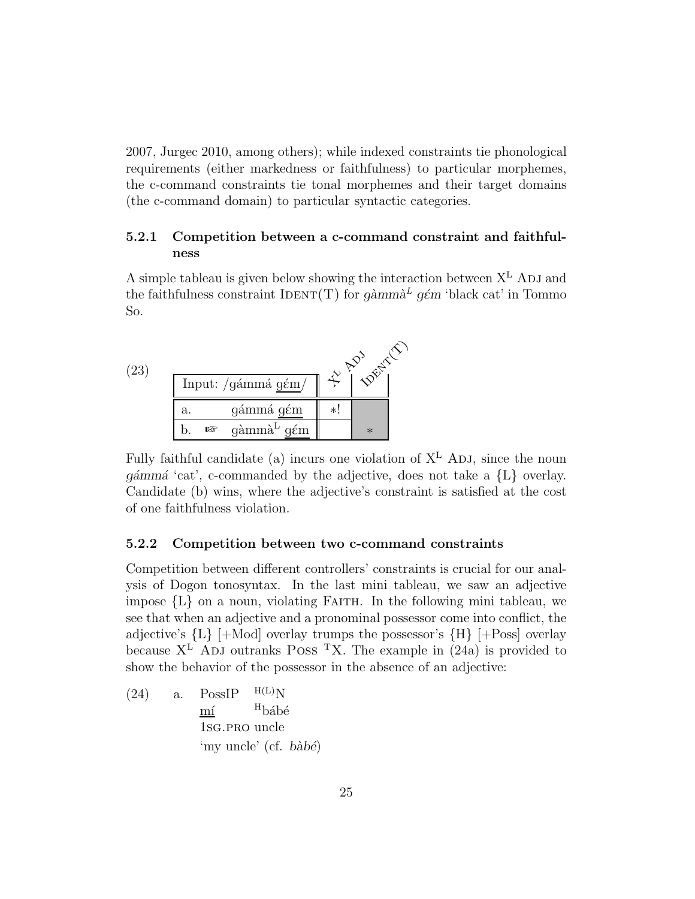2007, Jurgec 2010, among others); while indexed constraints tie phonological requirements (either markedness or faithfulness) to particular morphemes, the c-command constraints tie tonal morphemes and their target domains (the c-command domain) to particular syntactic categories.

### 5.2.1 Competition between a c-command constraint and faithfulness

A simple tableau is given below showing the interaction between $X^L$ ADJ and the faithfulness constraint IDENT(T) for *gàmmà$^L$ gέm* 'black cat' in Tommo So.

(23)

| Input: /gámmá gέm/ | $X^L$ ADJ | IDENT(T) |
|---|---|---|
| a. gámmá gέm | *! | |
| b. ☞ gàmmà$^L$ gέm | | * |

Fully faithful candidate (a) incurs one violation of $X^L$ ADJ, since the noun *gámmá* 'cat', c-commanded by the adjective, does not take a {L} overlay. Candidate (b) wins, where the adjective's constraint is satisfied at the cost of one faithfulness violation.

### 5.2.2 Competition between two c-command constraints

Competition between different controllers' constraints is crucial for our analysis of Dogon tonosyntax. In the last mini tableau, we saw an adjective impose {L} on a noun, violating FAITH. In the following mini tableau, we see that when an adjective and a pronominal possessor come into conflict, the adjective's {L} [+Mod] overlay trumps the possessor's {H} [+Poss] overlay because $X^L$ ADJ outranks POSS $^T$X. The example in (24a) is provided to show the behavior of the possessor in the absence of an adjective:

(24) a. PossIP $^{H(L)}$N
mí $^H$bábé
1SG.PRO uncle
'my uncle' (cf. *bàbé*)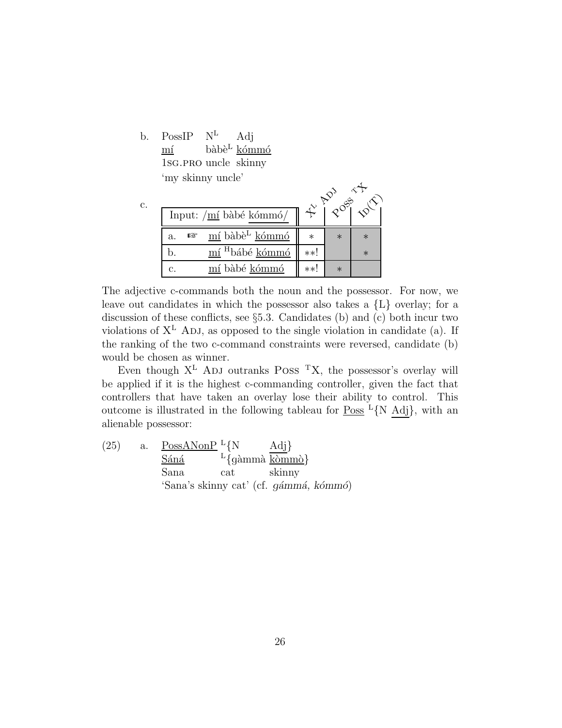b. PossIP $N^L$ Adj
   <u>mí</u> bàbè$^L$ <u>kómmó</u>
   1SG.PRO uncle skinny
   'my skinny uncle'

c.

| Input: /<u>mí</u> bàbé <u>kómmó</u>/ | $X^L$ ADJ | POSS $^T$X | ID(T) |
|---|---|---|---|
| a. ☞ <u>mí</u> bàbè$^L$ <u>kómmó</u> | * | * | * |
| b. <u>mí</u> $^H$bábé <u>kómmó</u> | **! | | * |
| c. <u>mí</u> bàbé <u>kómmó</u> | **! | * | |

The adjective c-commands both the noun and the possessor. For now, we leave out candidates in which the possessor also takes a {L} overlay; for a discussion of these conflicts, see §5.3. Candidates (b) and (c) both incur two violations of $X^L$ ADJ, as opposed to the single violation in candidate (a). If the ranking of the two c-command constraints were reversed, candidate (b) would be chosen as winner.

Even though $X^L$ ADJ outranks POSS $^T$X, the possessor's overlay will be applied if it is the highest c-commanding controller, given the fact that controllers that have taken an overlay lose their ability to control. This outcome is illustrated in the following tableau for <u>Poss</u> $^L${N <u>Adj</u>}, with an alienable possessor:

(25) a. <u>PossANonP</u> $^L${N <u>Adj</u>}
   <u>Sáná</u> $^L${gàmmà <u>kòmmò</u>}
   Sana cat skinny
   'Sana's skinny cat' (cf. *gámmá, kómmó*)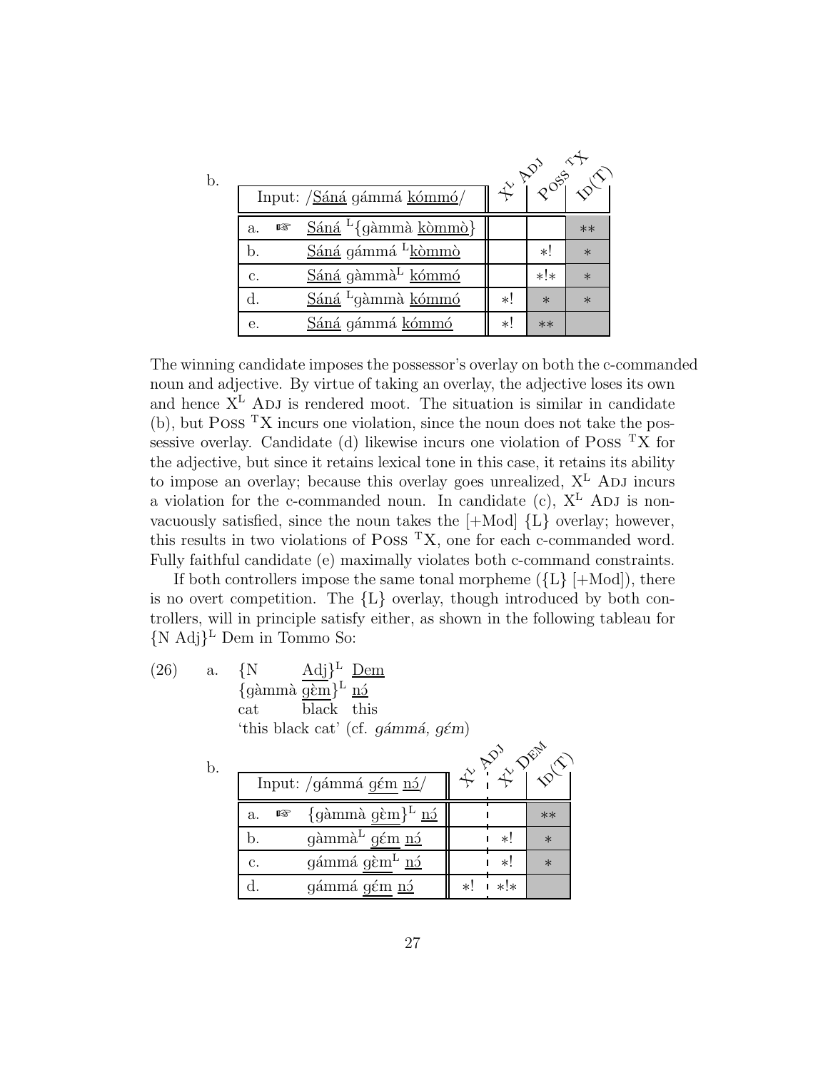b.

| Input: /<u>Sáná</u> gámmá <u>kómmó</u>/ | | $X^L$ Adj | Poss $^T$X | Id(T) |
|---|---|---|---|---|
| a. | ☞ <u>Sáná</u> $^L${gàmmà <u>kòmmò</u>} | | | ** |
| b. | <u>Sáná</u> gámmá $^L$<u>kòmmò</u> | | *! | * |
| c. | <u>Sáná</u> gàmmà$^L$ <u>kómmó</u> | | *!* | * |
| d. | <u>Sáná</u> $^L$gàmmà <u>kómmó</u> | *! | * | * |
| e. | <u>Sáná</u> gámmá <u>kómmó</u> | *! | ** | |

The winning candidate imposes the possessor's overlay on both the c-commanded noun and adjective. By virtue of taking an overlay, the adjective loses its own and hence $X^L$ Adj is rendered moot. The situation is similar in candidate (b), but Poss $^T$X incurs one violation, since the noun does not take the possessive overlay. Candidate (d) likewise incurs one violation of Poss $^T$X for the adjective, but since it retains lexical tone in this case, it retains its ability to impose an overlay; because this overlay goes unrealized, $X^L$ Adj incurs a violation for the c-commanded noun. In candidate (c), $X^L$ Adj is non-vacuously satisfied, since the noun takes the [+Mod] {L} overlay; however, this results in two violations of Poss $^T$X, one for each c-commanded word. Fully faithful candidate (e) maximally violates both c-command constraints.

If both controllers impose the same tonal morpheme ({L} [+Mod]), there is no overt competition. The {L} overlay, though introduced by both controllers, will in principle satisfy either, as shown in the following tableau for {N Adj}$^L$ Dem in Tommo So:

(26) a. {N <u>Adj</u>}$^L$ <u>Dem</u>
{gàmmà <u>gɛ̀m</u>}$^L$ <u>nɔ́</u>
cat black this
'this black cat' (cf. *gámmá, gɛ́m*)

b.

| Input: /gámmá <u>gɛ́m</u> <u>nɔ́</u>/ | | $X^L$ Adj | $X^L$ Dem | Id(T) |
|---|---|---|---|---|
| a. | ☞ {gàmmà <u>gɛ̀m</u>}$^L$ <u>nɔ́</u> | | | ** |
| b. | gàmmà$^L$ <u>gɛ́m</u> <u>nɔ́</u> | | *! | * |
| c. | gámmá <u>gɛ̀m</u>$^L$ <u>nɔ́</u> | | *! | * |
| d. | gámmá <u>gɛ́m</u> <u>nɔ́</u> | *! | *!* | |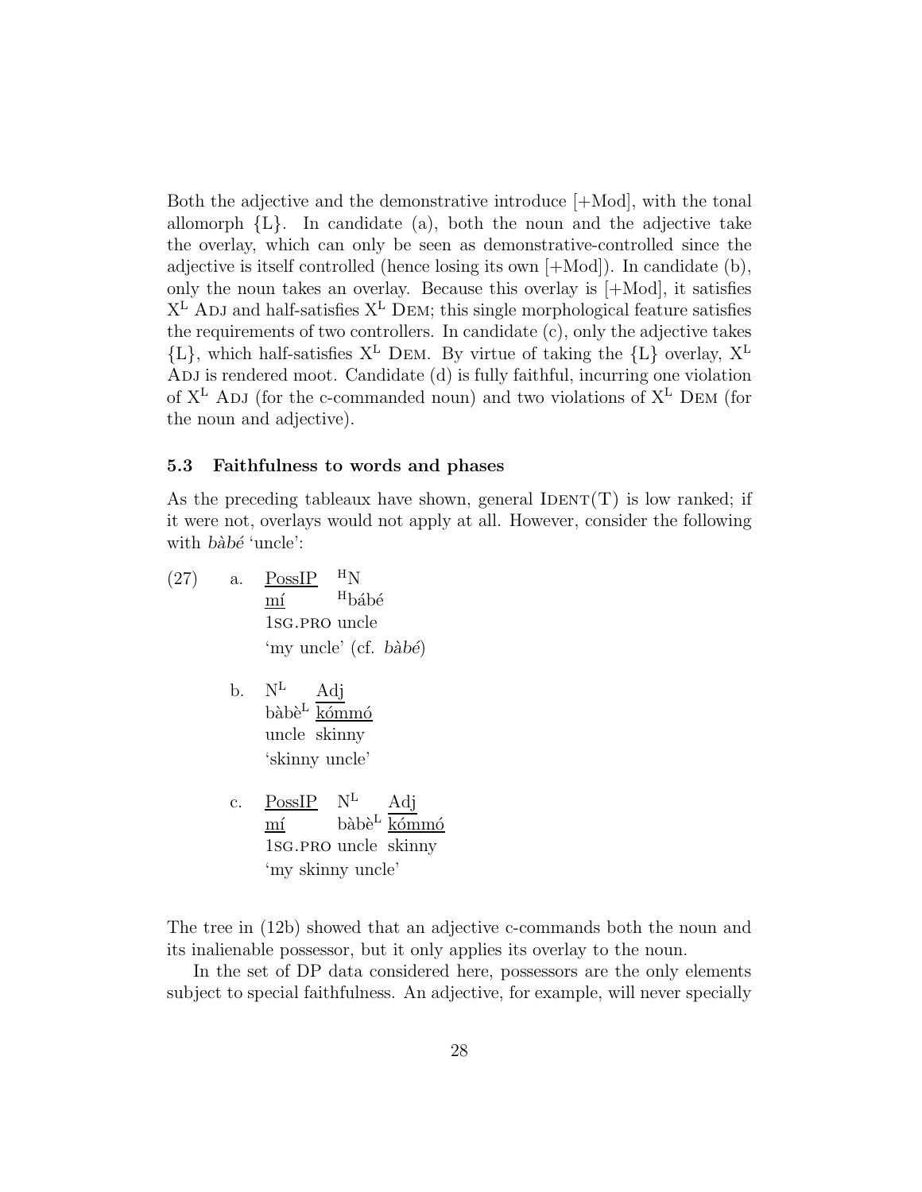Both the adjective and the demonstrative introduce [+Mod], with the tonal allomorph {L}. In candidate (a), both the noun and the adjective take the overlay, which can only be seen as demonstrative-controlled since the adjective is itself controlled (hence losing its own [+Mod]). In candidate (b), only the noun takes an overlay. Because this overlay is [+Mod], it satisfies $X^L$ ADJ and half-satisfies $X^L$ DEM; this single morphological feature satisfies the requirements of two controllers. In candidate (c), only the adjective takes {L}, which half-satisfies $X^L$ DEM. By virtue of taking the {L} overlay, $X^L$ ADJ is rendered moot. Candidate (d) is fully faithful, incurring one violation of $X^L$ ADJ (for the c-commanded noun) and two violations of $X^L$ DEM (for the noun and adjective).

### 5.3 Faithfulness to words and phases

As the preceding tableaux have shown, general IDENT(T) is low ranked; if it were not, overlays would not apply at all. However, consider the following with *bàbé* 'uncle':

(27)

a. PossIP $^{H}$N
   mí $^{H}$bábé
   1SG.PRO uncle
   'my uncle' (cf. *bàbé*)

b. $N^L$ Adj
   bàbè$^L$ kómmó
   uncle skinny
   'skinny uncle'

c. PossIP $N^L$ Adj
   mí bàbè$^L$ kómmó
   1SG.PRO uncle skinny
   'my skinny uncle'

The tree in (12b) showed that an adjective c-commands both the noun and its inalienable possessor, but it only applies its overlay to the noun.

In the set of DP data considered here, possessors are the only elements subject to special faithfulness. An adjective, for example, will never specially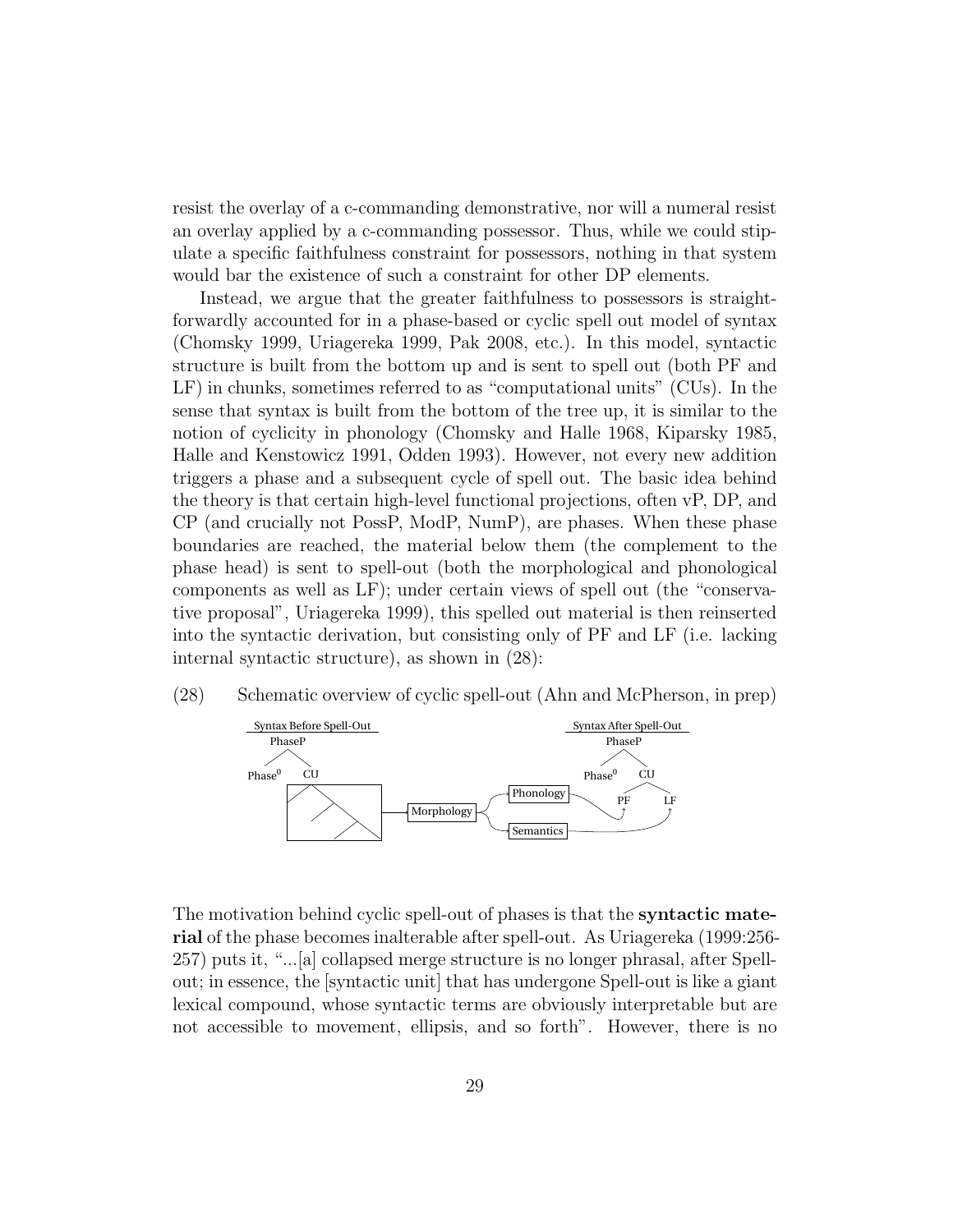resist the overlay of a c-commanding demonstrative, nor will a numeral resist an overlay applied by a c-commanding possessor. Thus, while we could stipulate a specific faithfulness constraint for possessors, nothing in that system would bar the existence of such a constraint for other DP elements.

Instead, we argue that the greater faithfulness to possessors is straightforwardly accounted for in a phase-based or cyclic spell out model of syntax (Chomsky 1999, Uriagereka 1999, Pak 2008, etc.). In this model, syntactic structure is built from the bottom up and is sent to spell out (both PF and LF) in chunks, sometimes referred to as "computational units" (CUs). In the sense that syntax is built from the bottom of the tree up, it is similar to the notion of cyclicity in phonology (Chomsky and Halle 1968, Kiparsky 1985, Halle and Kenstowicz 1991, Odden 1993). However, not every new addition triggers a phase and a subsequent cycle of spell out. The basic idea behind the theory is that certain high-level functional projections, often vP, DP, and CP (and crucially not PossP, ModP, NumP), are phases. When these phase boundaries are reached, the material below them (the complement to the phase head) is sent to spell-out (both the morphological and phonological components as well as LF); under certain views of spell out (the "conservative proposal", Uriagereka 1999), this spelled out material is then reinserted into the syntactic derivation, but consisting only of PF and LF (i.e. lacking internal syntactic structure), as shown in (28):

(28) Schematic overview of cyclic spell-out (Ahn and McPherson, in prep)

Syntax Before Spell-Out: PhaseP → Phase$^0$, CU → Morphology → Phonology / Semantics → Syntax After Spell-Out: PhaseP → Phase$^0$, CU → PF, LF

The motivation behind cyclic spell-out of phases is that the **syntactic material** of the phase becomes inalterable after spell-out. As Uriagereka (1999:256-257) puts it, "...[a] collapsed merge structure is no longer phrasal, after Spell-out; in essence, the [syntactic unit] that has undergone Spell-out is like a giant lexical compound, whose syntactic terms are obviously interpretable but are not accessible to movement, ellipsis, and so forth". However, there is no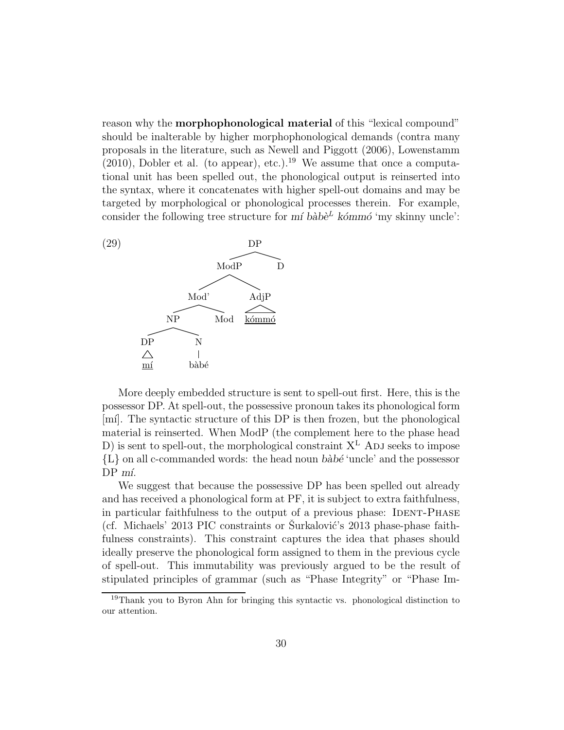reason why the **morphophonological material** of this "lexical compound" should be inalterable by higher morphophonological demands (contra many proposals in the literature, such as Newell and Piggott (2006), Lowenstamm (2010), Dobler et al. (to appear), etc.).[19] We assume that once a computational unit has been spelled out, the phonological output is reinserted into the syntax, where it concatenates with higher spell-out domains and may be targeted by morphological or phonological processes therein. For example, consider the following tree structure for *mí bàbè$^{L}$ kómmó* 'my skinny uncle':

(29)

```
                    DP
                   /  \
               ModP    D
              /    \
          Mod'      AdjP
         /    \       △
       NP      Mod   kómmó
      /  \
    DP    N
    △     |
    mí   bàbé
```

More deeply embedded structure is sent to spell-out first. Here, this is the possessor DP. At spell-out, the possessive pronoun takes its phonological form [mí]. The syntactic structure of this DP is then frozen, but the phonological material is reinserted. When ModP (the complement here to the phase head D) is sent to spell-out, the morphological constraint X$^{L}$ ADJ seeks to impose {L} on all c-commanded words: the head noun *bàbé* 'uncle' and the possessor DP *mí*.

We suggest that because the possessive DP has been spelled out already and has received a phonological form at PF, it is subject to extra faithfulness, in particular faithfulness to the output of a previous phase: IDENT-PHASE (cf. Michaels' 2013 PIC constraints or Šurkalović's 2013 phase-phase faithfulness constraints). This constraint captures the idea that phases should ideally preserve the phonological form assigned to them in the previous cycle of spell-out. This immutability was previously argued to be the result of stipulated principles of grammar (such as "Phase Integrity" or "Phase Im-

[19] Thank you to Byron Ahn for bringing this syntactic vs. phonological distinction to our attention.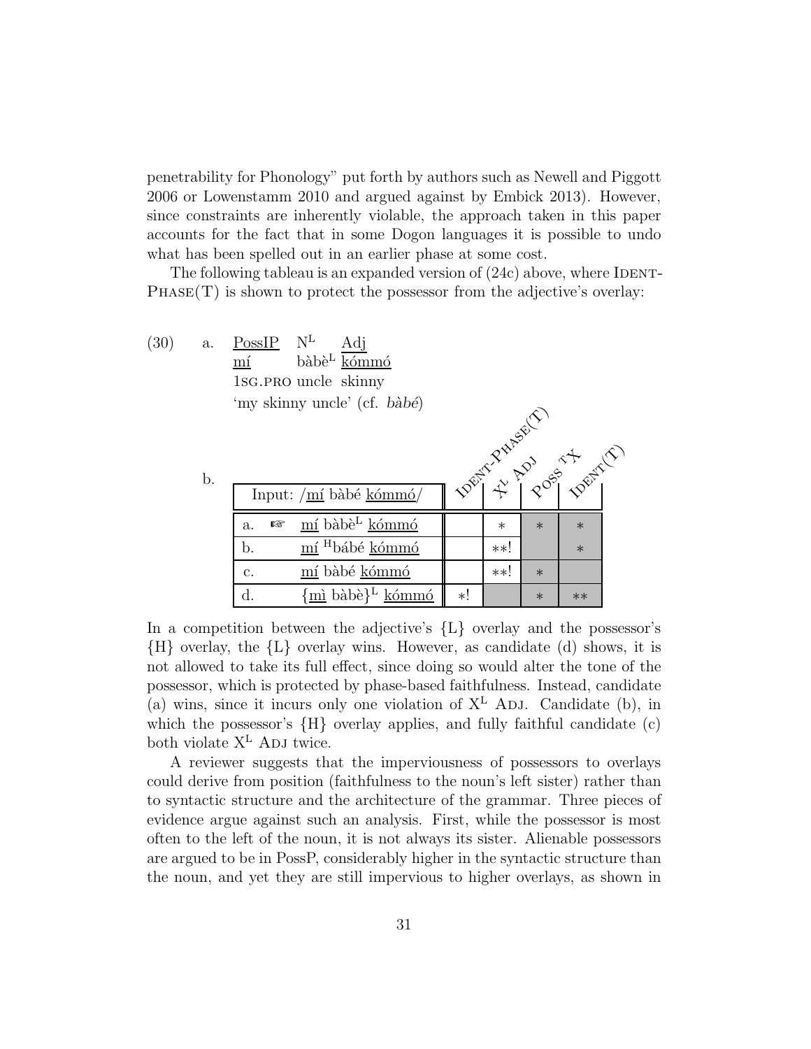penetrability for Phonology" put forth by authors such as Newell and Piggott 2006 or Lowenstamm 2010 and argued against by Embick 2013). However, since constraints are inherently violable, the approach taken in this paper accounts for the fact that in some Dogon languages it is possible to undo what has been spelled out in an earlier phase at some cost.

The following tableau is an expanded version of (24c) above, where Ident-Phase(T) is shown to protect the possessor from the adjective's overlay:

(30) a. PossIP N[L] Adj
mí bàbè[L] kómmó
1sg.pro uncle skinny
'my skinny uncle' (cf. *bàbé*)

b.

| Input: /mí bàbé kómmó/ | Ident-Phase(T) | X[L] Adj | Poss [T]X | Ident(T) |
|---|---|---|---|---|
| a. ☞ mí bàbè[L] kómmó | | * | * | * |
| b. mí [H]bábé kómmó | | **! | | * |
| c. mí bàbé kómmó | | **! | * | |
| d. {mì bàbè}[L] kómmó | *! | | * | ** |

In a competition between the adjective's {L} overlay and the possessor's {H} overlay, the {L} overlay wins. However, as candidate (d) shows, it is not allowed to take its full effect, since doing so would alter the tone of the possessor, which is protected by phase-based faithfulness. Instead, candidate (a) wins, since it incurs only one violation of X[L] Adj. Candidate (b), in which the possessor's {H} overlay applies, and fully faithful candidate (c) both violate X[L] Adj twice.

A reviewer suggests that the imperviousness of possessors to overlays could derive from position (faithfulness to the noun's left sister) rather than to syntactic structure and the architecture of the grammar. Three pieces of evidence argue against such an analysis. First, while the possessor is most often to the left of the noun, it is not always its sister. Alienable possessors are argued to be in PossP, considerably higher in the syntactic structure than the noun, and yet they are still impervious to higher overlays, as shown in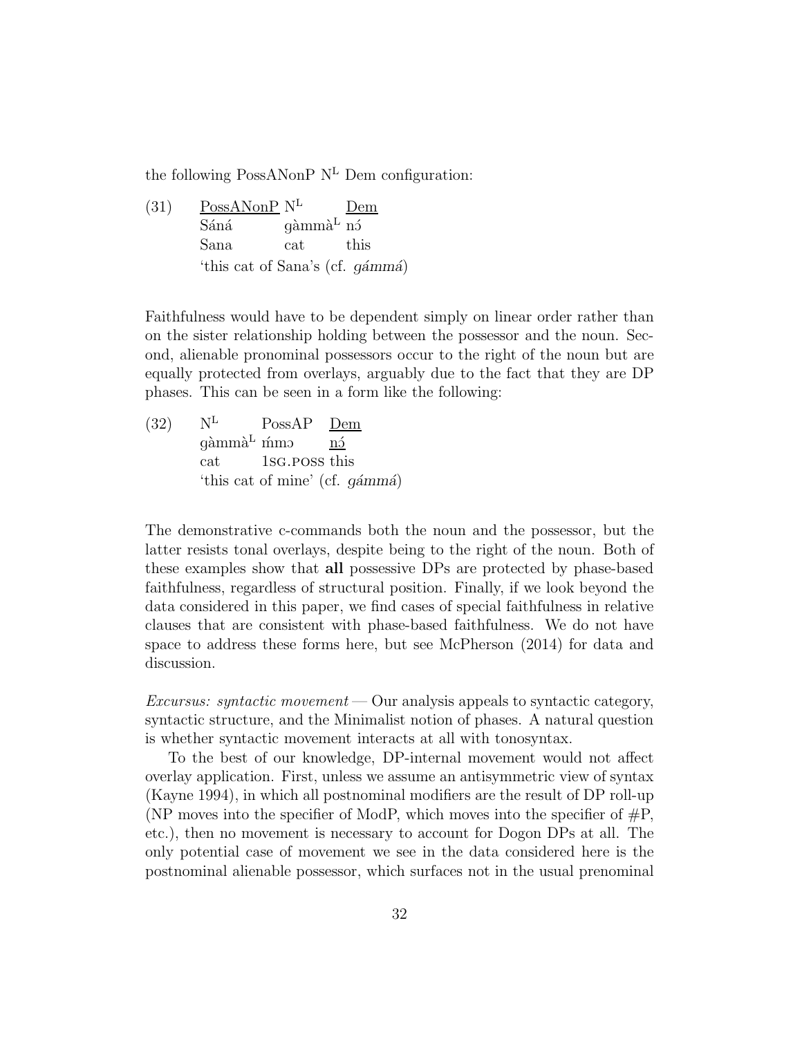the following PossANonP N$^{L}$ Dem configuration:

(31) <u>PossANonP</u> N$^{L}$ <u>Dem</u>
Sáná gàmmà$^{L}$ nɔ́
Sana cat this
'this cat of Sana's (cf. *gámmá*)

Faithfulness would have to be dependent simply on linear order rather than on the sister relationship holding between the possessor and the noun. Second, alienable pronominal possessors occur to the right of the noun but are equally protected from overlays, arguably due to the fact that they are DP phases. This can be seen in a form like the following:

(32) N$^{L}$ PossAP <u>Dem</u>
gàmmà$^{L}$ ḿmɔ <u>nɔ́</u>
cat 1SG.POSS this
'this cat of mine' (cf. *gámmá*)

The demonstrative c-commands both the noun and the possessor, but the latter resists tonal overlays, despite being to the right of the noun. Both of these examples show that **all** possessive DPs are protected by phase-based faithfulness, regardless of structural position. Finally, if we look beyond the data considered in this paper, we find cases of special faithfulness in relative clauses that are consistent with phase-based faithfulness. We do not have space to address these forms here, but see McPherson (2014) for data and discussion.

*Excursus: syntactic movement* — Our analysis appeals to syntactic category, syntactic structure, and the Minimalist notion of phases. A natural question is whether syntactic movement interacts at all with tonosyntax.

To the best of our knowledge, DP-internal movement would not affect overlay application. First, unless we assume an antisymmetric view of syntax (Kayne 1994), in which all postnominal modifiers are the result of DP roll-up (NP moves into the specifier of ModP, which moves into the specifier of #P, etc.), then no movement is necessary to account for Dogon DPs at all. The only potential case of movement we see in the data considered here is the postnominal alienable possessor, which surfaces not in the usual prenominal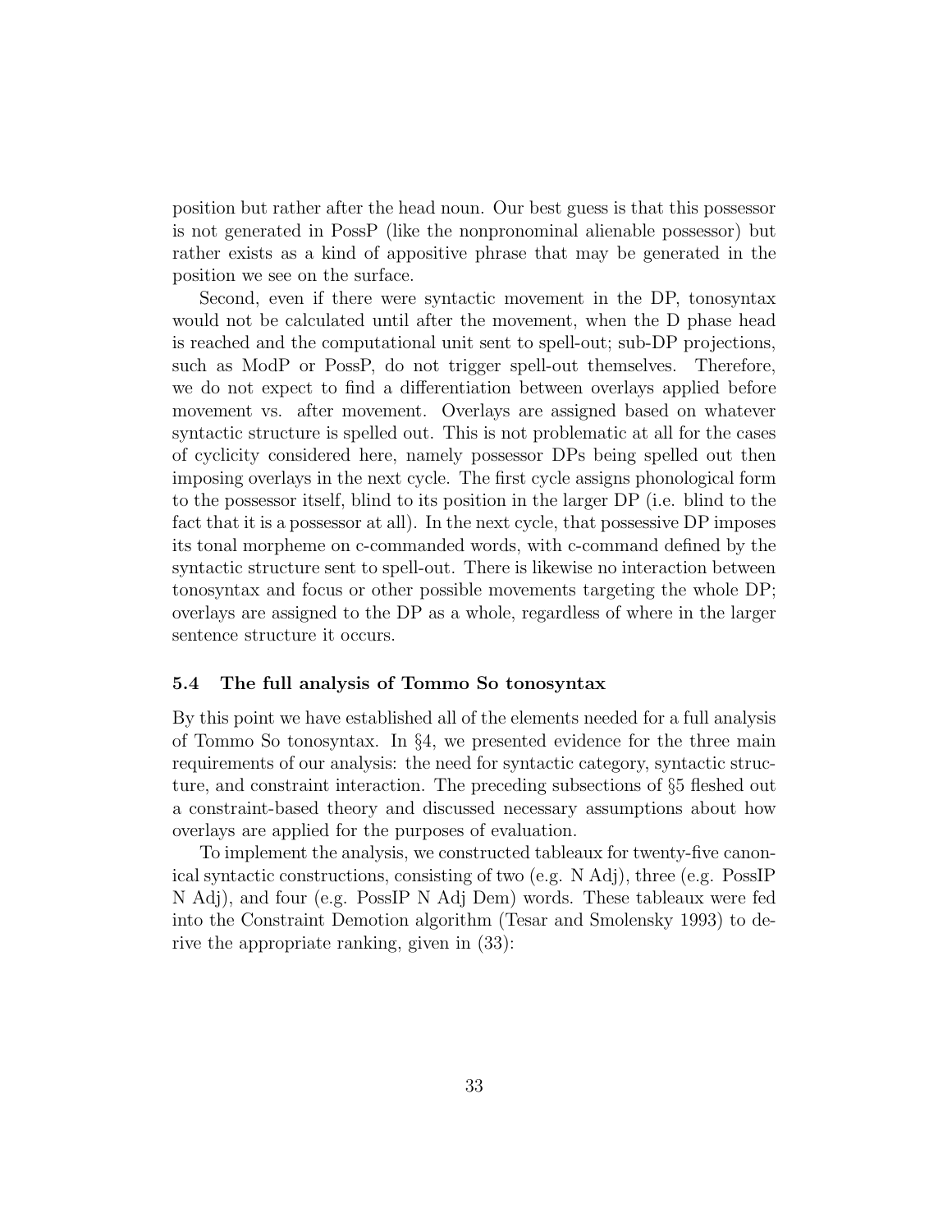position but rather after the head noun. Our best guess is that this possessor is not generated in PossP (like the nonpronominal alienable possessor) but rather exists as a kind of appositive phrase that may be generated in the position we see on the surface.

Second, even if there were syntactic movement in the DP, tonosyntax would not be calculated until after the movement, when the D phase head is reached and the computational unit sent to spell-out; sub-DP projections, such as ModP or PossP, do not trigger spell-out themselves. Therefore, we do not expect to find a differentiation between overlays applied before movement vs. after movement. Overlays are assigned based on whatever syntactic structure is spelled out. This is not problematic at all for the cases of cyclicity considered here, namely possessor DPs being spelled out then imposing overlays in the next cycle. The first cycle assigns phonological form to the possessor itself, blind to its position in the larger DP (i.e. blind to the fact that it is a possessor at all). In the next cycle, that possessive DP imposes its tonal morpheme on c-commanded words, with c-command defined by the syntactic structure sent to spell-out. There is likewise no interaction between tonosyntax and focus or other possible movements targeting the whole DP; overlays are assigned to the DP as a whole, regardless of where in the larger sentence structure it occurs.

### 5.4 The full analysis of Tommo So tonosyntax

By this point we have established all of the elements needed for a full analysis of Tommo So tonosyntax. In §4, we presented evidence for the three main requirements of our analysis: the need for syntactic category, syntactic structure, and constraint interaction. The preceding subsections of §5 fleshed out a constraint-based theory and discussed necessary assumptions about how overlays are applied for the purposes of evaluation.

To implement the analysis, we constructed tableaux for twenty-five canonical syntactic constructions, consisting of two (e.g. N Adj), three (e.g. PossIP N Adj), and four (e.g. PossIP N Adj Dem) words. These tableaux were fed into the Constraint Demotion algorithm (Tesar and Smolensky 1993) to derive the appropriate ranking, given in (33):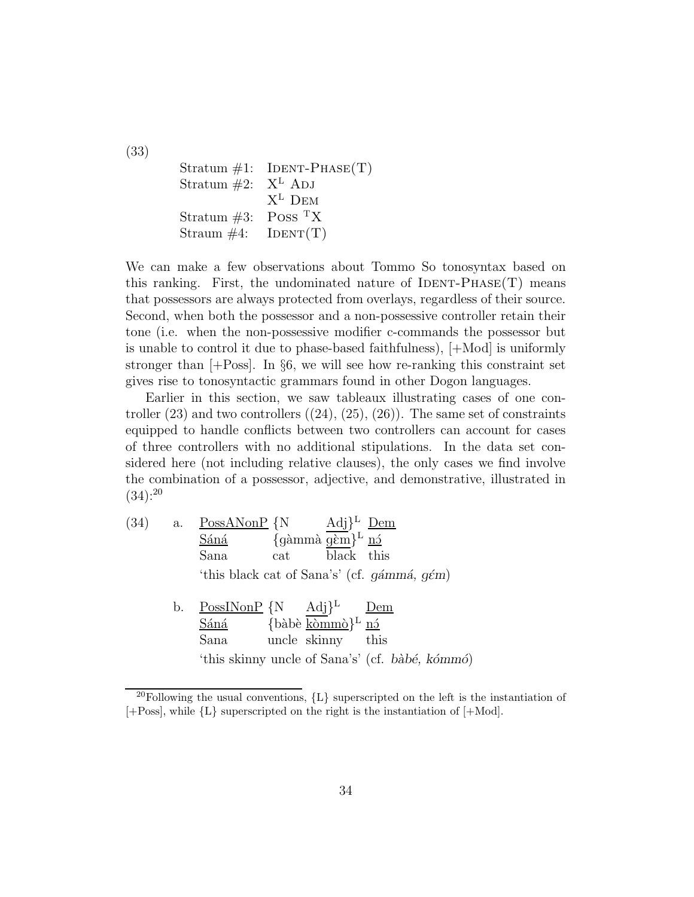(33)

| | |
|---|---|
| Stratum #1: | IDENT-PHASE(T) |
| Stratum #2: | $X^L$ ADJ |
| | $X^L$ DEM |
| Stratum #3: | POSS $^T X$ |
| Straum #4: | IDENT(T) |

We can make a few observations about Tommo So tonosyntax based on this ranking. First, the undominated nature of IDENT-PHASE(T) means that possessors are always protected from overlays, regardless of their source. Second, when both the possessor and a non-possessive controller retain their tone (i.e. when the non-possessive modifier c-commands the possessor but is unable to control it due to phase-based faithfulness), [+Mod] is uniformly stronger than [+Poss]. In §6, we will see how re-ranking this constraint set gives rise to tonosyntactic grammars found in other Dogon languages.

Earlier in this section, we saw tableaux illustrating cases of one controller (23) and two controllers ((24), (25), (26)). The same set of constraints equipped to handle conflicts between two controllers can account for cases of three controllers with no additional stipulations. In the data set considered here (not including relative clauses), the only cases we find involve the combination of a possessor, adjective, and demonstrative, illustrated in (34):[20]

(34)

a.

| PossANonP | {N | Adj}$^L$ | Dem |
|---|---|---|---|
| Sáná | {gàmmà | gɛ̀m}$^L$ | nɔ́ |
| Sana | cat | black | this |

'this black cat of Sana's' (cf. *gámmá, gɛ́m*)

b.

| PossINonP | {N | Adj}$^L$ | Dem |
|---|---|---|---|
| Sáná | {bàbè | kɔ̀mmɔ̀}$^L$ | nɔ́ |
| Sana | uncle | skinny | this |

'this skinny uncle of Sana's' (cf. *bàbé, kɔ́mmɔ́*)

---

[20] Following the usual conventions, {L} superscripted on the left is the instantiation of [+Poss], while {L} superscripted on the right is the instantiation of [+Mod].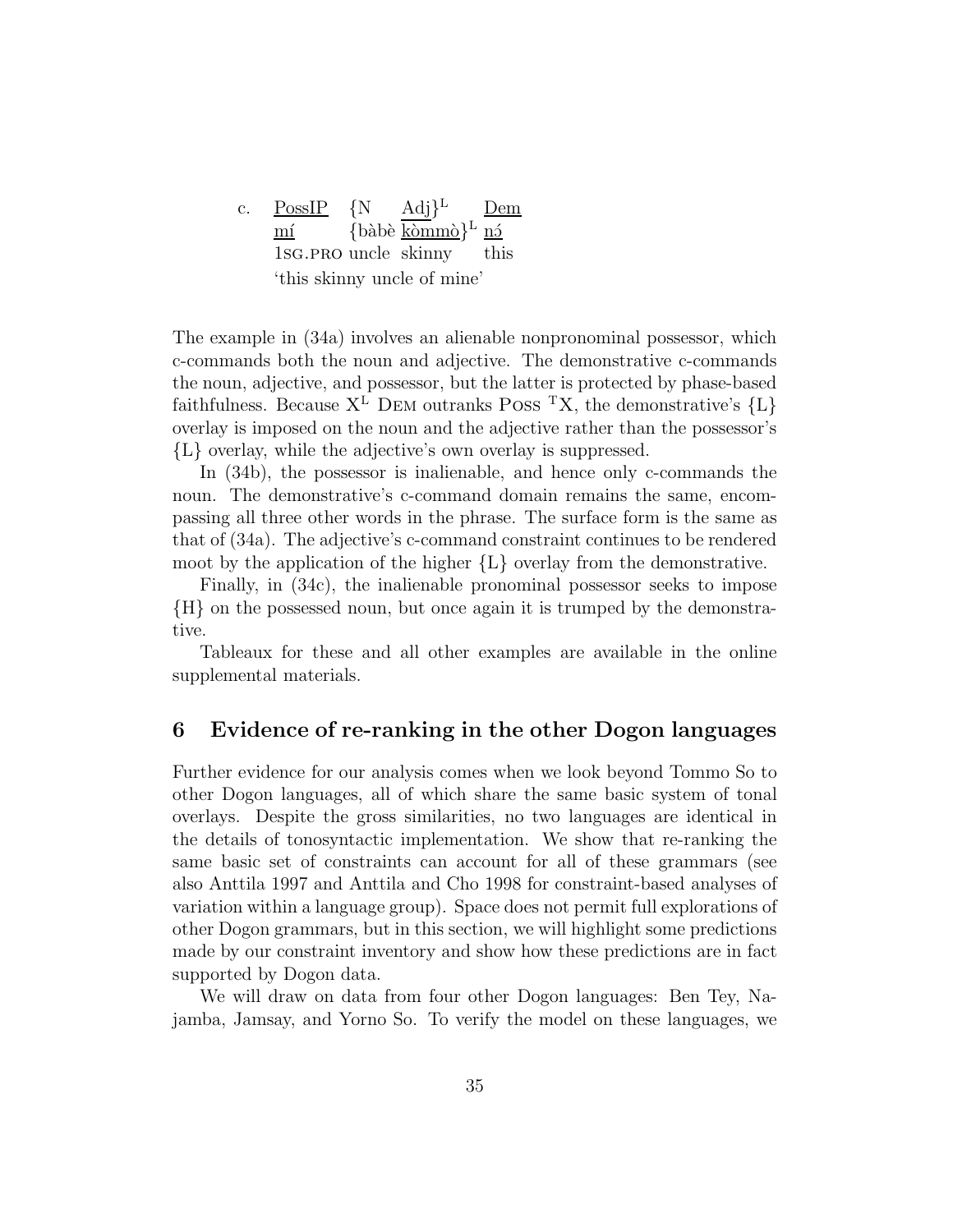c. <u>PossIP</u> {N <u>Adj</u>}$^{L}$ <u>Dem</u>
   <u>mí</u> {bàbè <u>k̀ɔ̀mmɔ̀</u>}$^{L}$ <u>nɔ́</u>
   1SG.PRO uncle skinny this
   'this skinny uncle of mine'

The example in (34a) involves an alienable nonpronominal possessor, which c-commands both the noun and adjective. The demonstrative c-commands the noun, adjective, and possessor, but the latter is protected by phase-based faithfulness. Because $X^{L}$ DEM outranks POSS $^{T}X$, the demonstrative's {L} overlay is imposed on the noun and the adjective rather than the possessor's {L} overlay, while the adjective's own overlay is suppressed.

In (34b), the possessor is inalienable, and hence only c-commands the noun. The demonstrative's c-command domain remains the same, encompassing all three other words in the phrase. The surface form is the same as that of (34a). The adjective's c-command constraint continues to be rendered moot by the application of the higher {L} overlay from the demonstrative.

Finally, in (34c), the inalienable pronominal possessor seeks to impose {H} on the possessed noun, but once again it is trumped by the demonstrative.

Tableaux for these and all other examples are available in the online supplemental materials.

## 6 Evidence of re-ranking in the other Dogon languages

Further evidence for our analysis comes when we look beyond Tommo So to other Dogon languages, all of which share the same basic system of tonal overlays. Despite the gross similarities, no two languages are identical in the details of tonosyntactic implementation. We show that re-ranking the same basic set of constraints can account for all of these grammars (see also Anttila 1997 and Anttila and Cho 1998 for constraint-based analyses of variation within a language group). Space does not permit full explorations of other Dogon grammars, but in this section, we will highlight some predictions made by our constraint inventory and show how these predictions are in fact supported by Dogon data.

We will draw on data from four other Dogon languages: Ben Tey, Najamba, Jamsay, and Yorno So. To verify the model on these languages, we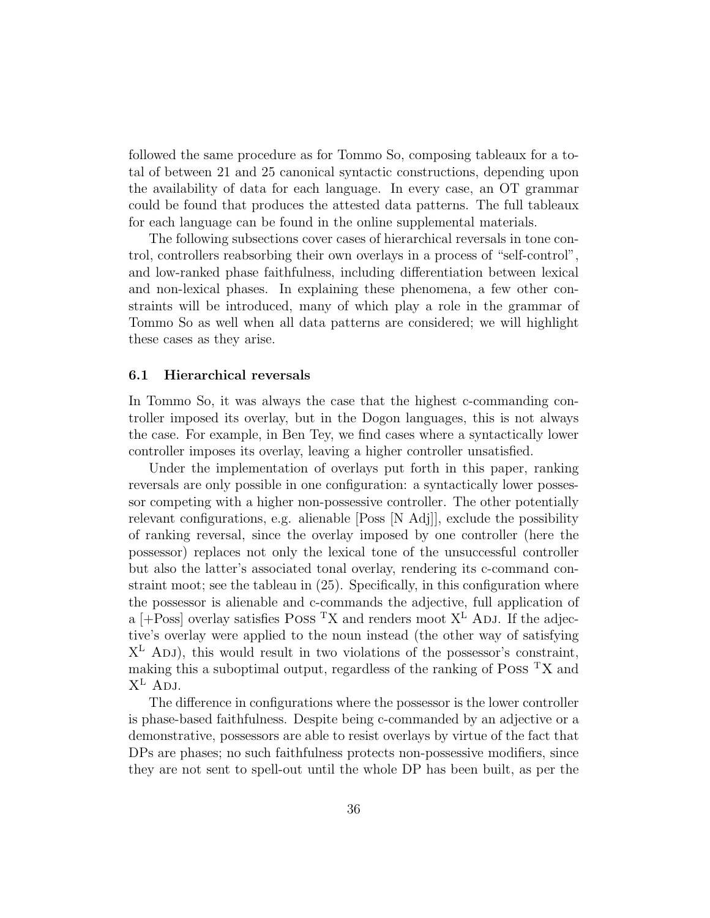followed the same procedure as for Tommo So, composing tableaux for a total of between 21 and 25 canonical syntactic constructions, depending upon the availability of data for each language. In every case, an OT grammar could be found that produces the attested data patterns. The full tableaux for each language can be found in the online supplemental materials.

The following subsections cover cases of hierarchical reversals in tone control, controllers reabsorbing their own overlays in a process of "self-control", and low-ranked phase faithfulness, including differentiation between lexical and non-lexical phases. In explaining these phenomena, a few other constraints will be introduced, many of which play a role in the grammar of Tommo So as well when all data patterns are considered; we will highlight these cases as they arise.

### 6.1 Hierarchical reversals

In Tommo So, it was always the case that the highest c-commanding controller imposed its overlay, but in the Dogon languages, this is not always the case. For example, in Ben Tey, we find cases where a syntactically lower controller imposes its overlay, leaving a higher controller unsatisfied.

Under the implementation of overlays put forth in this paper, ranking reversals are only possible in one configuration: a syntactically lower possessor competing with a higher non-possessive controller. The other potentially relevant configurations, e.g. alienable [Poss [N Adj]], exclude the possibility of ranking reversal, since the overlay imposed by one controller (here the possessor) replaces not only the lexical tone of the unsuccessful controller but also the latter's associated tonal overlay, rendering its c-command constraint moot; see the tableau in (25). Specifically, in this configuration where the possessor is alienable and c-commands the adjective, full application of a [+Poss] overlay satisfies Poss $^{T}$X and renders moot X$^{L}$ Adj. If the adjective's overlay were applied to the noun instead (the other way of satisfying X$^{L}$ Adj), this would result in two violations of the possessor's constraint, making this a suboptimal output, regardless of the ranking of Poss $^{T}$X and X$^{L}$ Adj.

The difference in configurations where the possessor is the lower controller is phase-based faithfulness. Despite being c-commanded by an adjective or a demonstrative, possessors are able to resist overlays by virtue of the fact that DPs are phases; no such faithfulness protects non-possessive modifiers, since they are not sent to spell-out until the whole DP has been built, as per the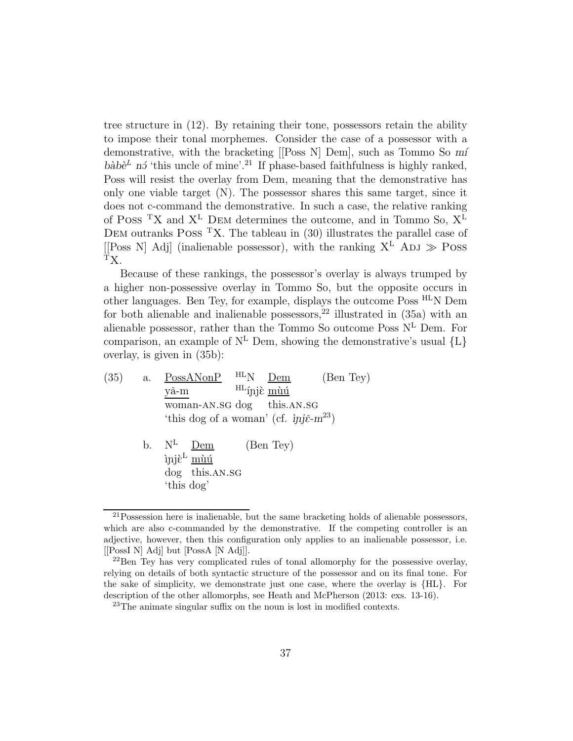tree structure in (12). By retaining their tone, possessors retain the ability to impose their tonal morphemes. Consider the case of a possessor with a demonstrative, with the bracketing [[Poss N] Dem], such as Tommo So *mí bàbè$^{L}$ nɔ́* 'this uncle of mine'.[21] If phase-based faithfulness is highly ranked, Poss will resist the overlay from Dem, meaning that the demonstrative has only one viable target (N). The possessor shares this same target, since it does not c-command the demonstrative. In such a case, the relative ranking of Poss $^{T}$X and X$^{L}$ Dem determines the outcome, and in Tommo So, X$^{L}$ Dem outranks Poss $^{T}$X. The tableau in (30) illustrates the parallel case of [[Poss N] Adj] (inalienable possessor), with the ranking X$^{L}$ Adj ≫ Poss $^{T}$X.

Because of these rankings, the possessor's overlay is always trumped by a higher non-possessive overlay in Tommo So, but the opposite occurs in other languages. Ben Tey, for example, displays the outcome Poss $^{HL}$N Dem for both alienable and inalienable possessors,[22] illustrated in (35a) with an alienable possessor, rather than the Tommo So outcome Poss N$^{L}$ Dem. For comparison, an example of N$^{L}$ Dem, showing the demonstrative's usual {L} overlay, is given in (35b):

(35) a. PossANonP $^{HL}$N Dem (Ben Tey)
yǎ-m $^{HL}$íɲjὲ mùú
woman-AN.SG dog this.AN.SG
'this dog of a woman' (cf. *ìɲjɛ̌-m*[23])

b. N$^{L}$ Dem (Ben Tey)
ìɲjὲ$^{L}$ mùú
dog this.AN.SG
'this dog'

---

[21] Possession here is inalienable, but the same bracketing holds of alienable possessors, which are also c-commanded by the demonstrative. If the competing controller is an adjective, however, then this configuration only applies to an inalienable possessor, i.e. [[PossI N] Adj] but [PossA [N Adj]].

[22] Ben Tey has very complicated rules of tonal allomorphy for the possessive overlay, relying on details of both syntactic structure of the possessor and on its final tone. For the sake of simplicity, we demonstrate just one case, where the overlay is {HL}. For description of the other allomorphs, see Heath and McPherson (2013: exs. 13-16).

[23] The animate singular suffix on the noun is lost in modified contexts.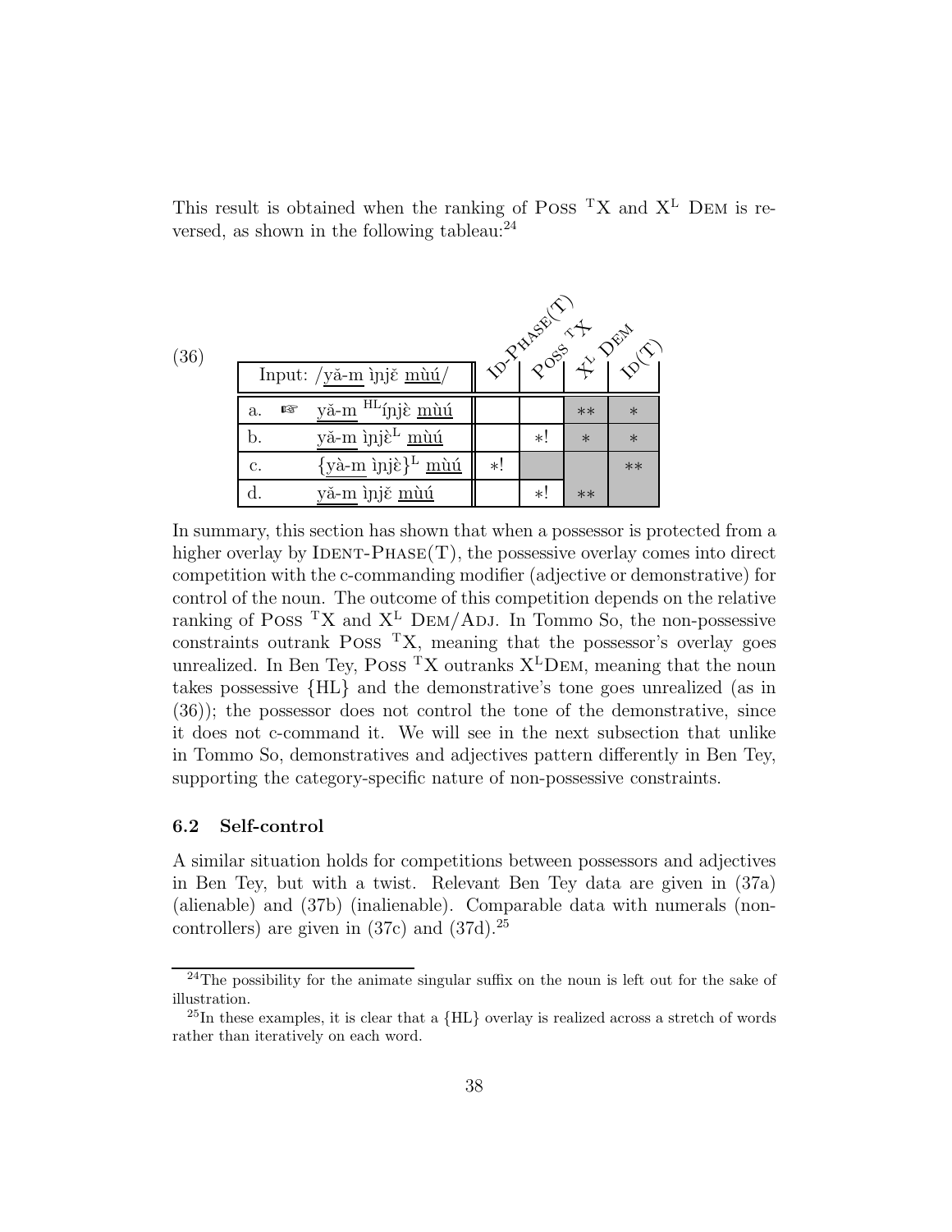This result is obtained when the ranking of Poss ${}^{\mathrm{T}}$X and X$^{\mathrm{L}}$ Dem is reversed, as shown in the following tableau:[24]

(36)

| | Input: /<u>yǎ-m</u> ìɲjɛ̌ <u>mùú</u>/ | Id-Phase(T) | Poss ${}^{\mathrm{T}}$X | X$^{\mathrm{L}}$ Dem | Id(T) |
|---|---|---|---|---|---|
| a. | ☞ <u>yǎ-m</u> ${}^{\mathrm{HL}}$íɲjɛ̀ <u>mùú</u> | | | ** | * |
| b. | <u>yǎ-m</u> ìɲjɛ̀$^{\mathrm{L}}$ <u>mùú</u> | | *! | * | * |
| c. | {<u>yà-m</u> ìɲjɛ̀}$^{\mathrm{L}}$ <u>mùú</u> | *! | | | ** |
| d. | <u>yǎ-m</u> ìɲjɛ̌ <u>mùú</u> | | *! | ** | |

In summary, this section has shown that when a possessor is protected from a higher overlay by Ident-Phase(T), the possessive overlay comes into direct competition with the c-commanding modifier (adjective or demonstrative) for control of the noun. The outcome of this competition depends on the relative ranking of Poss ${}^{\mathrm{T}}$X and X$^{\mathrm{L}}$ Dem/Adj. In Tommo So, the non-possessive constraints outrank Poss ${}^{\mathrm{T}}$X, meaning that the possessor's overlay goes unrealized. In Ben Tey, Poss ${}^{\mathrm{T}}$X outranks X$^{\mathrm{L}}$Dem, meaning that the noun takes possessive {HL} and the demonstrative's tone goes unrealized (as in (36)); the possessor does not control the tone of the demonstrative, since it does not c-command it. We will see in the next subsection that unlike in Tommo So, demonstratives and adjectives pattern differently in Ben Tey, supporting the category-specific nature of non-possessive constraints.

### 6.2 Self-control

A similar situation holds for competitions between possessors and adjectives in Ben Tey, but with a twist. Relevant Ben Tey data are given in (37a) (alienable) and (37b) (inalienable). Comparable data with numerals (non-controllers) are given in (37c) and (37d).[25]

[24] The possibility for the animate singular suffix on the noun is left out for the sake of illustration.

[25] In these examples, it is clear that a {HL} overlay is realized across a stretch of words rather than iteratively on each word.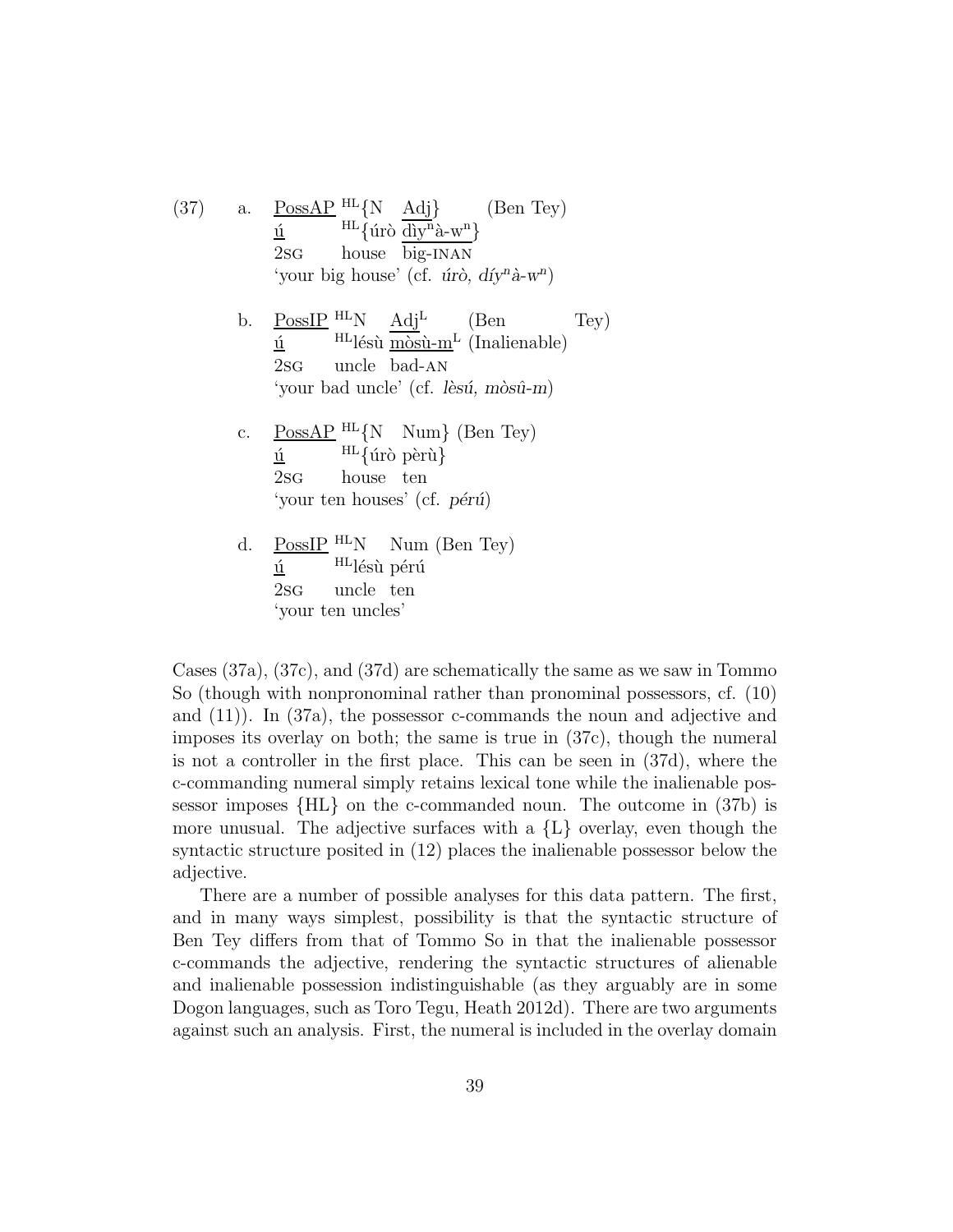(37) a. <u>PossAP</u> $^{HL}${N <u>Adj</u>} (Ben Tey)
<u>ú</u> $^{HL}${úrò <u>dìy$^n$à-w$^n$</u>}
2SG house big-INAN
'your big house' (cf. *úrò, dýy$^n$à-w$^n$*)

b. <u>PossIP</u> $^{HL}$N <u>Adj$^L$</u> (Ben Tey)
<u>ú</u> $^{HL}$lésù <u>mòsù-m$^L$</u> (Inalienable)
2SG uncle bad-AN
'your bad uncle' (cf. *lèsú, mòsû-m*)

c. <u>PossAP</u> $^{HL}${N Num} (Ben Tey)
<u>ú</u> $^{HL}${úrò pèrù}
2SG house ten
'your ten houses' (cf. *pérú*)

d. <u>PossIP</u> $^{HL}$N Num (Ben Tey)
<u>ú</u> $^{HL}$lésù pérú
2SG uncle ten
'your ten uncles'

Cases (37a), (37c), and (37d) are schematically the same as we saw in Tommo So (though with nonpronominal rather than pronominal possessors, cf. (10) and (11)). In (37a), the possessor c-commands the noun and adjective and imposes its overlay on both; the same is true in (37c), though the numeral is not a controller in the first place. This can be seen in (37d), where the c-commanding numeral simply retains lexical tone while the inalienable possessor imposes {HL} on the c-commanded noun. The outcome in (37b) is more unusual. The adjective surfaces with a {L} overlay, even though the syntactic structure posited in (12) places the inalienable possessor below the adjective.

There are a number of possible analyses for this data pattern. The first, and in many ways simplest, possibility is that the syntactic structure of Ben Tey differs from that of Tommo So in that the inalienable possessor c-commands the adjective, rendering the syntactic structures of alienable and inalienable possession indistinguishable (as they arguably are in some Dogon languages, such as Toro Tegu, Heath 2012d). There are two arguments against such an analysis. First, the numeral is included in the overlay domain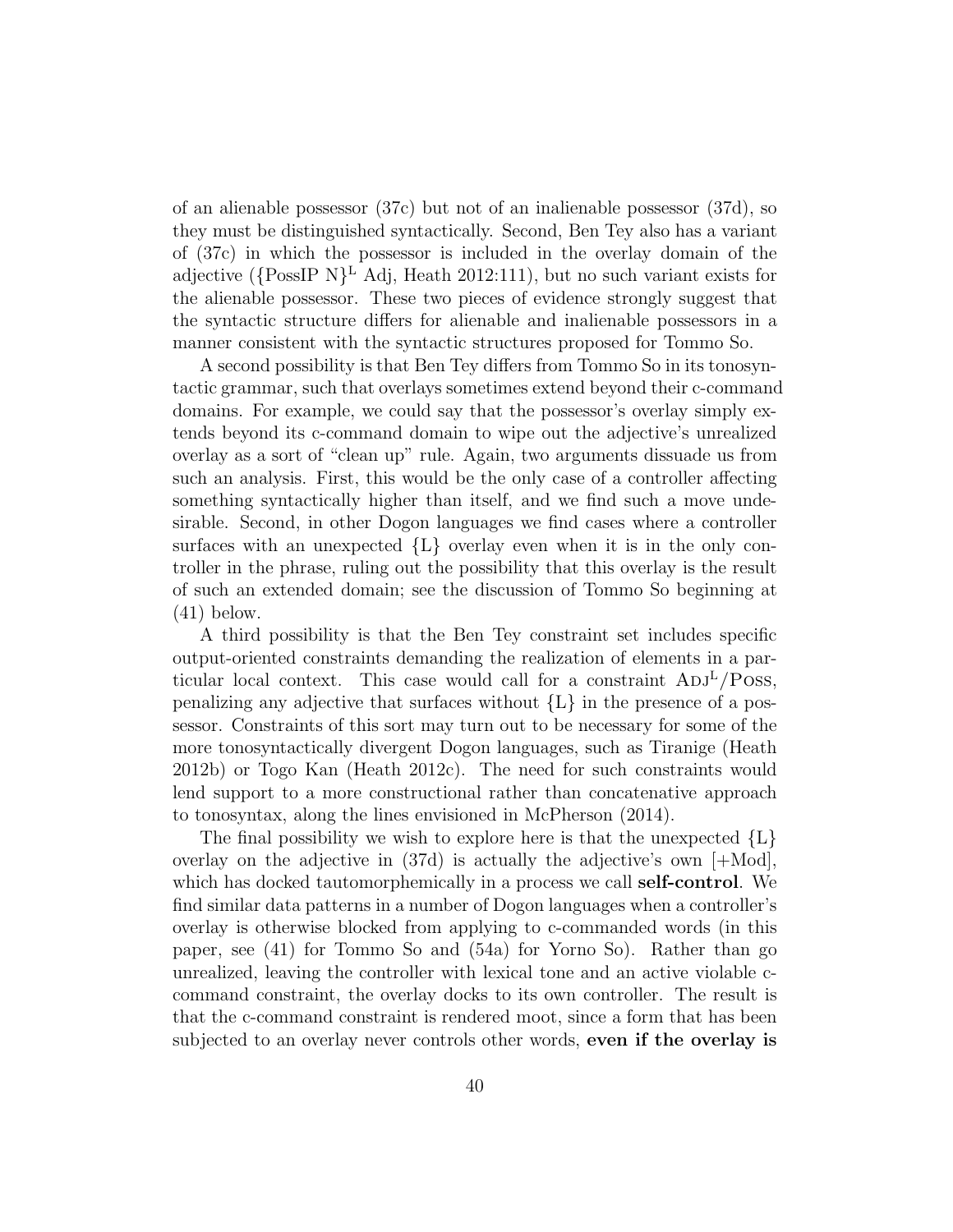of an alienable possessor (37c) but not of an inalienable possessor (37d), so they must be distinguished syntactically. Second, Ben Tey also has a variant of (37c) in which the possessor is included in the overlay domain of the adjective ($\{$PossIP N$\}^{L}$ Adj, Heath 2012:111), but no such variant exists for the alienable possessor. These two pieces of evidence strongly suggest that the syntactic structure differs for alienable and inalienable possessors in a manner consistent with the syntactic structures proposed for Tommo So.

A second possibility is that Ben Tey differs from Tommo So in its tonosyntactic grammar, such that overlays sometimes extend beyond their c-command domains. For example, we could say that the possessor's overlay simply extends beyond its c-command domain to wipe out the adjective's unrealized overlay as a sort of "clean up" rule. Again, two arguments dissuade us from such an analysis. First, this would be the only case of a controller affecting something syntactically higher than itself, and we find such a move undesirable. Second, in other Dogon languages we find cases where a controller surfaces with an unexpected {L} overlay even when it is in the only controller in the phrase, ruling out the possibility that this overlay is the result of such an extended domain; see the discussion of Tommo So beginning at (41) below.

A third possibility is that the Ben Tey constraint set includes specific output-oriented constraints demanding the realization of elements in a particular local context. This case would call for a constraint ADJ$^{L}$/POSS, penalizing any adjective that surfaces without {L} in the presence of a possessor. Constraints of this sort may turn out to be necessary for some of the more tonosyntactically divergent Dogon languages, such as Tiranige (Heath 2012b) or Togo Kan (Heath 2012c). The need for such constraints would lend support to a more constructional rather than concatenative approach to tonosyntax, along the lines envisioned in McPherson (2014).

The final possibility we wish to explore here is that the unexpected {L} overlay on the adjective in (37d) is actually the adjective's own [+Mod], which has docked tautomorphemically in a process we call **self-control**. We find similar data patterns in a number of Dogon languages when a controller's overlay is otherwise blocked from applying to c-commanded words (in this paper, see (41) for Tommo So and (54a) for Yorno So). Rather than go unrealized, leaving the controller with lexical tone and an active violable c-command constraint, the overlay docks to its own controller. The result is that the c-command constraint is rendered moot, since a form that has been subjected to an overlay never controls other words, **even if the overlay is**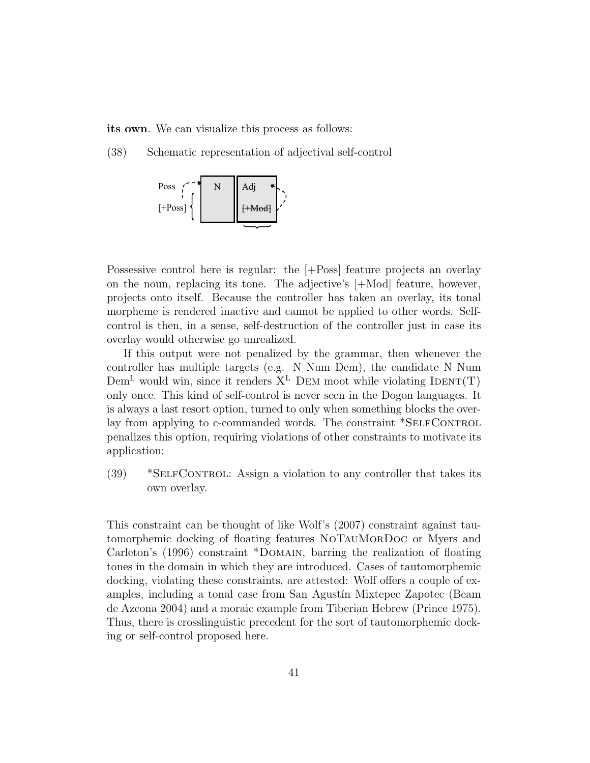**its own**. We can visualize this process as follows:

(38) Schematic representation of adjectival self-control

Poss [+Poss] N Adj ~~[+Mod]~~

Possessive control here is regular: the [+Poss] feature projects an overlay on the noun, replacing its tone. The adjective's [+Mod] feature, however, projects onto itself. Because the controller has taken an overlay, its tonal morpheme is rendered inactive and cannot be applied to other words. Self-control is then, in a sense, self-destruction of the controller just in case its overlay would otherwise go unrealized.

If this output were not penalized by the grammar, then whenever the controller has multiple targets (e.g. N Num Dem), the candidate N Num Dem$^{L}$ would win, since it renders X$^{L}$ Dem moot while violating Ident(T) only once. This kind of self-control is never seen in the Dogon languages. It is always a last resort option, turned to only when something blocks the overlay from applying to c-commanded words. The constraint *SelfControl penalizes this option, requiring violations of other constraints to motivate its application:

(39) *SelfControl: Assign a violation to any controller that takes its own overlay.

This constraint can be thought of like Wolf's (2007) constraint against tautomorphemic docking of floating features NoTauMorDoc or Myers and Carleton's (1996) constraint *Domain, barring the realization of floating tones in the domain in which they are introduced. Cases of tautomorphemic docking, violating these constraints, are attested: Wolf offers a couple of examples, including a tonal case from San Agustín Mixtepec Zapotec (Beam de Azcona 2004) and a moraic example from Tiberian Hebrew (Prince 1975). Thus, there is crosslinguistic precedent for the sort of tautomorphemic docking or self-control proposed here.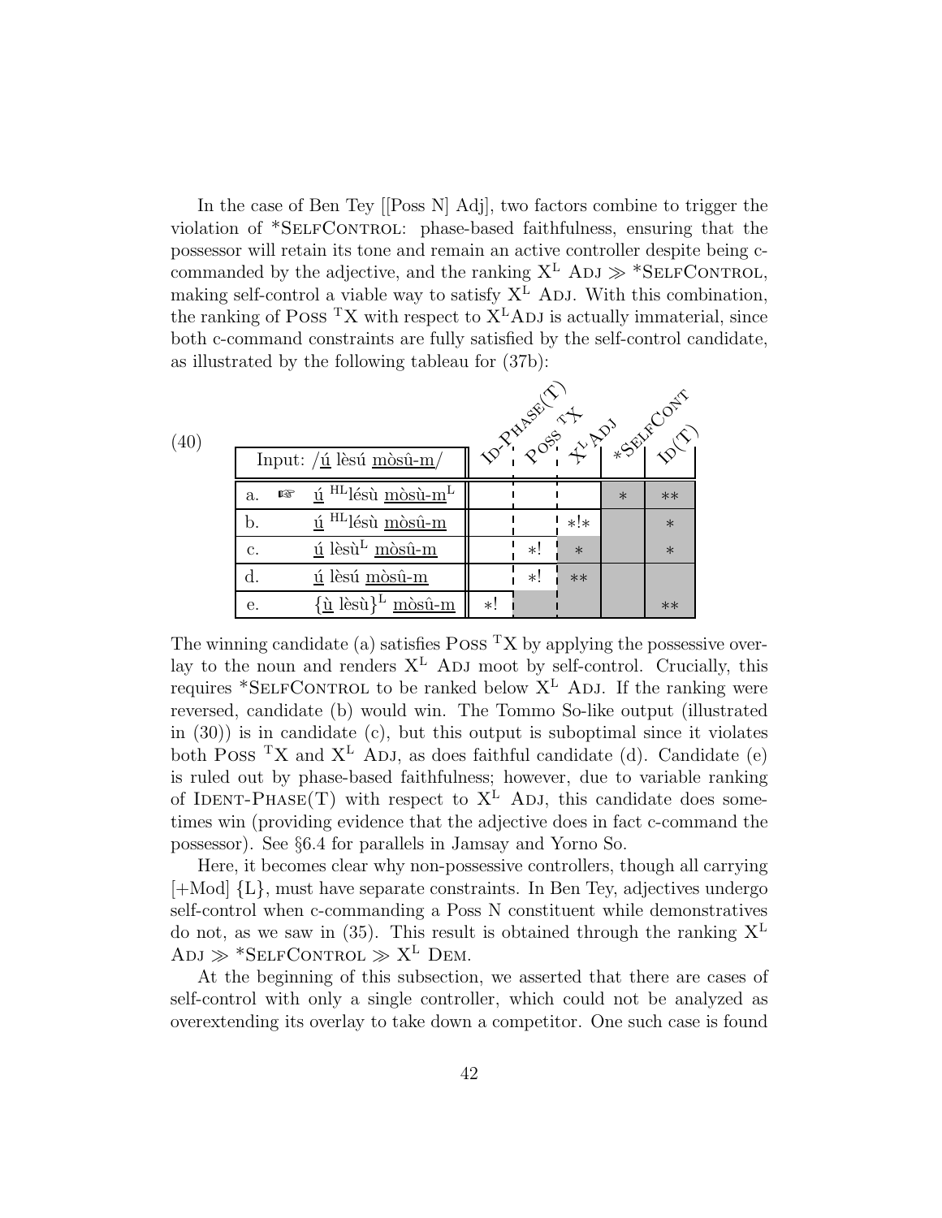In the case of Ben Tey [[Poss N] Adj], two factors combine to trigger the violation of *SelfControl: phase-based faithfulness, ensuring that the possessor will retain its tone and remain an active controller despite being c-commanded by the adjective, and the ranking $X^L$ Adj ≫ *SelfControl, making self-control a viable way to satisfy $X^L$ Adj. With this combination, the ranking of Poss $^T$X with respect to $X^L$Adj is actually immaterial, since both c-command constraints are fully satisfied by the self-control candidate, as illustrated by the following tableau for (37b):

(40)

| Input: /ú lèsú mòsû-m/ | Id-Phase(T) | Poss $^T$X | $X^L$ Adj | *SelfCont | Id(T) |
|---|---|---|---|---|---|
| a. ☞ ú $^{HL}$lésù mòsù-m$^L$ | | | | * | ** |
| b. ú $^{HL}$lésù mòsû-m | | | *!* | | * |
| c. ú lèsù$^L$ mòsû-m | | *! | * | | * |
| d. ú lèsú mòsû-m | | *! | ** | | |
| e. {ù lèsù}$^L$ mòsû-m | *! | | | | ** |

The winning candidate (a) satisfies Poss $^T$X by applying the possessive overlay to the noun and renders $X^L$ Adj moot by self-control. Crucially, this requires *SelfControl to be ranked below $X^L$ Adj. If the ranking were reversed, candidate (b) would win. The Tommo So-like output (illustrated in (30)) is in candidate (c), but this output is suboptimal since it violates both Poss $^T$X and $X^L$ Adj, as does faithful candidate (d). Candidate (e) is ruled out by phase-based faithfulness; however, due to variable ranking of Ident-Phase(T) with respect to $X^L$ Adj, this candidate does sometimes win (providing evidence that the adjective does in fact c-command the possessor). See §6.4 for parallels in Jamsay and Yorno So.

Here, it becomes clear why non-possessive controllers, though all carrying [+Mod] {L}, must have separate constraints. In Ben Tey, adjectives undergo self-control when c-commanding a Poss N constituent while demonstratives do not, as we saw in (35). This result is obtained through the ranking $X^L$ Adj ≫ *SelfControl ≫ $X^L$ Dem.

At the beginning of this subsection, we asserted that there are cases of self-control with only a single controller, which could not be analyzed as overextending its overlay to take down a competitor. One such case is found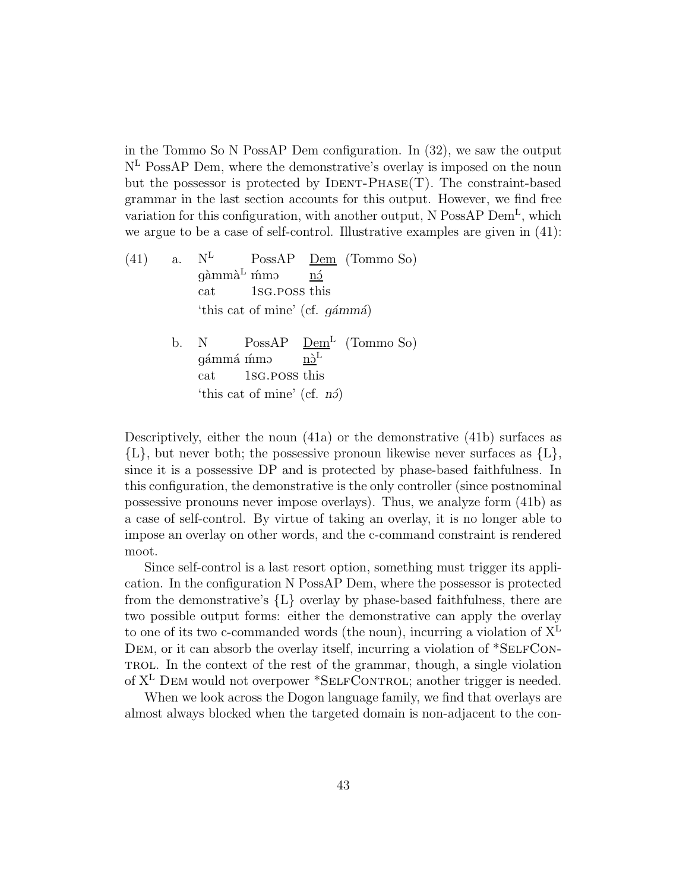in the Tommo So N PossAP Dem configuration. In (32), we saw the output $N^L$ PossAP Dem, where the demonstrative's overlay is imposed on the noun but the possessor is protected by IDENT-PHASE(T). The constraint-based grammar in the last section accounts for this output. However, we find free variation for this configuration, with another output, N PossAP $Dem^L$, which we argue to be a case of self-control. Illustrative examples are given in (41):

(41) a. $N^L$ PossAP <u>Dem</u> (Tommo So)
gàmmà$^L$ ḿmɔ <u>nɔ́</u>
cat 1SG.POSS this
'this cat of mine' (cf. *gámmá*)

b. N PossAP <u>Dem$^L$</u> (Tommo So)
gámmá ḿmɔ <u>nɔ̀$^L$</u>
cat 1SG.POSS this
'this cat of mine' (cf. *nɔ́*)

Descriptively, either the noun (41a) or the demonstrative (41b) surfaces as {L}, but never both; the possessive pronoun likewise never surfaces as {L}, since it is a possessive DP and is protected by phase-based faithfulness. In this configuration, the demonstrative is the only controller (since postnominal possessive pronouns never impose overlays). Thus, we analyze form (41b) as a case of self-control. By virtue of taking an overlay, it is no longer able to impose an overlay on other words, and the c-command constraint is rendered moot.

Since self-control is a last resort option, something must trigger its application. In the configuration N PossAP Dem, where the possessor is protected from the demonstrative's {L} overlay by phase-based faithfulness, there are two possible output forms: either the demonstrative can apply the overlay to one of its two c-commanded words (the noun), incurring a violation of $X^L$ DEM, or it can absorb the overlay itself, incurring a violation of *SELFCONTROL. In the context of the rest of the grammar, though, a single violation of $X^L$ DEM would not overpower *SELFCONTROL; another trigger is needed.

When we look across the Dogon language family, we find that overlays are almost always blocked when the targeted domain is non-adjacent to the con-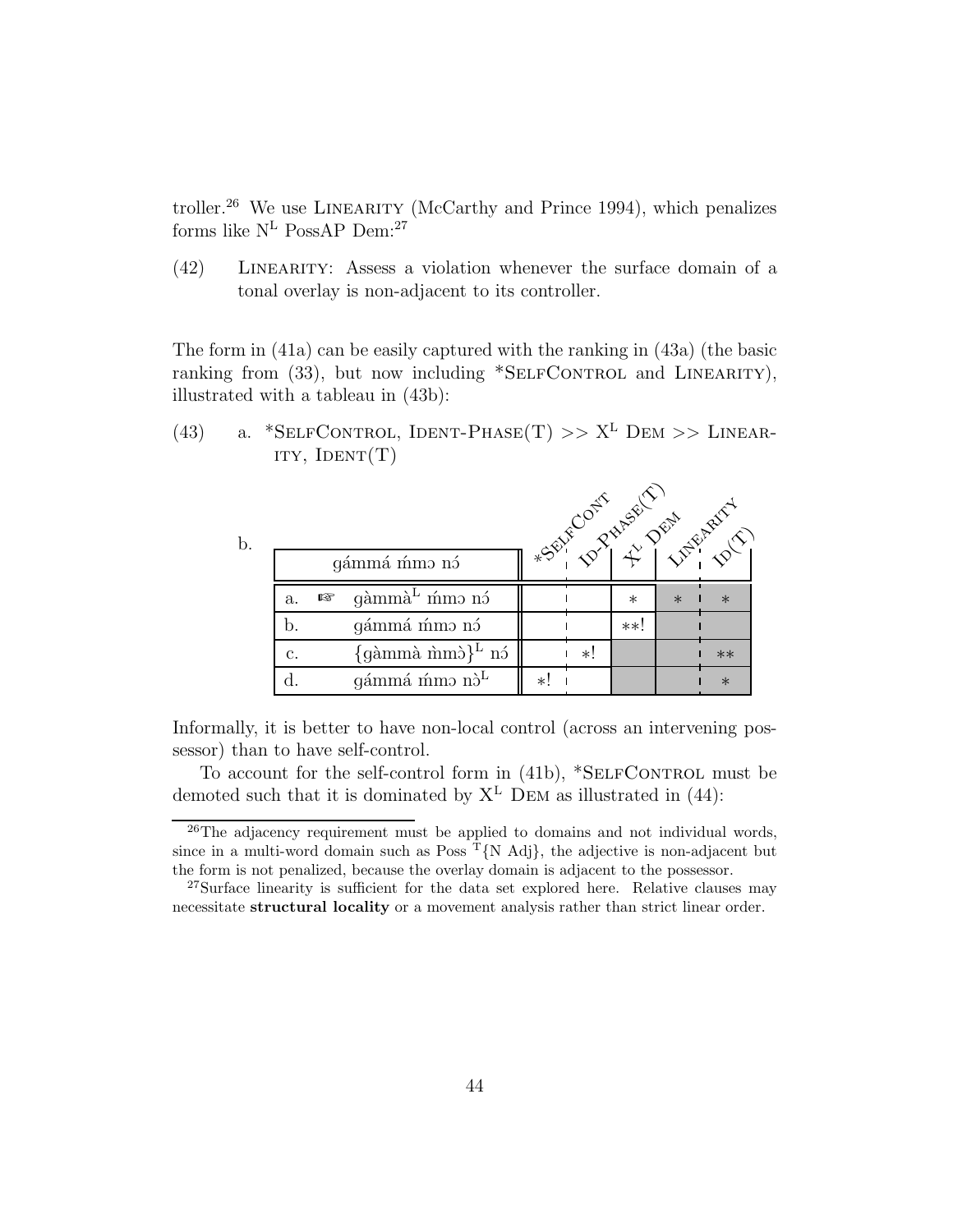troller.[26] We use LINEARITY (McCarthy and Prince 1994), which penalizes forms like N$^{L}$ PossAP Dem:[27]

(42) LINEARITY: Assess a violation whenever the surface domain of a tonal overlay is non-adjacent to its controller.

The form in (41a) can be easily captured with the ranking in (43a) (the basic ranking from (33), but now including *SELFCONTROL and LINEARITY), illustrated with a tableau in (43b):

(43) a. *SELFCONTROL, IDENT-PHASE(T) >> X$^{L}$ DEM >> LINEARITY, IDENT(T)

b.

| gámmá ḿmɔ nɔ́ | *SELFCONT | ID-PHASE(T) | X$^{L}$ DEM | LINEARITY | ID(T) |
|---|---|---|---|---|---|
| a. ☞ gàmmà$^{L}$ ḿmɔ nɔ́ | | | * | * | * |
| b. gámmá ḿmɔ nɔ́ | | | **! | | |
| c. {gàmmà m̀mɔ̀}$^{L}$ nɔ́ | | *! | | | ** |
| d. gámmá ḿmɔ nɔ̀$^{L}$ | *! | | | | * |

Informally, it is better to have non-local control (across an intervening possessor) than to have self-control.

To account for the self-control form in (41b), *SELFCONTROL must be demoted such that it is dominated by X$^{L}$ DEM as illustrated in (44):

[26] The adjacency requirement must be applied to domains and not individual words, since in a multi-word domain such as Poss $^{T}${N Adj}, the adjective is non-adjacent but the form is not penalized, because the overlay domain is adjacent to the possessor.

[27] Surface linearity is sufficient for the data set explored here. Relative clauses may necessitate **structural locality** or a movement analysis rather than strict linear order.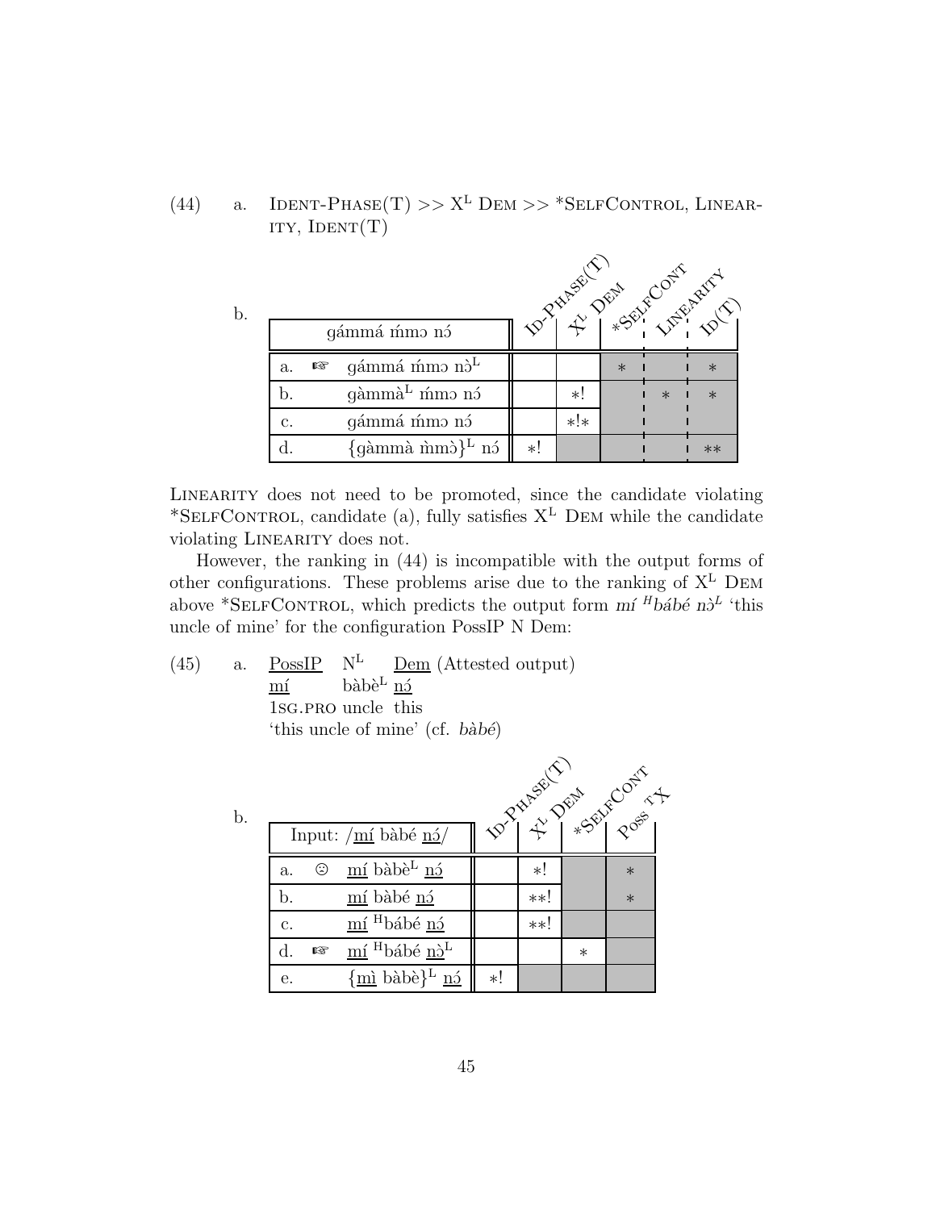(44) a. IDENT-PHASE(T) >> X$^{L}$ DEM >> *SELFCONTROL, LINEARITY, IDENT(T)

b.

| | gámmá ḿmɔ nɔ́ | ID-PHASE(T) | X$^{L}$ DEM | *SELFCONT | LINEARITY | ID(T) |
|---|---|---|---|---|---|---|
| a. | ☞ gámmá ḿmɔ nɔ̀$^{L}$ | | | * | | * |
| b. | gàmmà$^{L}$ ḿmɔ nɔ́ | | *! | | * | * |
| c. | gámmá ḿmɔ nɔ́ | | *!* | | | |
| d. | {gàmmà m̀mɔ̀}$^{L}$ nɔ́ | *! | | | | ** |

LINEARITY does not need to be promoted, since the candidate violating *SELFCONTROL, candidate (a), fully satisfies X$^{L}$ DEM while the candidate violating LINEARITY does not.

However, the ranking in (44) is incompatible with the output forms of other configurations. These problems arise due to the ranking of X$^{L}$ DEM above *SELFCONTROL, which predicts the output form *mí $^{H}$bábé nɔ̀$^{L}$* 'this uncle of mine' for the configuration PossIP N Dem:

(45) a. <u>PossIP</u> N$^{L}$ <u>Dem</u> (Attested output)
<u>mí</u> bàbè$^{L}$ <u>nɔ́</u>
1SG.PRO uncle this
'this uncle of mine' (cf. *bàbé*)

b.

| | Input: /<u>mí</u> bàbé <u>nɔ́</u>/ | ID-PHASE(T) | X$^{L}$ DEM | *SELFCONT | POSS $^{T}$X |
|---|---|---|---|---|---|
| a. | ☹ <u>mí</u> bàbè$^{L}$ <u>nɔ́</u> | | *! | | * |
| b. | <u>mí</u> bàbé <u>nɔ́</u> | | **! | | * |
| c. | <u>mí</u> $^{H}$bábé <u>nɔ́</u> | | **! | | |
| d. | ☞ <u>mí</u> $^{H}$bábé <u>nɔ̀</u>$^{L}$ | | | * | |
| e. | {<u>mì</u> bàbè}$^{L}$ <u>nɔ́</u> | *! | | | |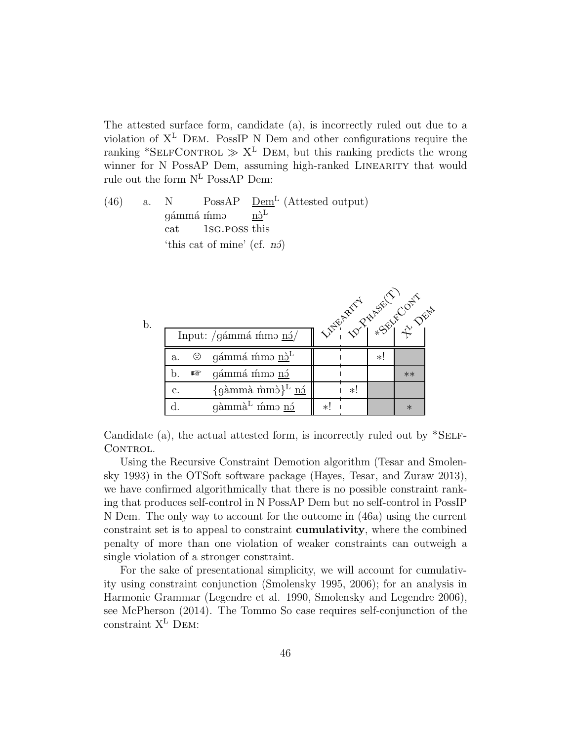The attested surface form, candidate (a), is incorrectly ruled out due to a violation of $X^L$ Dem. PossIP N Dem and other configurations require the ranking *SelfControl ≫ $X^L$ Dem, but this ranking predicts the wrong winner for N PossAP Dem, assuming high-ranked Linearity that would rule out the form $N^L$ PossAP Dem:

(46) a. N PossAP <u>Dem</u>$^L$ (Attested output)
gámmá ḿmɔ <u>nɔ̀</u>$^L$
cat 1sg.poss this
'this cat of mine' (cf. *nɔ́*)

b.

| Input: /gámmá ḿmɔ <u>nɔ́</u>/ | Linearity | Id-Phase(T) | *SelfCont | $X^L$ Dem |
|---|---|---|---|---|
| a. ☹ gámmá ḿmɔ <u>nɔ̀</u>$^L$ | | | *! | |
| b. ☞ gámmá ḿmɔ <u>nɔ́</u> | | | | ** |
| c. {gàmmà m̀mɔ̀}$^L$ <u>nɔ́</u> | | *! | | |
| d. gàmmà$^L$ ḿmɔ <u>nɔ́</u> | *! | | | * |

Candidate (a), the actual attested form, is incorrectly ruled out by *SelfControl.

Using the Recursive Constraint Demotion algorithm (Tesar and Smolensky 1993) in the OTSoft software package (Hayes, Tesar, and Zuraw 2013), we have confirmed algorithmically that there is no possible constraint ranking that produces self-control in N PossAP Dem but no self-control in PossIP N Dem. The only way to account for the outcome in (46a) using the current constraint set is to appeal to constraint **cumulativity**, where the combined penalty of more than one violation of weaker constraints can outweigh a single violation of a stronger constraint.

For the sake of presentational simplicity, we will account for cumulativity using constraint conjunction (Smolensky 1995, 2006); for an analysis in Harmonic Grammar (Legendre et al. 1990, Smolensky and Legendre 2006), see McPherson (2014). The Tommo So case requires self-conjunction of the constraint $X^L$ Dem: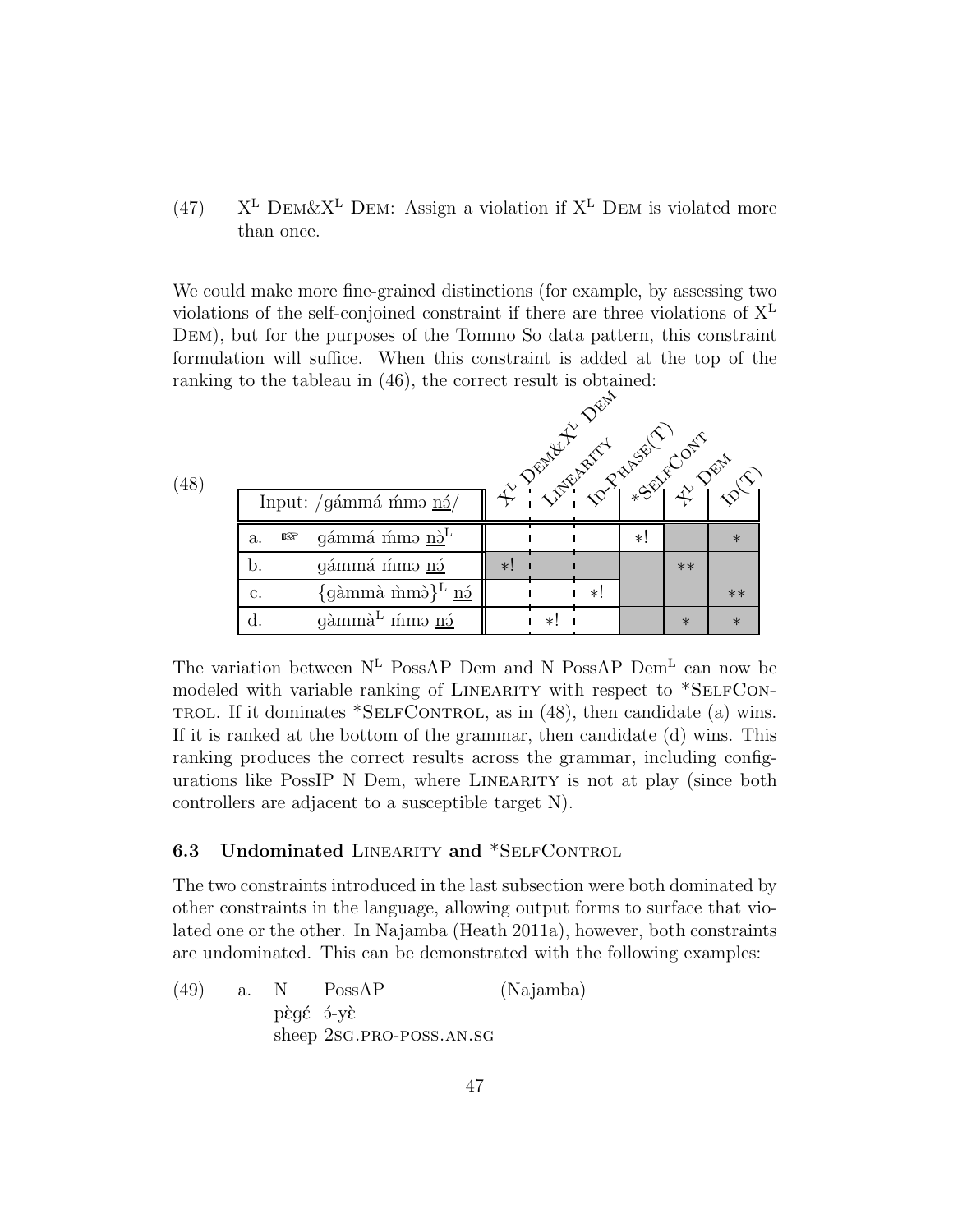(47) X[L] Dem&X[L] Dem: Assign a violation if X[L] Dem is violated more than once.

We could make more fine-grained distinctions (for example, by assessing two violations of the self-conjoined constraint if there are three violations of X[L] Dem), but for the purposes of the Tommo So data pattern, this constraint formulation will suffice. When this constraint is added at the top of the ranking to the tableau in (46), the correct result is obtained:

(48)

| Input: /gámmá ḿmɔ n̲ɔ́/ | X[L] Dem&X[L] Dem | Linearity | Id-Phase(T) | *SelfCont | X[L] Dem | Id(T) |
|---|---|---|---|---|---|---|
| a. ☞ gámmá ḿmɔ n̲ɔ̀[L] | | | | *! | | * |
| b. gámmá ḿmɔ n̲ɔ́ | *! | | | | ** | |
| c. {gàmmà m̀mɔ̀}[L] n̲ɔ́ | | | *! | | | ** |
| d. gàmmà[L] ḿmɔ n̲ɔ́ | | *! | | | * | * |

The variation between N[L] PossAP Dem and N PossAP Dem[L] can now be modeled with variable ranking of Linearity with respect to *SelfControl. If it dominates *SelfControl, as in (48), then candidate (a) wins. If it is ranked at the bottom of the grammar, then candidate (d) wins. This ranking produces the correct results across the grammar, including configurations like PossIP N Dem, where Linearity is not at play (since both controllers are adjacent to a susceptible target N).

### 6.3 Undominated Linearity and *SelfControl

The two constraints introduced in the last subsection were both dominated by other constraints in the language, allowing output forms to surface that violated one or the other. In Najamba (Heath 2011a), however, both constraints are undominated. This can be demonstrated with the following examples:

(49) a. N PossAP (Najamba)
pɛ̀gɛ́ ɔ́-yɛ̀
sheep 2sg.pro-poss.an.sg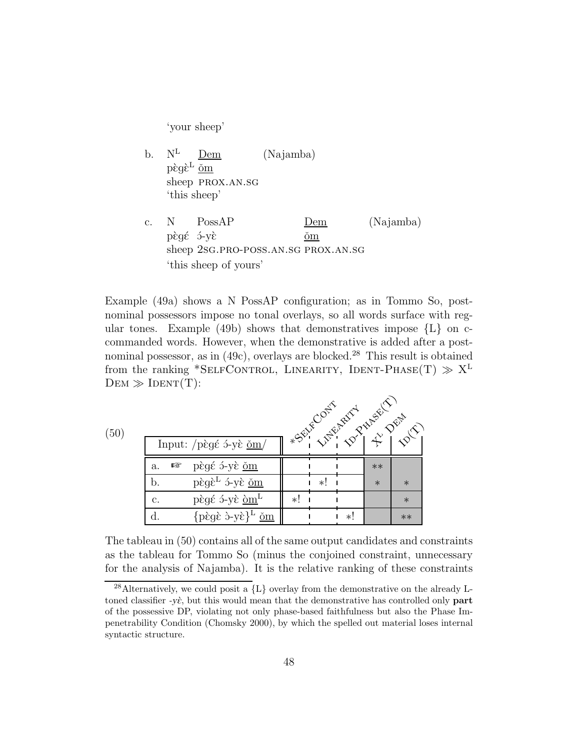'your sheep'

b. N[L] <u>Dem</u> (Najamba)
pɛ̀gɛ̀[L] <u>ǒm</u>
sheep PROX.AN.SG
'this sheep'

c. N PossAP <u>Dem</u> (Najamba)
pɛ̀gɛ́ ɔ́-yɛ̀ <u>ǒm</u>
sheep 2SG.PRO-POSS.AN.SG PROX.AN.SG
'this sheep of yours'

Example (49a) shows a N PossAP configuration; as in Tommo So, postnominal possessors impose no tonal overlays, so all words surface with regular tones. Example (49b) shows that demonstratives impose {L} on c-commanded words. However, when the demonstrative is added after a postnominal possessor, as in (49c), overlays are blocked.[28] This result is obtained from the ranking *SELFCONTROL, LINEARITY, IDENT-PHASE(T) ≫ $X^L$ DEM ≫ IDENT(T):

(50)

| Input: /pɛ̀gɛ́ ɔ́-yɛ̀ <u>ǒm</u>/ | *SELFCONT | LINEARITY | ID-PHASE(T) | $X^L$ DEM | ID(T) |
|---|---|---|---|---|---|
| a. ☞ pɛ̀gɛ́ ɔ́-yɛ̀ <u>ǒm</u> | | | | ** | |
| b. pɛ̀gɛ̀[L] ɔ́-yɛ̀ <u>ǒm</u> | | *! | | * | * |
| c. pɛ̀gɛ́ ɔ́-yɛ̀ <u>òm</u>[L] | *! | | | | * |
| d. {pɛ̀gɛ̀ ɔ̀-yɛ̀}[L] <u>ǒm</u> | | | *! | | ** |

The tableau in (50) contains all of the same output candidates and constraints as the tableau for Tommo So (minus the conjoined constraint, unnecessary for the analysis of Najamba). It is the relative ranking of these constraints

[28] Alternatively, we could posit a {L} overlay from the demonstrative on the already L-toned classifier *-yɛ̀*, but this would mean that the demonstrative has controlled only **part** of the possessive DP, violating not only phase-based faithfulness but also the Phase Impenetrability Condition (Chomsky 2000), by which the spelled out material loses internal syntactic structure.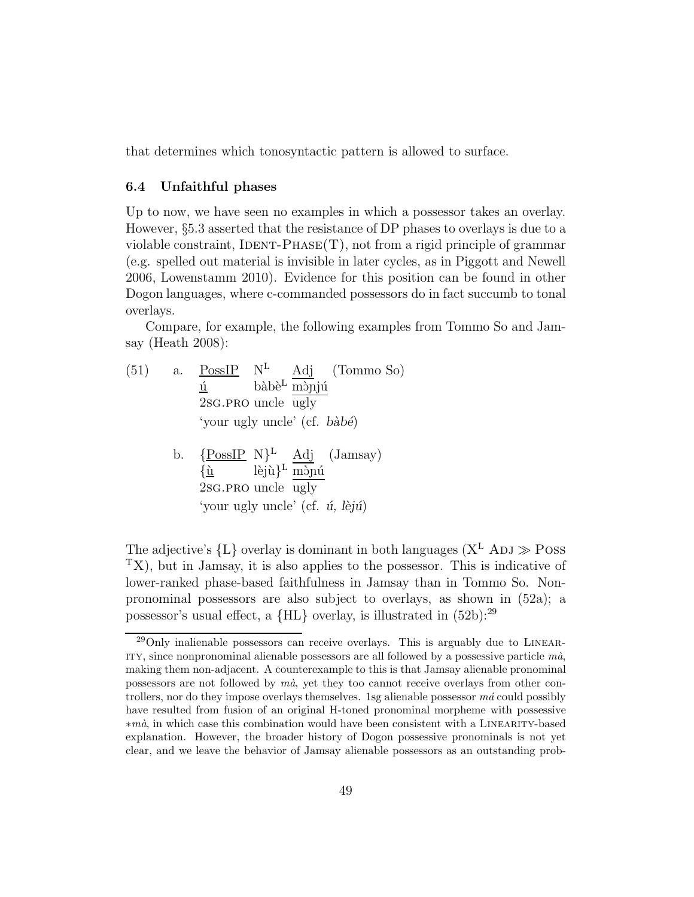that determines which tonosyntactic pattern is allowed to surface.

### 6.4 Unfaithful phases

Up to now, we have seen no examples in which a possessor takes an overlay. However, §5.3 asserted that the resistance of DP phases to overlays is due to a violable constraint, IDENT-PHASE(T), not from a rigid principle of grammar (e.g. spelled out material is invisible in later cycles, as in Piggott and Newell 2006, Lowenstamm 2010). Evidence for this position can be found in other Dogon languages, where c-commanded possessors do in fact succumb to tonal overlays.

Compare, for example, the following examples from Tommo So and Jamsay (Heath 2008):

(51)

a. PossIP $\mathrm{N^L}$ Adj (Tommo So)
   ú bàbè$^{\mathrm{L}}$ mɔ̀ɲjú
   2SG.PRO uncle ugly
   'your ugly uncle' (cf. *bàbé*)

b. {PossIP N}$^{\mathrm{L}}$ Adj (Jamsay)
   {ù lèjù}$^{\mathrm{L}}$ mɔ̀ɲú
   2SG.PRO uncle ugly
   'your ugly uncle' (cf. *ú, lèjú*)

The adjective's {L} overlay is dominant in both languages ($\mathrm{X^L}$ ADJ $\gg$ POSS $^{\mathrm{T}}$X), but in Jamsay, it is also applies to the possessor. This is indicative of lower-ranked phase-based faithfulness in Jamsay than in Tommo So. Nonpronominal possessors are also subject to overlays, as shown in (52a); a possessor's usual effect, a {HL} overlay, is illustrated in (52b):[29]

[29] Only inalienable possessors can receive overlays. This is arguably due to LINEARITY, since nonpronominal alienable possessors are all followed by a possessive particle *mà*, making them non-adjacent. A counterexample to this is that Jamsay alienable pronominal possessors are not followed by *mà*, yet they too cannot receive overlays from other controllers, nor do they impose overlays themselves. 1sg alienable possessor *má* could possibly have resulted from fusion of an original H-toned pronominal morpheme with possessive ∗*mà*, in which case this combination would have been consistent with a LINEARITY-based explanation. However, the broader history of Dogon possessive pronominals is not yet clear, and we leave the behavior of Jamsay alienable possessors as an outstanding prob-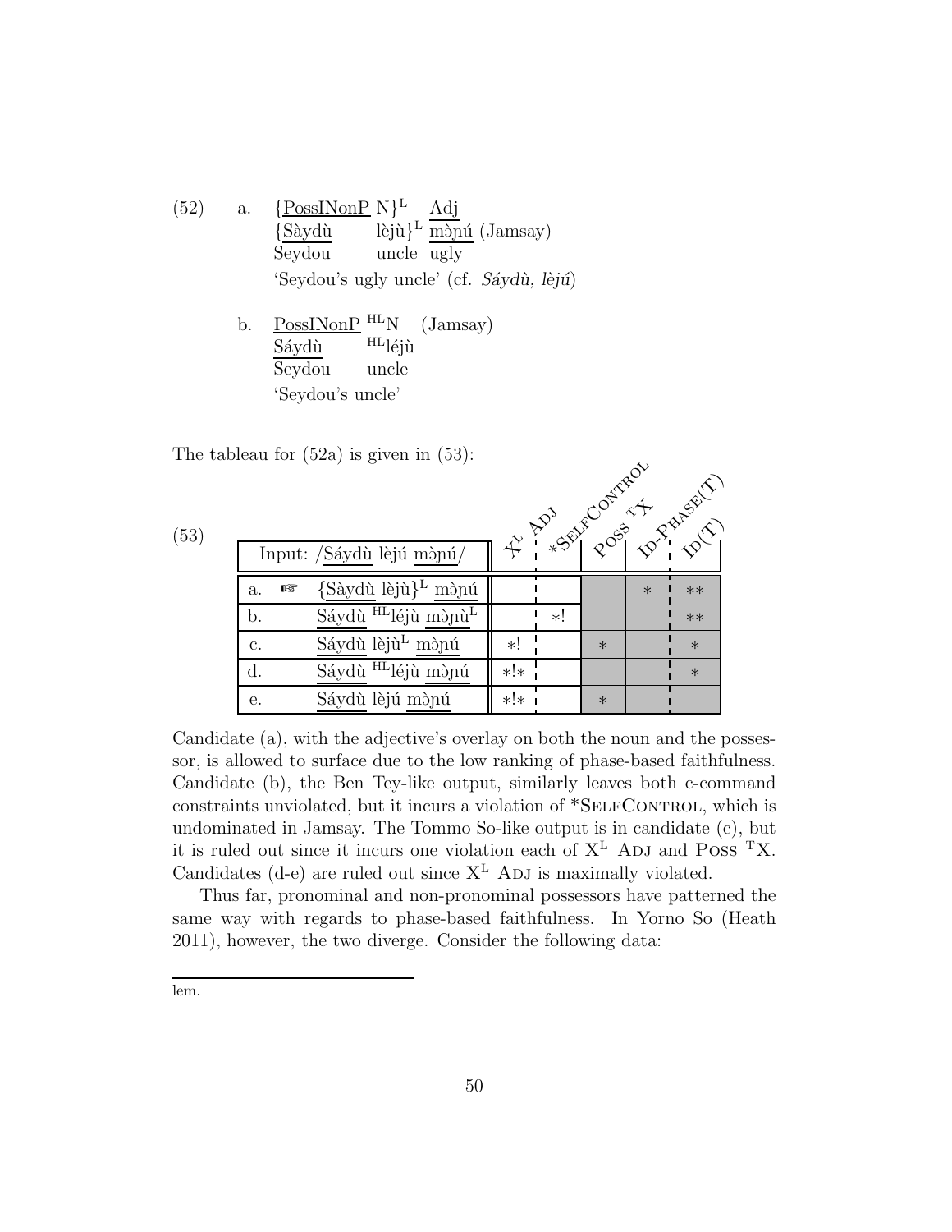(52) a. {<u>PossINonP</u> N}$^{L}$ <u>Adj</u>
{<u>Sàydù</u> lèjù}$^{L}$ <u>mɔ̀ɲú</u> (Jamsay)
<u>Seydou</u> uncle <u>ugly</u>
'Seydou's ugly uncle' (cf. *Sáydù, lèjú*)

b. <u>PossINonP</u> $^{HL}$N (Jamsay)
<u>Sáydù</u> $^{HL}$léjù
<u>Seydou</u> uncle
'Seydou's uncle'

The tableau for (52a) is given in (53):

(53)

| Input: /<u>Sáydù</u> lèjú <u>mɔ̀ɲú</u>/ | X$^{L}$ Adj | *SelfControl | Poss $^{T}$X | Id-Phase(T) | Id(T) |
|---|---|---|---|---|---|
| a. ☞ {<u>Sàydù</u> lèjù}$^{L}$ <u>mɔ̀ɲú</u> | | | | * | ** |
| b. <u>Sáydù</u> $^{HL}$léjù <u>mɔ̀ɲù$^{L}$</u> | | *! | | | ** |
| c. <u>Sáydù</u> lèjù$^{L}$ <u>mɔ̀ɲú</u> | *! | | * | | * |
| d. <u>Sáydù</u> $^{HL}$léjù <u>mɔ̀ɲú</u> | *!* | | | | * |
| e. <u>Sáydù</u> lèjú <u>mɔ̀ɲú</u> | *!* | | * | | |

Candidate (a), with the adjective's overlay on both the noun and the possessor, is allowed to surface due to the low ranking of phase-based faithfulness. Candidate (b), the Ben Tey-like output, similarly leaves both c-command constraints unviolated, but it incurs a violation of *SelfControl, which is undominated in Jamsay. The Tommo So-like output is in candidate (c), but it is ruled out since it incurs one violation each of X$^{L}$ Adj and Poss $^{T}$X. Candidates (d-e) are ruled out since X$^{L}$ Adj is maximally violated.

Thus far, pronominal and non-pronominal possessors have patterned the same way with regards to phase-based faithfulness. In Yorno So (Heath 2011), however, the two diverge. Consider the following data:

lem.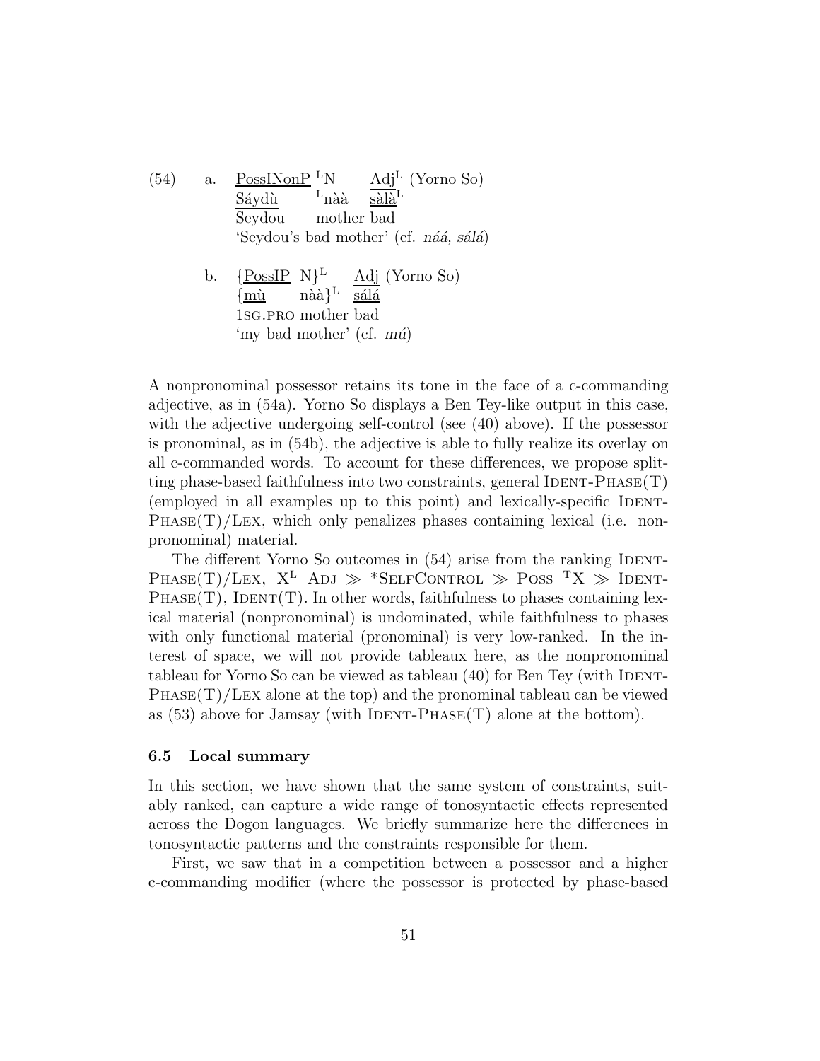(54) a. <u>PossINonP</u> $^{L}$N <u>Adj</u>$^{L}$ (Yorno So)
<u>Sáydù</u> $^{L}$nàà <u>sàlà</u>$^{L}$
Seydou mother bad
'Seydou's bad mother' (cf. *náá, sálá*)

b. {<u>PossIP</u> N}$^{L}$ <u>Adj</u> (Yorno So)
{<u>mù</u> nàà}$^{L}$ <u>sálá</u>
1SG.PRO mother bad
'my bad mother' (cf. *mú*)

A nonpronominal possessor retains its tone in the face of a c-commanding adjective, as in (54a). Yorno So displays a Ben Tey-like output in this case, with the adjective undergoing self-control (see (40) above). If the possessor is pronominal, as in (54b), the adjective is able to fully realize its overlay on all c-commanded words. To account for these differences, we propose splitting phase-based faithfulness into two constraints, general IDENT-PHASE(T) (employed in all examples up to this point) and lexically-specific IDENT-PHASE(T)/LEX, which only penalizes phases containing lexical (i.e. nonpronominal) material.

The different Yorno So outcomes in (54) arise from the ranking IDENT-PHASE(T)/LEX, X$^{L}$ ADJ ≫ \*SELFCONTROL ≫ POSS $^{T}$X ≫ IDENT-PHASE(T), IDENT(T). In other words, faithfulness to phases containing lexical material (nonpronominal) is undominated, while faithfulness to phases with only functional material (pronominal) is very low-ranked. In the interest of space, we will not provide tableaux here, as the nonpronominal tableau for Yorno So can be viewed as tableau (40) for Ben Tey (with IDENT-PHASE(T)/LEX alone at the top) and the pronominal tableau can be viewed as (53) above for Jamsay (with IDENT-PHASE(T) alone at the bottom).

### 6.5 Local summary

In this section, we have shown that the same system of constraints, suitably ranked, can capture a wide range of tonosyntactic effects represented across the Dogon languages. We briefly summarize here the differences in tonosyntactic patterns and the constraints responsible for them.

First, we saw that in a competition between a possessor and a higher c-commanding modifier (where the possessor is protected by phase-based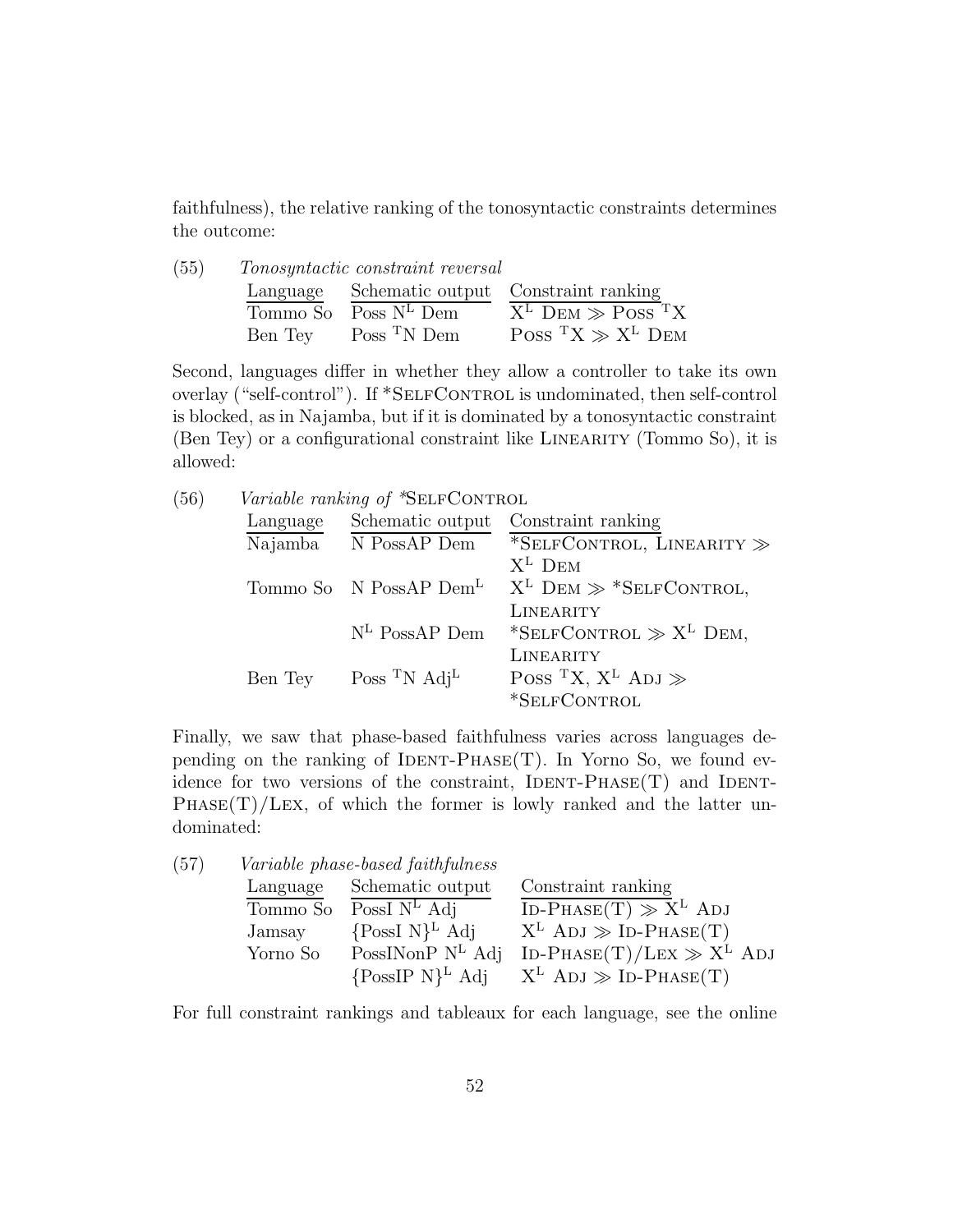faithfulness), the relative ranking of the tonosyntactic constraints determines the outcome:

(55) *Tonosyntactic constraint reversal*

| Language | Schematic output | Constraint ranking |
|---|---|---|
| Tommo So | Poss $N^L$ Dem | $X^L$ DEM ≫ POSS $^T$X |
| Ben Tey | Poss $^T$N Dem | POSS $^T$X ≫ $X^L$ DEM |

Second, languages differ in whether they allow a controller to take its own overlay ("self-control"). If *SELFCONTROL is undominated, then self-control is blocked, as in Najamba, but if it is dominated by a tonosyntactic constraint (Ben Tey) or a configurational constraint like LINEARITY (Tommo So), it is allowed:

(56) *Variable ranking of *SELFCONTROL*

| Language | Schematic output | Constraint ranking |
|---|---|---|
| Najamba | N PossAP Dem | *SELFCONTROL, LINEARITY ≫ $X^L$ DEM |
| Tommo So | N PossAP $Dem^L$ | $X^L$ DEM ≫ *SELFCONTROL, LINEARITY |
| | $N^L$ PossAP Dem | *SELFCONTROL ≫ $X^L$ DEM, LINEARITY |
| Ben Tey | Poss $^T$N $Adj^L$ | POSS $^T$X, $X^L$ ADJ ≫ *SELFCONTROL |

Finally, we saw that phase-based faithfulness varies across languages depending on the ranking of IDENT-PHASE(T). In Yorno So, we found evidence for two versions of the constraint, IDENT-PHASE(T) and IDENT-PHASE(T)/LEX, of which the former is lowly ranked and the latter undominated:

(57) *Variable phase-based faithfulness*

| Language | Schematic output | Constraint ranking |
|---|---|---|
| Tommo So | PossI $N^L$ Adj | ID-PHASE(T) ≫ $X^L$ ADJ |
| Jamsay | $\{\text{PossI N}\}^L$ Adj | $X^L$ ADJ ≫ ID-PHASE(T) |
| Yorno So | PossINonP $N^L$ Adj | ID-PHASE(T)/LEX ≫ $X^L$ ADJ |
| | $\{\text{PossIP N}\}^L$ Adj | $X^L$ ADJ ≫ ID-PHASE(T) |

For full constraint rankings and tableaux for each language, see the online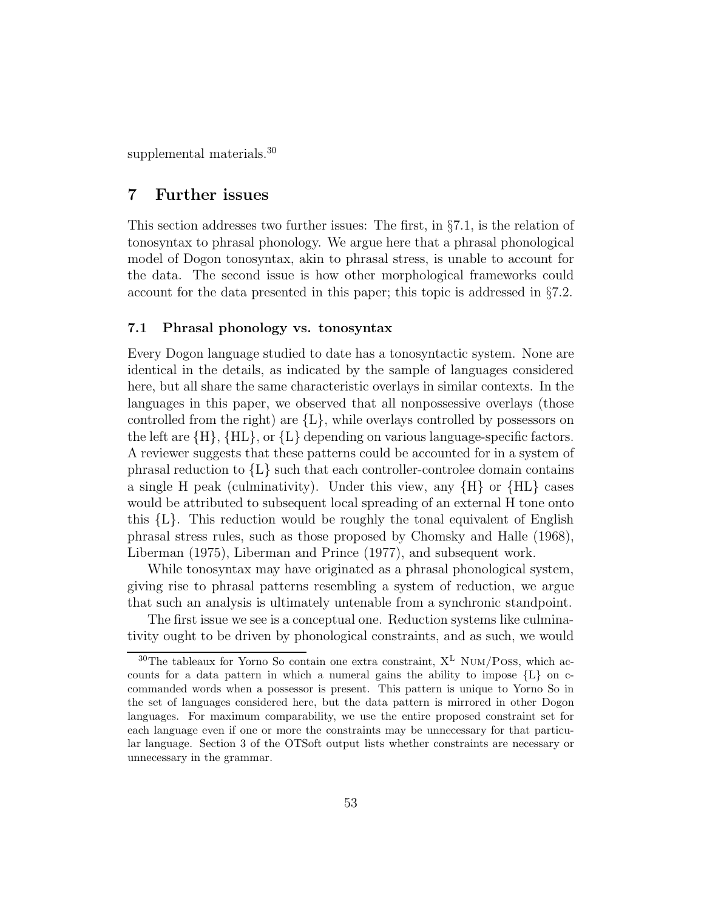supplemental materials.[30]

# 7 Further issues

This section addresses two further issues: The first, in §7.1, is the relation of tonosyntax to phrasal phonology. We argue here that a phrasal phonological model of Dogon tonosyntax, akin to phrasal stress, is unable to account for the data. The second issue is how other morphological frameworks could account for the data presented in this paper; this topic is addressed in §7.2.

## 7.1 Phrasal phonology vs. tonosyntax

Every Dogon language studied to date has a tonosyntactic system. None are identical in the details, as indicated by the sample of languages considered here, but all share the same characteristic overlays in similar contexts. In the languages in this paper, we observed that all nonpossessive overlays (those controlled from the right) are {L}, while overlays controlled by possessors on the left are {H}, {HL}, or {L} depending on various language-specific factors. A reviewer suggests that these patterns could be accounted for in a system of phrasal reduction to {L} such that each controller-controlee domain contains a single H peak (culminativity). Under this view, any {H} or {HL} cases would be attributed to subsequent local spreading of an external H tone onto this {L}. This reduction would be roughly the tonal equivalent of English phrasal stress rules, such as those proposed by Chomsky and Halle (1968), Liberman (1975), Liberman and Prince (1977), and subsequent work.

While tonosyntax may have originated as a phrasal phonological system, giving rise to phrasal patterns resembling a system of reduction, we argue that such an analysis is ultimately untenable from a synchronic standpoint.

The first issue we see is a conceptual one. Reduction systems like culminativity ought to be driven by phonological constraints, and as such, we would

[30] The tableaux for Yorno So contain one extra constraint, $X^{L}$ NUM/POSS, which accounts for a data pattern in which a numeral gains the ability to impose {L} on c-commanded words when a possessor is present. This pattern is unique to Yorno So in the set of languages considered here, but the data pattern is mirrored in other Dogon languages. For maximum comparability, we use the entire proposed constraint set for each language even if one or more the constraints may be unnecessary for that particular language. Section 3 of the OTSoft output lists whether constraints are necessary or unnecessary in the grammar.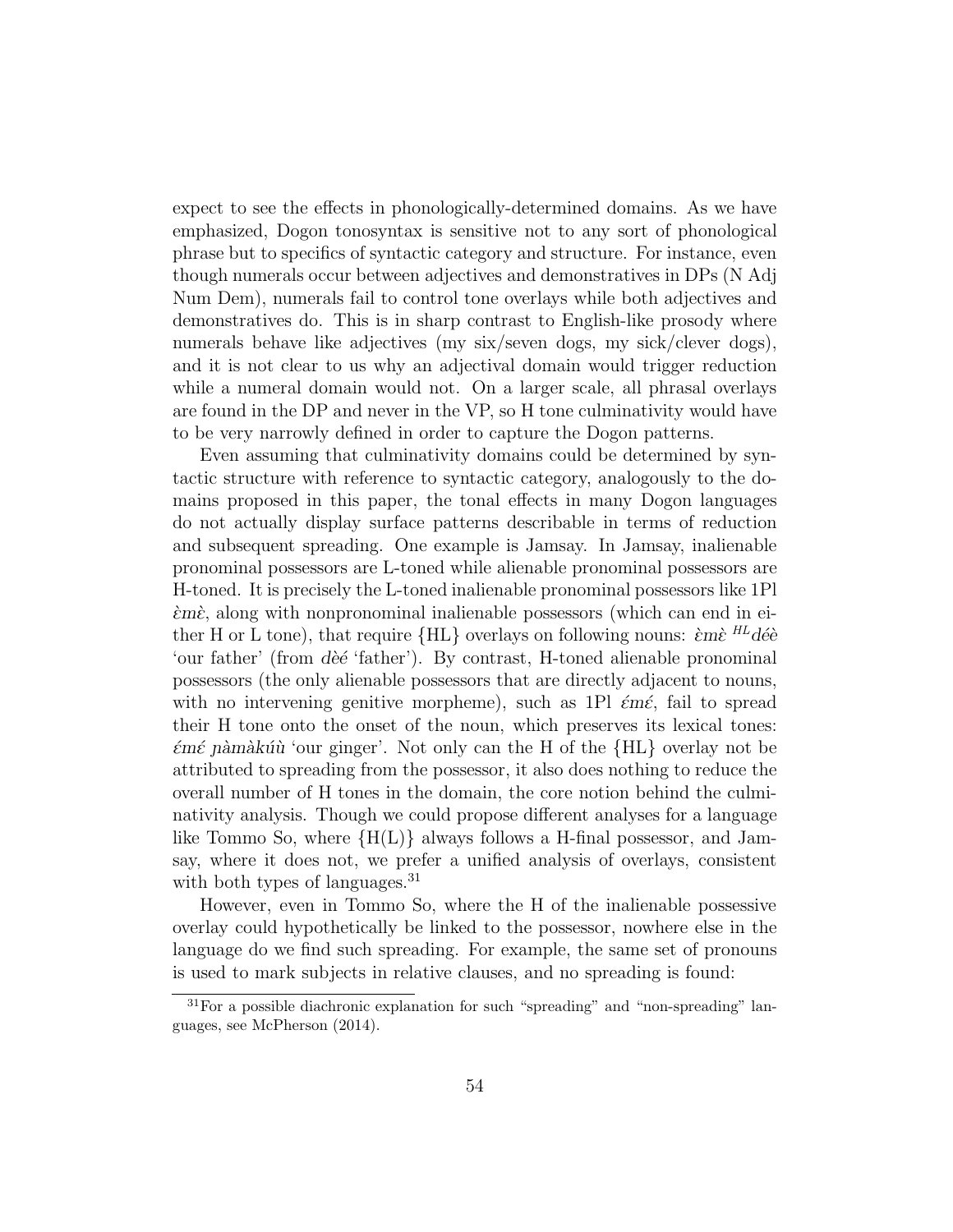expect to see the effects in phonologically-determined domains. As we have emphasized, Dogon tonosyntax is sensitive not to any sort of phonological phrase but to specifics of syntactic category and structure. For instance, even though numerals occur between adjectives and demonstratives in DPs (N Adj Num Dem), numerals fail to control tone overlays while both adjectives and demonstratives do. This is in sharp contrast to English-like prosody where numerals behave like adjectives (my six/seven dogs, my sick/clever dogs), and it is not clear to us why an adjectival domain would trigger reduction while a numeral domain would not. On a larger scale, all phrasal overlays are found in the DP and never in the VP, so H tone culminativity would have to be very narrowly defined in order to capture the Dogon patterns.

Even assuming that culminativity domains could be determined by syntactic structure with reference to syntactic category, analogously to the domains proposed in this paper, the tonal effects in many Dogon languages do not actually display surface patterns describable in terms of reduction and subsequent spreading. One example is Jamsay. In Jamsay, inalienable pronominal possessors are L-toned while alienable pronominal possessors are H-toned. It is precisely the L-toned inalienable pronominal possessors like 1Pl *ɛ̀mɛ̀*, along with nonpronominal inalienable possessors (which can end in either H or L tone), that require {HL} overlays on following nouns: *ɛ̀mɛ̀* $^{HL}$*déè* 'our father' (from *dèé* 'father'). By contrast, H-toned alienable pronominal possessors (the only alienable possessors that are directly adjacent to nouns, with no intervening genitive morpheme), such as 1Pl *ɛ́mɛ́*, fail to spread their H tone onto the onset of the noun, which preserves its lexical tones: *ɛ́mɛ́ ɲàmàkúù* 'our ginger'. Not only can the H of the {HL} overlay not be attributed to spreading from the possessor, it also does nothing to reduce the overall number of H tones in the domain, the core notion behind the culminativity analysis. Though we could propose different analyses for a language like Tommo So, where {H(L)} always follows a H-final possessor, and Jamsay, where it does not, we prefer a unified analysis of overlays, consistent with both types of languages.[31]

However, even in Tommo So, where the H of the inalienable possessive overlay could hypothetically be linked to the possessor, nowhere else in the language do we find such spreading. For example, the same set of pronouns is used to mark subjects in relative clauses, and no spreading is found:

[31] For a possible diachronic explanation for such "spreading" and "non-spreading" languages, see McPherson (2014).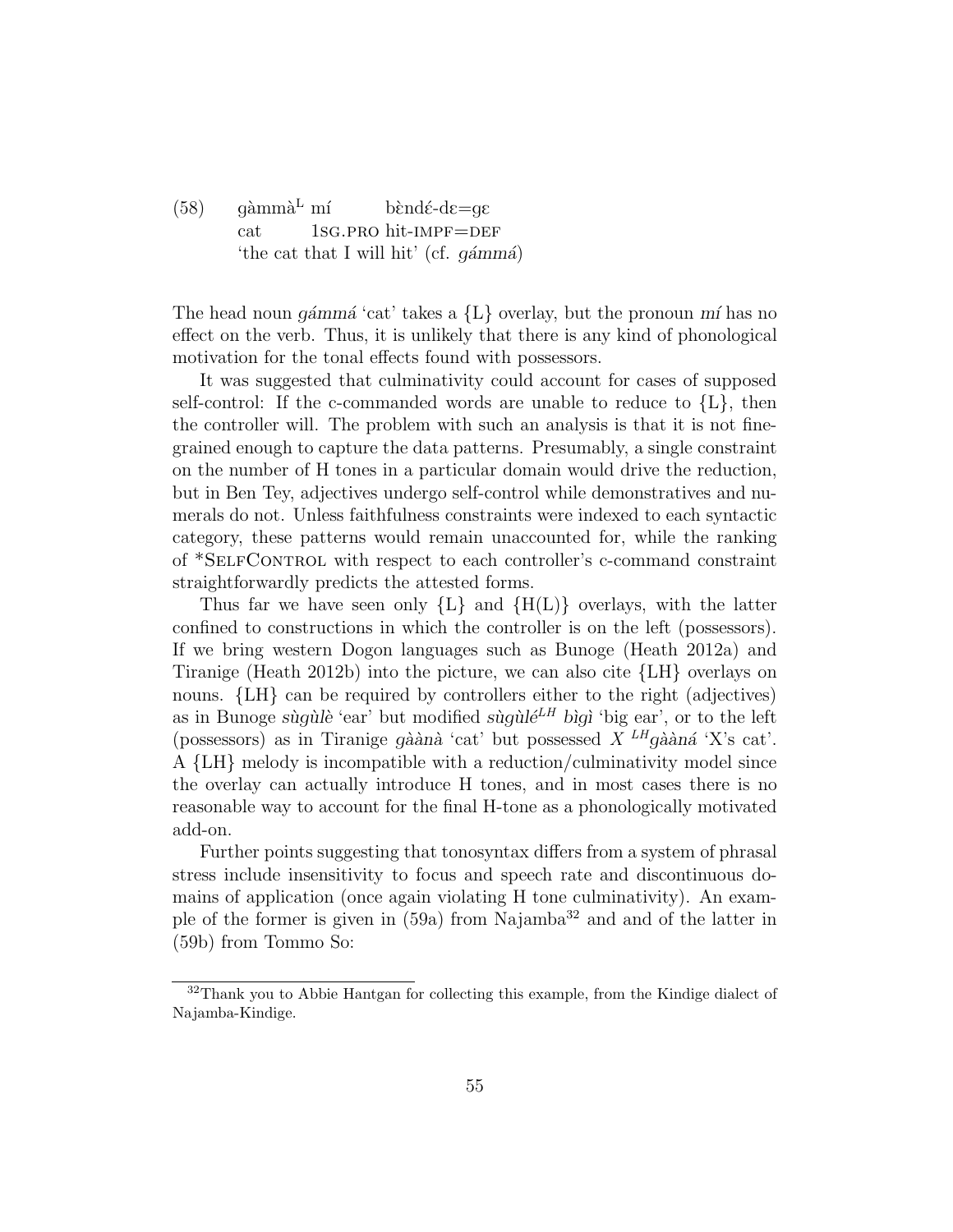(58) gàmmà^L mí bɛ̀ndɛ́-dɛ=gɛ
cat 1SG.PRO hit-IMPF=DEF
'the cat that I will hit' (cf. *gámmá*)

The head noun *gámmá* 'cat' takes a {L} overlay, but the pronoun *mí* has no effect on the verb. Thus, it is unlikely that there is any kind of phonological motivation for the tonal effects found with possessors.

It was suggested that culminativity could account for cases of supposed self-control: If the c-commanded words are unable to reduce to {L}, then the controller will. The problem with such an analysis is that it is not fine-grained enough to capture the data patterns. Presumably, a single constraint on the number of H tones in a particular domain would drive the reduction, but in Ben Tey, adjectives undergo self-control while demonstratives and numerals do not. Unless faithfulness constraints were indexed to each syntactic category, these patterns would remain unaccounted for, while the ranking of *SelfControl with respect to each controller's c-command constraint straightforwardly predicts the attested forms.

Thus far we have seen only {L} and {H(L)} overlays, with the latter confined to constructions in which the controller is on the left (possessors). If we bring western Dogon languages such as Bunoge (Heath 2012a) and Tiranige (Heath 2012b) into the picture, we can also cite {LH} overlays on nouns. {LH} can be required by controllers either to the right (adjectives) as in Bunoge *sùgùlè* 'ear' but modified *sùgùlé^LH bìgì* 'big ear', or to the left (possessors) as in Tiranige *gàànà* 'cat' but possessed *X ^LHgàànáá* 'X's cat'. A {LH} melody is incompatible with a reduction/culminativity model since the overlay can actually introduce H tones, and in most cases there is no reasonable way to account for the final H-tone as a phonologically motivated add-on.

Further points suggesting that tonosyntax differs from a system of phrasal stress include insensitivity to focus and speech rate and discontinuous domains of application (once again violating H tone culminativity). An example of the former is given in (59a) from Najamba[32] and and of the latter in (59b) from Tommo So:

[32] Thank you to Abbie Hantgan for collecting this example, from the Kindige dialect of Najamba-Kindige.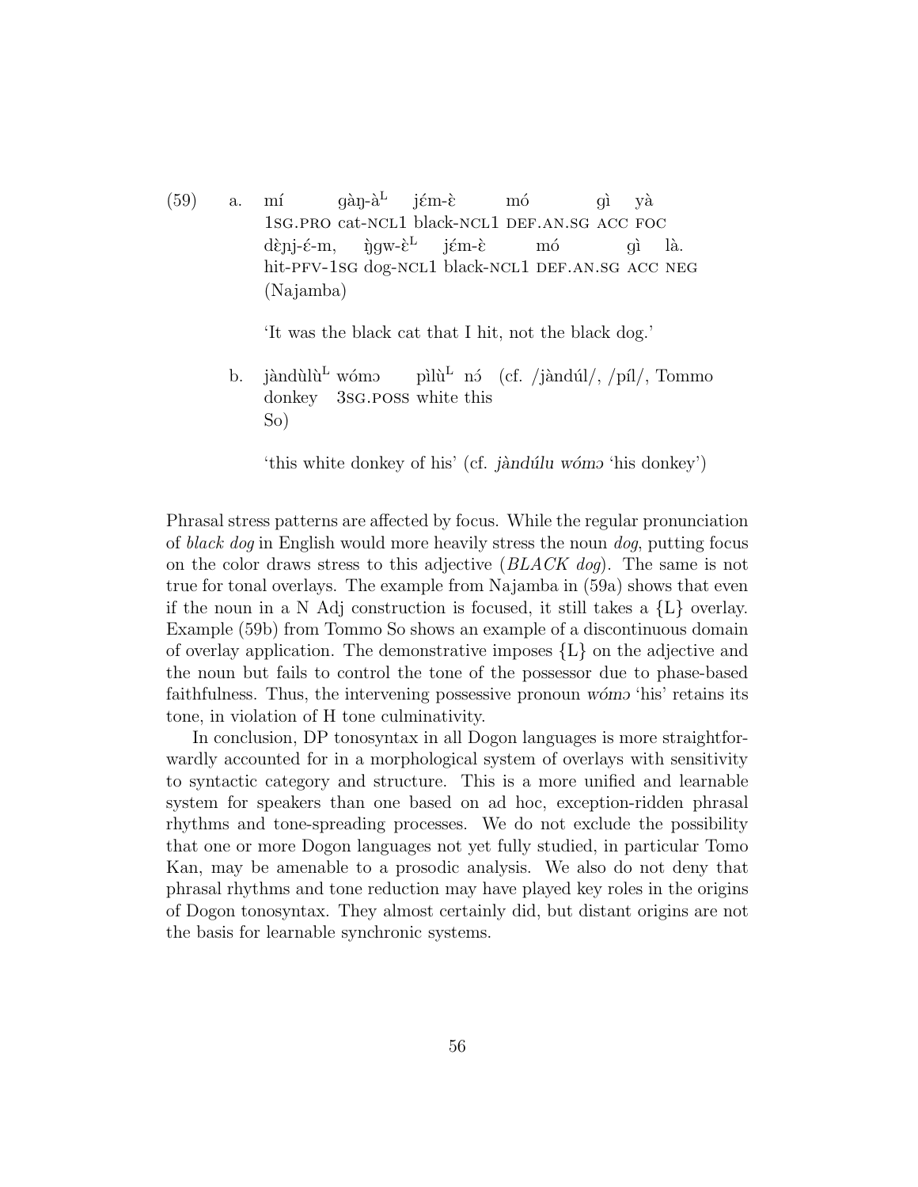(59) a. mí gàŋ-à$^{L}$ jɛ́m-ɛ̀ mó gì yà
1SG.PRO cat-NCL1 black-NCL1 DEF.AN.SG ACC FOC
dɛ̀ɲj-ɛ́-m, ŋ̀gw-ɛ̀$^{L}$ jɛ́m-ɛ̀ mó gì là.
hit-PFV-1SG dog-NCL1 black-NCL1 DEF.AN.SG ACC NEG
(Najamba)

'It was the black cat that I hit, not the black dog.'

b. jàndùlù$^{L}$ wómɔ pìlù$^{L}$ nɔ́ (cf. /jàndúl/, /píl/, Tommo So)
donkey 3SG.POSS white this

'this white donkey of his' (cf. *jàndúlu wómɔ* 'his donkey')

Phrasal stress patterns are affected by focus. While the regular pronunciation of *black dog* in English would more heavily stress the noun *dog*, putting focus on the color draws stress to this adjective (*BLACK dog*). The same is not true for tonal overlays. The example from Najamba in (59a) shows that even if the noun in a N Adj construction is focused, it still takes a {L} overlay. Example (59b) from Tommo So shows an example of a discontinuous domain of overlay application. The demonstrative imposes {L} on the adjective and the noun but fails to control the tone of the possessor due to phase-based faithfulness. Thus, the intervening possessive pronoun *wómɔ* 'his' retains its tone, in violation of H tone culminativity.

In conclusion, DP tonosyntax in all Dogon languages is more straightforwardly accounted for in a morphological system of overlays with sensitivity to syntactic category and structure. This is a more unified and learnable system for speakers than one based on ad hoc, exception-ridden phrasal rhythms and tone-spreading processes. We do not exclude the possibility that one or more Dogon languages not yet fully studied, in particular Tomo Kan, may be amenable to a prosodic analysis. We also do not deny that phrasal rhythms and tone reduction may have played key roles in the origins of Dogon tonosyntax. They almost certainly did, but distant origins are not the basis for learnable synchronic systems.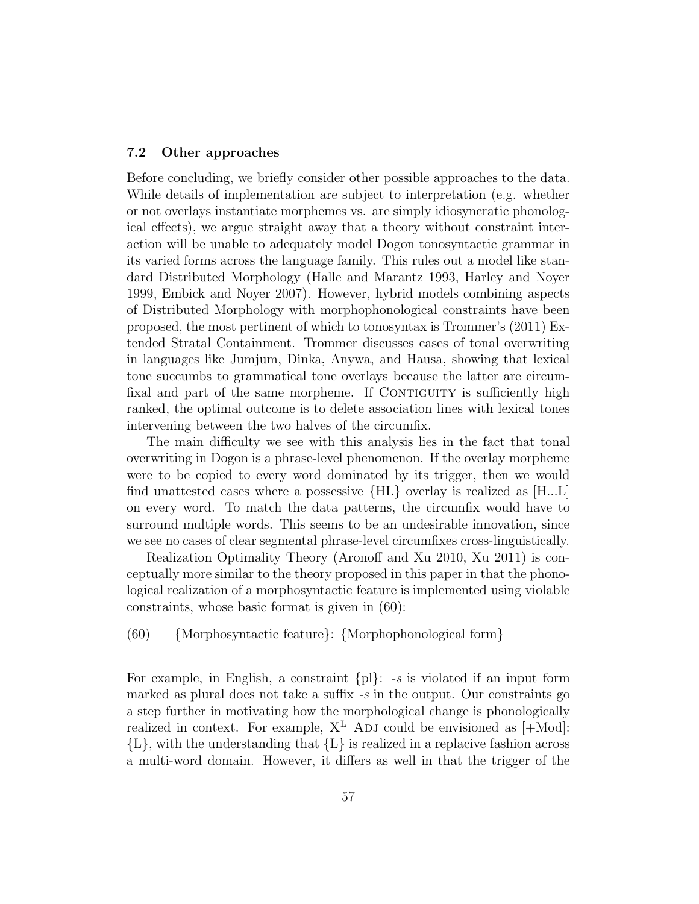### 7.2 Other approaches

Before concluding, we briefly consider other possible approaches to the data. While details of implementation are subject to interpretation (e.g. whether or not overlays instantiate morphemes vs. are simply idiosyncratic phonological effects), we argue straight away that a theory without constraint interaction will be unable to adequately model Dogon tonosyntactic grammar in its varied forms across the language family. This rules out a model like standard Distributed Morphology (Halle and Marantz 1993, Harley and Noyer 1999, Embick and Noyer 2007). However, hybrid models combining aspects of Distributed Morphology with morphophonological constraints have been proposed, the most pertinent of which to tonosyntax is Trommer's (2011) Extended Stratal Containment. Trommer discusses cases of tonal overwriting in languages like Jumjum, Dinka, Anywa, and Hausa, showing that lexical tone succumbs to grammatical tone overlays because the latter are circumfixal and part of the same morpheme. If CONTIGUITY is sufficiently high ranked, the optimal outcome is to delete association lines with lexical tones intervening between the two halves of the circumfix.

The main difficulty we see with this analysis lies in the fact that tonal overwriting in Dogon is a phrase-level phenomenon. If the overlay morpheme were to be copied to every word dominated by its trigger, then we would find unattested cases where a possessive {HL} overlay is realized as [H...L] on every word. To match the data patterns, the circumfix would have to surround multiple words. This seems to be an undesirable innovation, since we see no cases of clear segmental phrase-level circumfixes cross-linguistically.

Realization Optimality Theory (Aronoff and Xu 2010, Xu 2011) is conceptually more similar to the theory proposed in this paper in that the phonological realization of a morphosyntactic feature is implemented using violable constraints, whose basic format is given in (60):

(60) {Morphosyntactic feature}: {Morphophonological form}

For example, in English, a constraint {pl}: *-s* is violated if an input form marked as plural does not take a suffix *-s* in the output. Our constraints go a step further in motivating how the morphological change is phonologically realized in context. For example, $X^{L}$ ADJ could be envisioned as [+Mod]: {L}, with the understanding that {L} is realized in a replacive fashion across a multi-word domain. However, it differs as well in that the trigger of the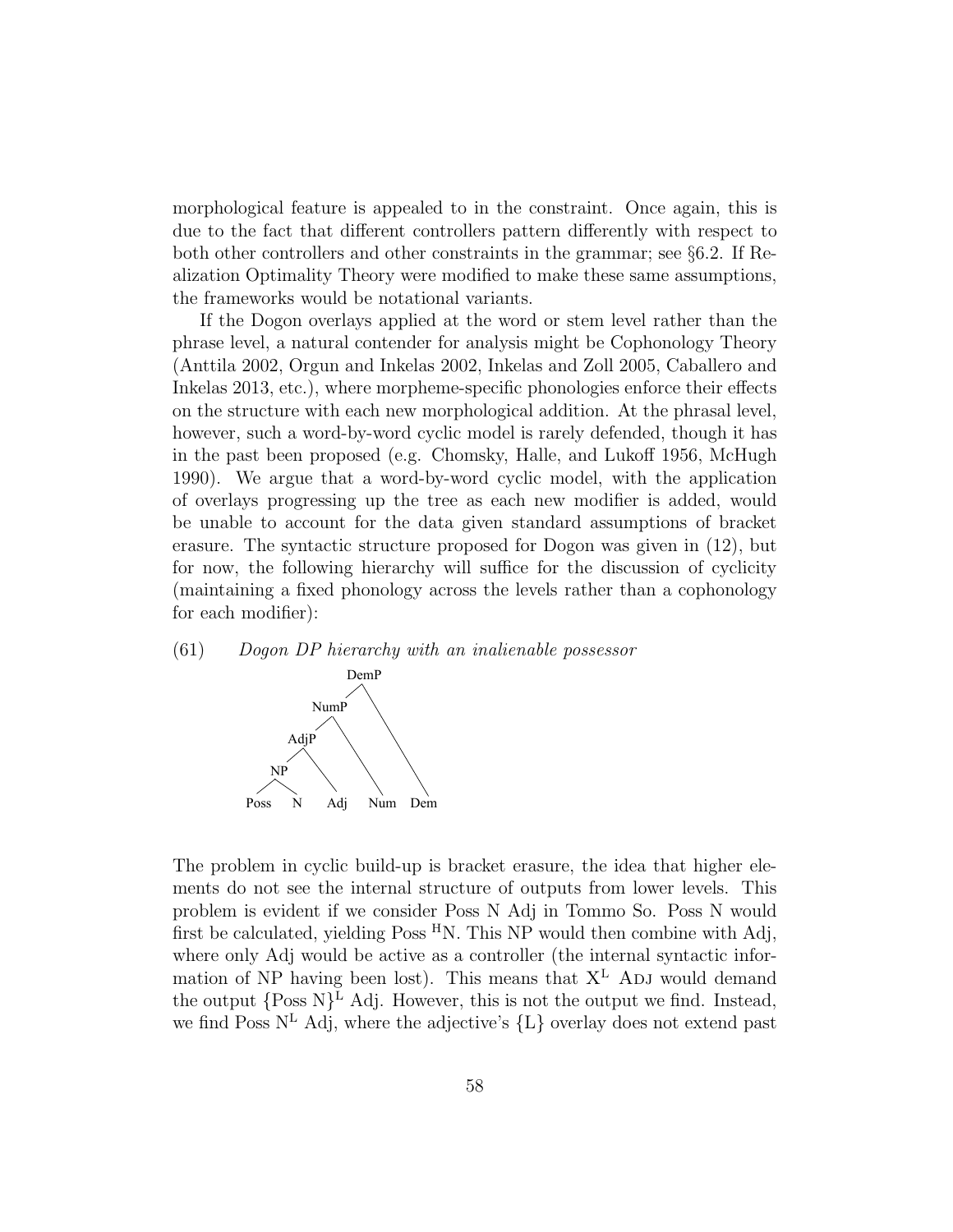morphological feature is appealed to in the constraint. Once again, this is due to the fact that different controllers pattern differently with respect to both other controllers and other constraints in the grammar; see §6.2. If Realization Optimality Theory were modified to make these same assumptions, the frameworks would be notational variants.

If the Dogon overlays applied at the word or stem level rather than the phrase level, a natural contender for analysis might be Cophonology Theory (Anttila 2002, Orgun and Inkelas 2002, Inkelas and Zoll 2005, Caballero and Inkelas 2013, etc.), where morpheme-specific phonologies enforce their effects on the structure with each new morphological addition. At the phrasal level, however, such a word-by-word cyclic model is rarely defended, though it has in the past been proposed (e.g. Chomsky, Halle, and Lukoff 1956, McHugh 1990). We argue that a word-by-word cyclic model, with the application of overlays progressing up the tree as each new modifier is added, would be unable to account for the data given standard assumptions of bracket erasure. The syntactic structure proposed for Dogon was given in (12), but for now, the following hierarchy will suffice for the discussion of cyclicity (maintaining a fixed phonology across the levels rather than a cophonology for each modifier):

(61) *Dogon DP hierarchy with an inalienable possessor*

```
                DemP
               /    \
           NumP      \
          /    \      \
      AdjP      \      \
     /    \      \      \
   NP      \      \      \
  /  \      \      \      \
Poss  N     Adj    Num    Dem
```

The problem in cyclic build-up is bracket erasure, the idea that higher elements do not see the internal structure of outputs from lower levels. This problem is evident if we consider Poss N Adj in Tommo So. Poss N would first be calculated, yielding Poss $^{H}$N. This NP would then combine with Adj, where only Adj would be active as a controller (the internal syntactic information of NP having been lost). This means that $X^{L}$ Adj would demand the output $\{$Poss N$\}^{L}$ Adj. However, this is not the output we find. Instead, we find Poss $N^{L}$ Adj, where the adjective's $\{L\}$ overlay does not extend past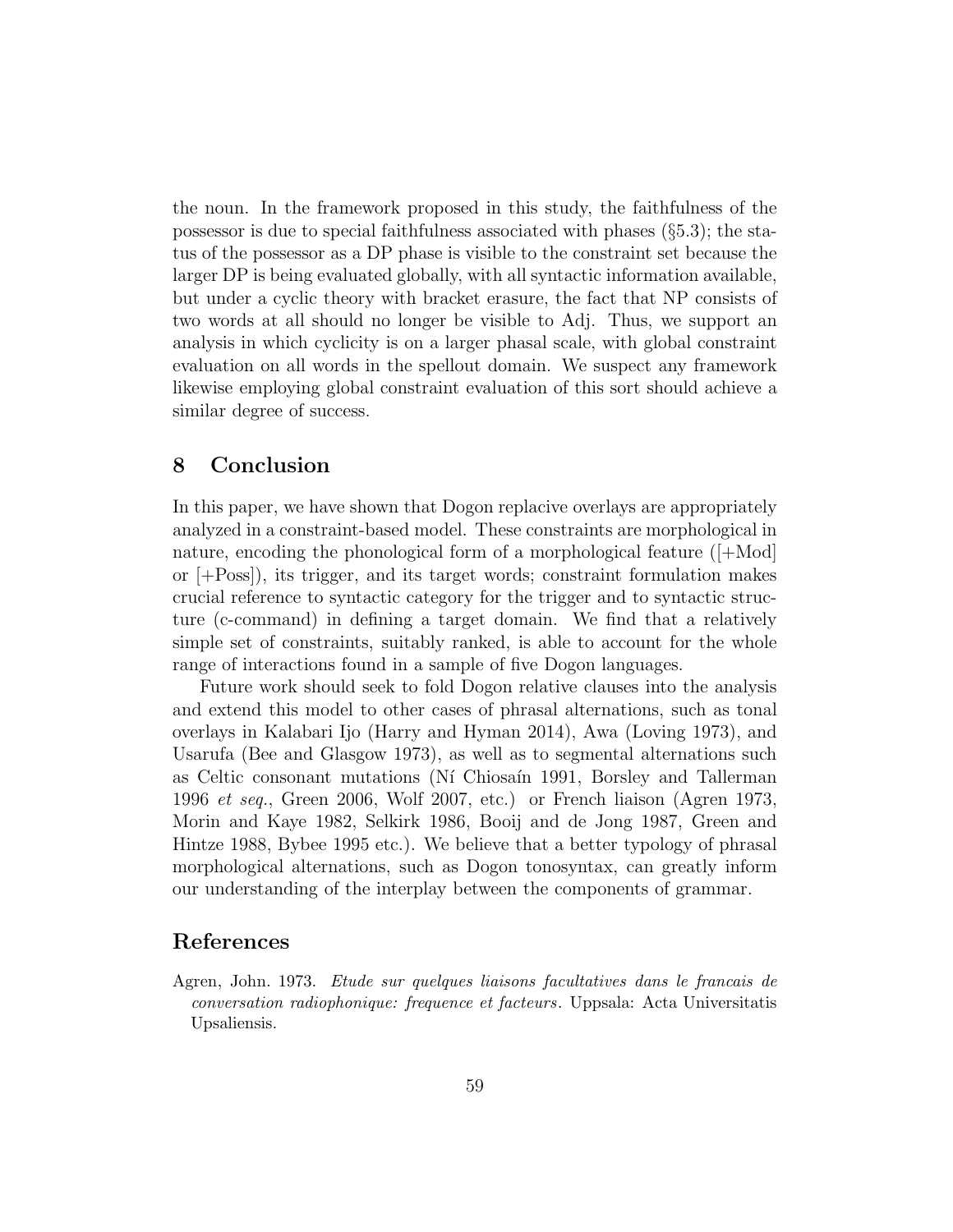the noun. In the framework proposed in this study, the faithfulness of the possessor is due to special faithfulness associated with phases (§5.3); the status of the possessor as a DP phase is visible to the constraint set because the larger DP is being evaluated globally, with all syntactic information available, but under a cyclic theory with bracket erasure, the fact that NP consists of two words at all should no longer be visible to Adj. Thus, we support an analysis in which cyclicity is on a larger phasal scale, with global constraint evaluation on all words in the spellout domain. We suspect any framework likewise employing global constraint evaluation of this sort should achieve a similar degree of success.

## 8 Conclusion

In this paper, we have shown that Dogon replacive overlays are appropriately analyzed in a constraint-based model. These constraints are morphological in nature, encoding the phonological form of a morphological feature ([+Mod] or [+Poss]), its trigger, and its target words; constraint formulation makes crucial reference to syntactic category for the trigger and to syntactic structure (c-command) in defining a target domain. We find that a relatively simple set of constraints, suitably ranked, is able to account for the whole range of interactions found in a sample of five Dogon languages.

Future work should seek to fold Dogon relative clauses into the analysis and extend this model to other cases of phrasal alternations, such as tonal overlays in Kalabari Ijo (Harry and Hyman 2014), Awa (Loving 1973), and Usarufa (Bee and Glasgow 1973), as well as to segmental alternations such as Celtic consonant mutations (Ní Chiosaín 1991, Borsley and Tallerman 1996 *et seq.*, Green 2006, Wolf 2007, etc.) or French liaison (Agren 1973, Morin and Kaye 1982, Selkirk 1986, Booij and de Jong 1987, Green and Hintze 1988, Bybee 1995 etc.). We believe that a better typology of phrasal morphological alternations, such as Dogon tonosyntax, can greatly inform our understanding of the interplay between the components of grammar.

## References

Agren, John. 1973. *Etude sur quelques liaisons facultatives dans le francais de conversation radiophonique: frequence et facteurs*. Uppsala: Acta Universitatis Upsaliensis.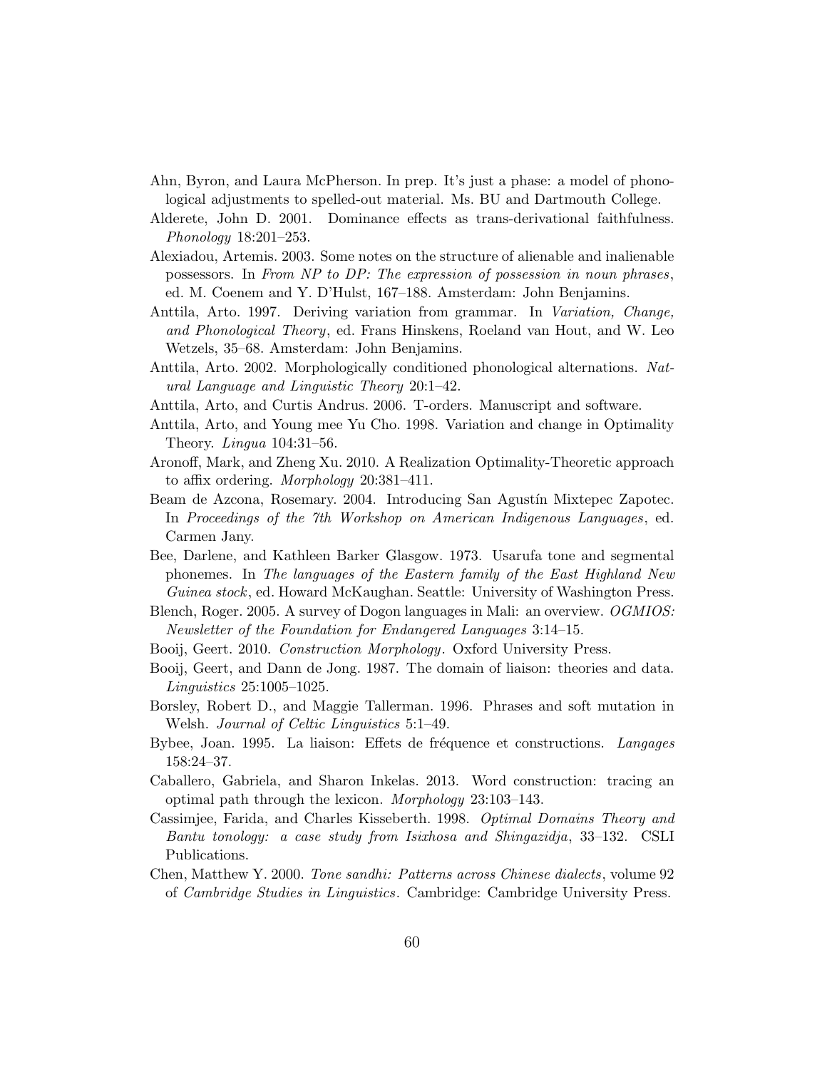Ahn, Byron, and Laura McPherson. In prep. It's just a phase: a model of phonological adjustments to spelled-out material. Ms. BU and Dartmouth College.

Alderete, John D. 2001. Dominance effects as trans-derivational faithfulness. *Phonology* 18:201–253.

Alexiadou, Artemis. 2003. Some notes on the structure of alienable and inalienable possessors. In *From NP to DP: The expression of possession in noun phrases*, ed. M. Coenem and Y. D'Hulst, 167–188. Amsterdam: John Benjamins.

Anttila, Arto. 1997. Deriving variation from grammar. In *Variation, Change, and Phonological Theory*, ed. Frans Hinskens, Roeland van Hout, and W. Leo Wetzels, 35–68. Amsterdam: John Benjamins.

Anttila, Arto. 2002. Morphologically conditioned phonological alternations. *Natural Language and Linguistic Theory* 20:1–42.

Anttila, Arto, and Curtis Andrus. 2006. T-orders. Manuscript and software.

Anttila, Arto, and Young mee Yu Cho. 1998. Variation and change in Optimality Theory. *Lingua* 104:31–56.

Aronoff, Mark, and Zheng Xu. 2010. A Realization Optimality-Theoretic approach to affix ordering. *Morphology* 20:381–411.

Beam de Azcona, Rosemary. 2004. Introducing San Agustín Mixtepec Zapotec. In *Proceedings of the 7th Workshop on American Indigenous Languages*, ed. Carmen Jany.

Bee, Darlene, and Kathleen Barker Glasgow. 1973. Usarufa tone and segmental phonemes. In *The languages of the Eastern family of the East Highland New Guinea stock*, ed. Howard McKaughan. Seattle: University of Washington Press.

Blench, Roger. 2005. A survey of Dogon languages in Mali: an overview. *OGMIOS: Newsletter of the Foundation for Endangered Languages* 3:14–15.

Booij, Geert. 2010. *Construction Morphology*. Oxford University Press.

Booij, Geert, and Dann de Jong. 1987. The domain of liaison: theories and data. *Linguistics* 25:1005–1025.

Borsley, Robert D., and Maggie Tallerman. 1996. Phrases and soft mutation in Welsh. *Journal of Celtic Linguistics* 5:1–49.

Bybee, Joan. 1995. La liaison: Effets de fréquence et constructions. *Langages* 158:24–37.

Caballero, Gabriela, and Sharon Inkelas. 2013. Word construction: tracing an optimal path through the lexicon. *Morphology* 23:103–143.

Cassimjee, Farida, and Charles Kisseberth. 1998. *Optimal Domains Theory and Bantu tonology: a case study from Isixhosa and Shingazidja*, 33–132. CSLI Publications.

Chen, Matthew Y. 2000. *Tone sandhi: Patterns across Chinese dialects*, volume 92 of *Cambridge Studies in Linguistics*. Cambridge: Cambridge University Press.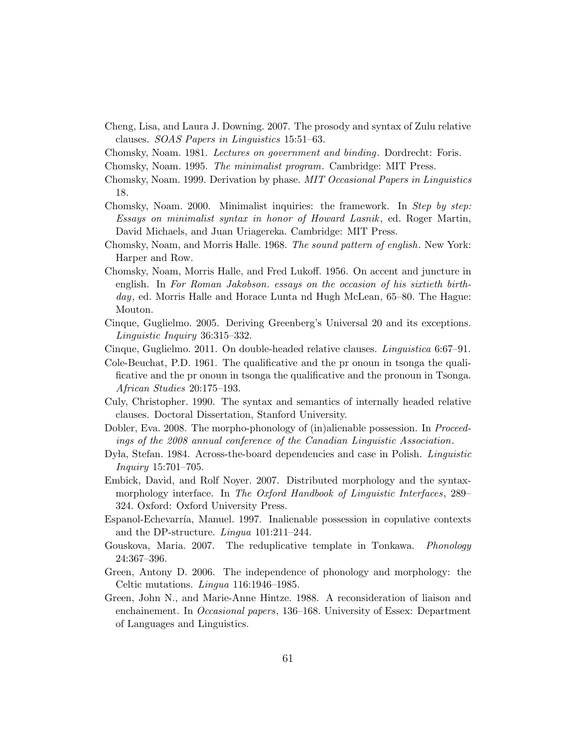Cheng, Lisa, and Laura J. Downing. 2007. The prosody and syntax of Zulu relative clauses. *SOAS Papers in Linguistics* 15:51–63.

Chomsky, Noam. 1981. *Lectures on government and binding*. Dordrecht: Foris.

Chomsky, Noam. 1995. *The minimalist program*. Cambridge: MIT Press.

Chomsky, Noam. 1999. Derivation by phase. *MIT Occasional Papers in Linguistics* 18.

Chomsky, Noam. 2000. Minimalist inquiries: the framework. In *Step by step: Essays on minimalist syntax in honor of Howard Lasnik*, ed. Roger Martin, David Michaels, and Juan Uriagereka. Cambridge: MIT Press.

Chomsky, Noam, and Morris Halle. 1968. *The sound pattern of english*. New York: Harper and Row.

Chomsky, Noam, Morris Halle, and Fred Lukoff. 1956. On accent and juncture in english. In *For Roman Jakobson. essays on the occasion of his sixtieth birthday*, ed. Morris Halle and Horace Lunta nd Hugh McLean, 65–80. The Hague: Mouton.

Cinque, Guglielmo. 2005. Deriving Greenberg's Universal 20 and its exceptions. *Linguistic Inquiry* 36:315–332.

Cinque, Guglielmo. 2011. On double-headed relative clauses. *Linguistica* 6:67–91.

Cole-Beuchat, P.D. 1961. The qualificative and the pr onoun in tsonga the qualificative and the pr onoun in tsonga the qualificative and the pronoun in Tsonga. *African Studies* 20:175–193.

Culy, Christopher. 1990. The syntax and semantics of internally headed relative clauses. Doctoral Dissertation, Stanford University.

Dobler, Eva. 2008. The morpho-phonology of (in)alienable possession. In *Proceedings of the 2008 annual conference of the Canadian Linguistic Association*.

Dyła, Stefan. 1984. Across-the-board dependencies and case in Polish. *Linguistic Inquiry* 15:701–705.

Embick, David, and Rolf Noyer. 2007. Distributed morphology and the syntax-morphology interface. In *The Oxford Handbook of Linguistic Interfaces*, 289–324. Oxford: Oxford University Press.

Espanol-Echevarría, Manuel. 1997. Inalienable possession in copulative contexts and the DP-structure. *Lingua* 101:211–244.

Gouskova, Maria. 2007. The reduplicative template in Tonkawa. *Phonology* 24:367–396.

Green, Antony D. 2006. The independence of phonology and morphology: the Celtic mutations. *Lingua* 116:1946–1985.

Green, John N., and Marie-Anne Hintze. 1988. A reconsideration of liaison and enchainement. In *Occasional papers*, 136–168. University of Essex: Department of Languages and Linguistics.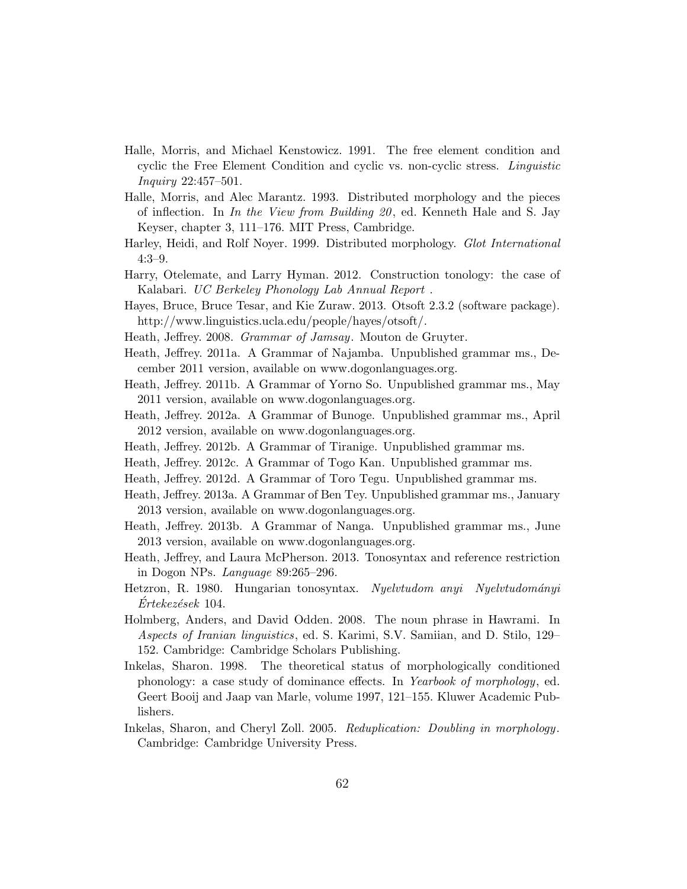Halle, Morris, and Michael Kenstowicz. 1991. The free element condition and cyclic the Free Element Condition and cyclic vs. non-cyclic stress. *Linguistic Inquiry* 22:457–501.

Halle, Morris, and Alec Marantz. 1993. Distributed morphology and the pieces of inflection. In *In the View from Building 20*, ed. Kenneth Hale and S. Jay Keyser, chapter 3, 111–176. MIT Press, Cambridge.

Harley, Heidi, and Rolf Noyer. 1999. Distributed morphology. *Glot International* 4:3–9.

Harry, Otelemate, and Larry Hyman. 2012. Construction tonology: the case of Kalabari. *UC Berkeley Phonology Lab Annual Report* .

Hayes, Bruce, Bruce Tesar, and Kie Zuraw. 2013. Otsoft 2.3.2 (software package). http://www.linguistics.ucla.edu/people/hayes/otsoft/.

Heath, Jeffrey. 2008. *Grammar of Jamsay*. Mouton de Gruyter.

Heath, Jeffrey. 2011a. A Grammar of Najamba. Unpublished grammar ms., December 2011 version, available on www.dogonlanguages.org.

Heath, Jeffrey. 2011b. A Grammar of Yorno So. Unpublished grammar ms., May 2011 version, available on www.dogonlanguages.org.

Heath, Jeffrey. 2012a. A Grammar of Bunoge. Unpublished grammar ms., April 2012 version, available on www.dogonlanguages.org.

Heath, Jeffrey. 2012b. A Grammar of Tiranige. Unpublished grammar ms.

Heath, Jeffrey. 2012c. A Grammar of Togo Kan. Unpublished grammar ms.

Heath, Jeffrey. 2012d. A Grammar of Toro Tegu. Unpublished grammar ms.

Heath, Jeffrey. 2013a. A Grammar of Ben Tey. Unpublished grammar ms., January 2013 version, available on www.dogonlanguages.org.

Heath, Jeffrey. 2013b. A Grammar of Nanga. Unpublished grammar ms., June 2013 version, available on www.dogonlanguages.org.

Heath, Jeffrey, and Laura McPherson. 2013. Tonosyntax and reference restriction in Dogon NPs. *Language* 89:265–296.

Hetzron, R. 1980. Hungarian tonosyntax. *Nyelvtudom anyi Nyelvtudományi Értekezések* 104.

Holmberg, Anders, and David Odden. 2008. The noun phrase in Hawrami. In *Aspects of Iranian linguistics*, ed. S. Karimi, S.V. Samiian, and D. Stilo, 129–152. Cambridge: Cambridge Scholars Publishing.

Inkelas, Sharon. 1998. The theoretical status of morphologically conditioned phonology: a case study of dominance effects. In *Yearbook of morphology*, ed. Geert Booij and Jaap van Marle, volume 1997, 121–155. Kluwer Academic Publishers.

Inkelas, Sharon, and Cheryl Zoll. 2005. *Reduplication: Doubling in morphology*. Cambridge: Cambridge University Press.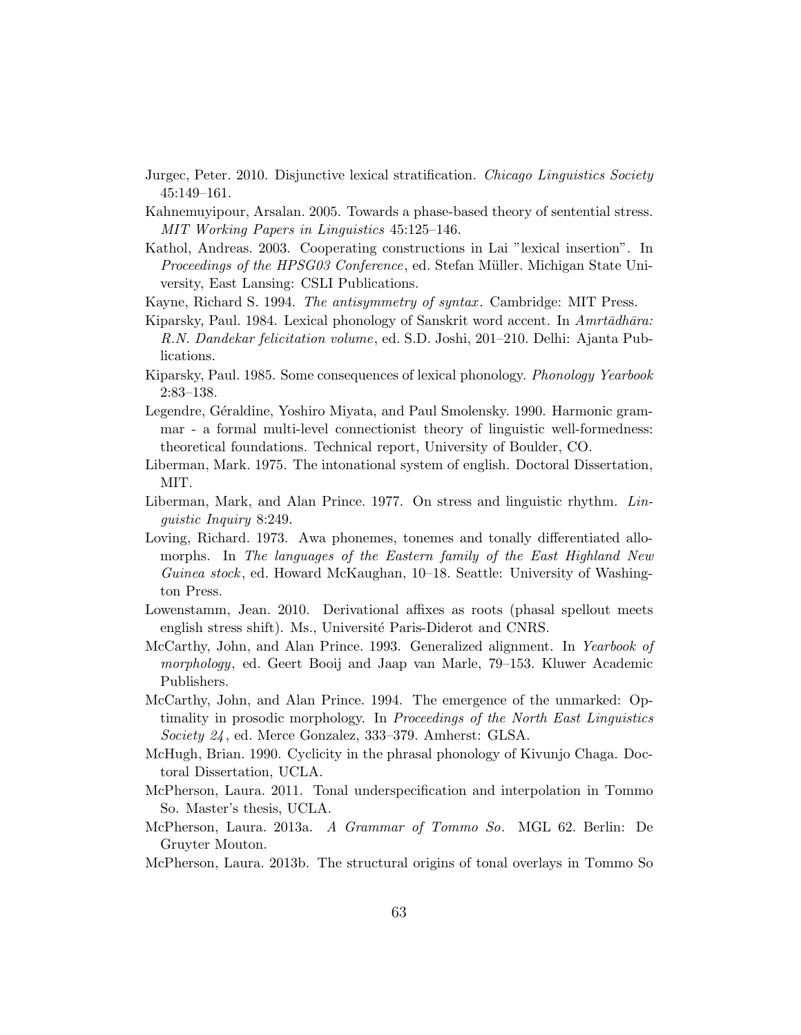Jurgec, Peter. 2010. Disjunctive lexical stratification. *Chicago Linguistics Society* 45:149–161.

Kahnemuyipour, Arsalan. 2005. Towards a phase-based theory of sentential stress. *MIT Working Papers in Linguistics* 45:125–146.

Kathol, Andreas. 2003. Cooperating constructions in Lai "lexical insertion". In *Proceedings of the HPSG03 Conference*, ed. Stefan Müller. Michigan State University, East Lansing: CSLI Publications.

Kayne, Richard S. 1994. *The antisymmetry of syntax*. Cambridge: MIT Press.

Kiparsky, Paul. 1984. Lexical phonology of Sanskrit word accent. In *Amrtādhāra: R.N. Dandekar felicitation volume*, ed. S.D. Joshi, 201–210. Delhi: Ajanta Publications.

Kiparsky, Paul. 1985. Some consequences of lexical phonology. *Phonology Yearbook* 2:83–138.

Legendre, Géraldine, Yoshiro Miyata, and Paul Smolensky. 1990. Harmonic grammar - a formal multi-level connectionist theory of linguistic well-formedness: theoretical foundations. Technical report, University of Boulder, CO.

Liberman, Mark. 1975. The intonational system of english. Doctoral Dissertation, MIT.

Liberman, Mark, and Alan Prince. 1977. On stress and linguistic rhythm. *Linguistic Inquiry* 8:249.

Loving, Richard. 1973. Awa phonemes, tonemes and tonally differentiated allomorphs. In *The languages of the Eastern family of the East Highland New Guinea stock*, ed. Howard McKaughan, 10–18. Seattle: University of Washington Press.

Lowenstamm, Jean. 2010. Derivational affixes as roots (phasal spellout meets english stress shift). Ms., Université Paris-Diderot and CNRS.

McCarthy, John, and Alan Prince. 1993. Generalized alignment. In *Yearbook of morphology*, ed. Geert Booij and Jaap van Marle, 79–153. Kluwer Academic Publishers.

McCarthy, John, and Alan Prince. 1994. The emergence of the unmarked: Optimality in prosodic morphology. In *Proceedings of the North East Linguistics Society 24*, ed. Merce Gonzalez, 333–379. Amherst: GLSA.

McHugh, Brian. 1990. Cyclicity in the phrasal phonology of Kivunjo Chaga. Doctoral Dissertation, UCLA.

McPherson, Laura. 2011. Tonal underspecification and interpolation in Tommo So. Master's thesis, UCLA.

McPherson, Laura. 2013a. *A Grammar of Tommo So*. MGL 62. Berlin: De Gruyter Mouton.

McPherson, Laura. 2013b. The structural origins of tonal overlays in Tommo So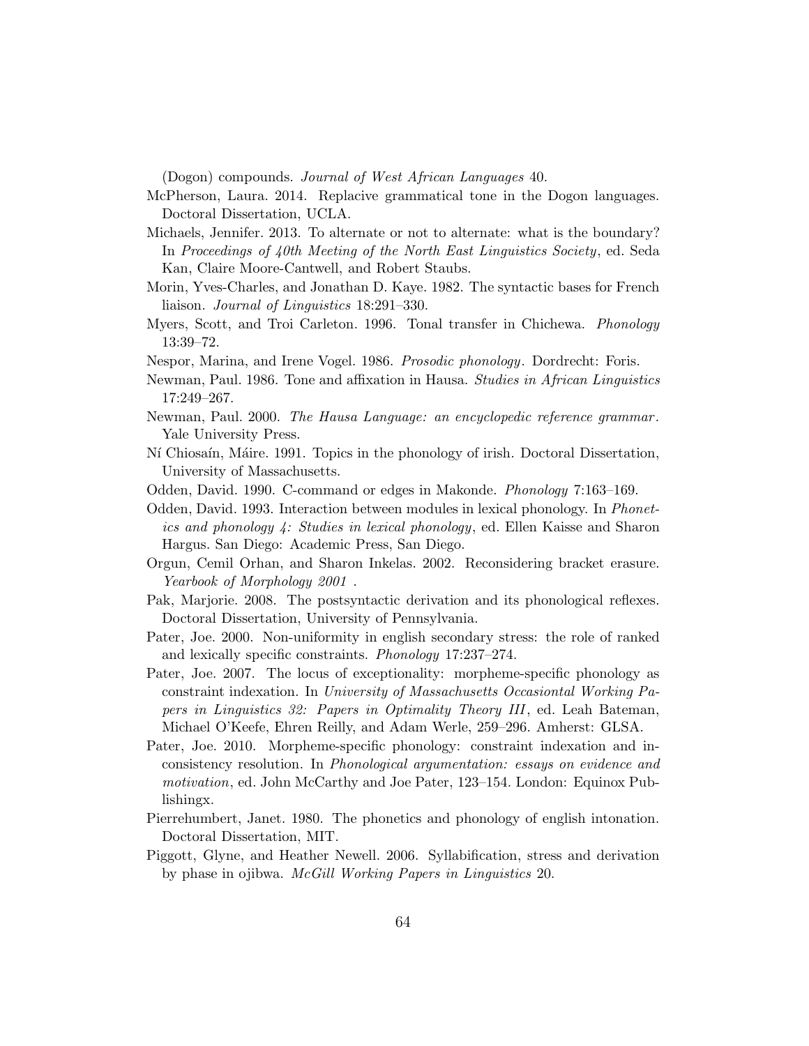(Dogon) compounds. *Journal of West African Languages* 40.

McPherson, Laura. 2014. Replacive grammatical tone in the Dogon languages. Doctoral Dissertation, UCLA.

Michaels, Jennifer. 2013. To alternate or not to alternate: what is the boundary? In *Proceedings of 40th Meeting of the North East Linguistics Society*, ed. Seda Kan, Claire Moore-Cantwell, and Robert Staubs.

Morin, Yves-Charles, and Jonathan D. Kaye. 1982. The syntactic bases for French liaison. *Journal of Linguistics* 18:291–330.

Myers, Scott, and Troi Carleton. 1996. Tonal transfer in Chichewa. *Phonology* 13:39–72.

Nespor, Marina, and Irene Vogel. 1986. *Prosodic phonology*. Dordrecht: Foris.

Newman, Paul. 1986. Tone and affixation in Hausa. *Studies in African Linguistics* 17:249–267.

Newman, Paul. 2000. *The Hausa Language: an encyclopedic reference grammar*. Yale University Press.

Ní Chiosaín, Máire. 1991. Topics in the phonology of irish. Doctoral Dissertation, University of Massachusetts.

Odden, David. 1990. C-command or edges in Makonde. *Phonology* 7:163–169.

Odden, David. 1993. Interaction between modules in lexical phonology. In *Phonetics and phonology 4: Studies in lexical phonology*, ed. Ellen Kaisse and Sharon Hargus. San Diego: Academic Press, San Diego.

Orgun, Cemil Orhan, and Sharon Inkelas. 2002. Reconsidering bracket erasure. *Yearbook of Morphology 2001* .

Pak, Marjorie. 2008. The postsyntactic derivation and its phonological reflexes. Doctoral Dissertation, University of Pennsylvania.

Pater, Joe. 2000. Non-uniformity in english secondary stress: the role of ranked and lexically specific constraints. *Phonology* 17:237–274.

Pater, Joe. 2007. The locus of exceptionality: morpheme-specific phonology as constraint indexation. In *University of Massachusetts Occasiontal Working Papers in Linguistics 32: Papers in Optimality Theory III*, ed. Leah Bateman, Michael O'Keefe, Ehren Reilly, and Adam Werle, 259–296. Amherst: GLSA.

Pater, Joe. 2010. Morpheme-specific phonology: constraint indexation and inconsistency resolution. In *Phonological argumentation: essays on evidence and motivation*, ed. John McCarthy and Joe Pater, 123–154. London: Equinox Publishingx.

Pierrehumbert, Janet. 1980. The phonetics and phonology of english intonation. Doctoral Dissertation, MIT.

Piggott, Glyne, and Heather Newell. 2006. Syllabification, stress and derivation by phase in ojibwa. *McGill Working Papers in Linguistics* 20.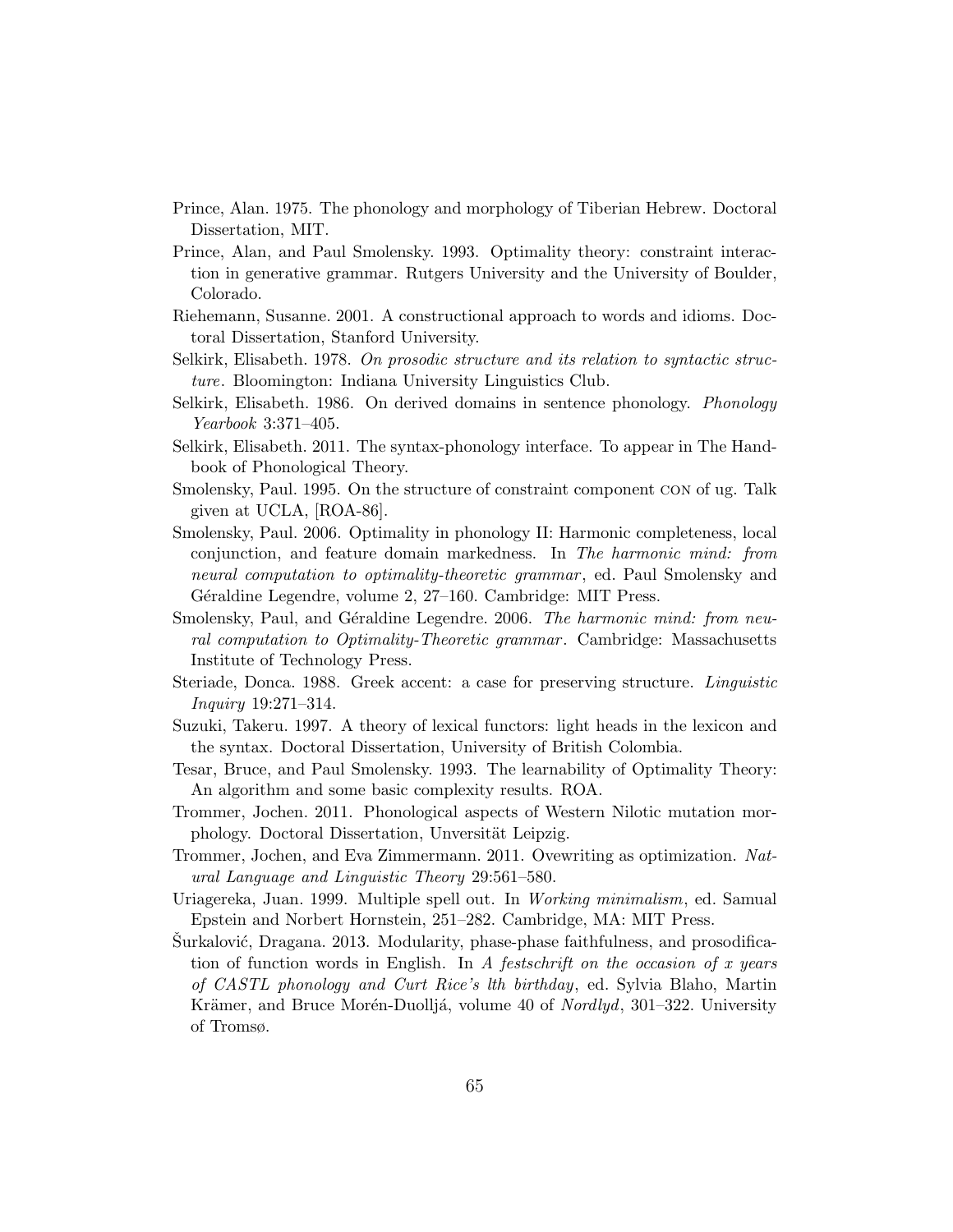Prince, Alan. 1975. The phonology and morphology of Tiberian Hebrew. Doctoral Dissertation, MIT.

Prince, Alan, and Paul Smolensky. 1993. Optimality theory: constraint interaction in generative grammar. Rutgers University and the University of Boulder, Colorado.

Riehemann, Susanne. 2001. A constructional approach to words and idioms. Doctoral Dissertation, Stanford University.

Selkirk, Elisabeth. 1978. *On prosodic structure and its relation to syntactic structure*. Bloomington: Indiana University Linguistics Club.

Selkirk, Elisabeth. 1986. On derived domains in sentence phonology. *Phonology Yearbook* 3:371–405.

Selkirk, Elisabeth. 2011. The syntax-phonology interface. To appear in The Handbook of Phonological Theory.

Smolensky, Paul. 1995. On the structure of constraint component CON of ug. Talk given at UCLA, [ROA-86].

Smolensky, Paul. 2006. Optimality in phonology II: Harmonic completeness, local conjunction, and feature domain markedness. In *The harmonic mind: from neural computation to optimality-theoretic grammar*, ed. Paul Smolensky and Géraldine Legendre, volume 2, 27–160. Cambridge: MIT Press.

Smolensky, Paul, and Géraldine Legendre. 2006. *The harmonic mind: from neural computation to Optimality-Theoretic grammar*. Cambridge: Massachusetts Institute of Technology Press.

Steriade, Donca. 1988. Greek accent: a case for preserving structure. *Linguistic Inquiry* 19:271–314.

Suzuki, Takeru. 1997. A theory of lexical functors: light heads in the lexicon and the syntax. Doctoral Dissertation, University of British Colombia.

Tesar, Bruce, and Paul Smolensky. 1993. The learnability of Optimality Theory: An algorithm and some basic complexity results. ROA.

Trommer, Jochen. 2011. Phonological aspects of Western Nilotic mutation morphology. Doctoral Dissertation, Unversität Leipzig.

Trommer, Jochen, and Eva Zimmermann. 2011. Ovewriting as optimization. *Natural Language and Linguistic Theory* 29:561–580.

Uriagereka, Juan. 1999. Multiple spell out. In *Working minimalism*, ed. Samual Epstein and Norbert Hornstein, 251–282. Cambridge, MA: MIT Press.

Šurkalović, Dragana. 2013. Modularity, phase-phase faithfulness, and prosodification of function words in English. In *A festschrift on the occasion of x years of CASTL phonology and Curt Rice's lth birthday*, ed. Sylvia Blaho, Martin Krämer, and Bruce Morén-Duolljá, volume 40 of *Nordlyd*, 301–322. University of Tromsø.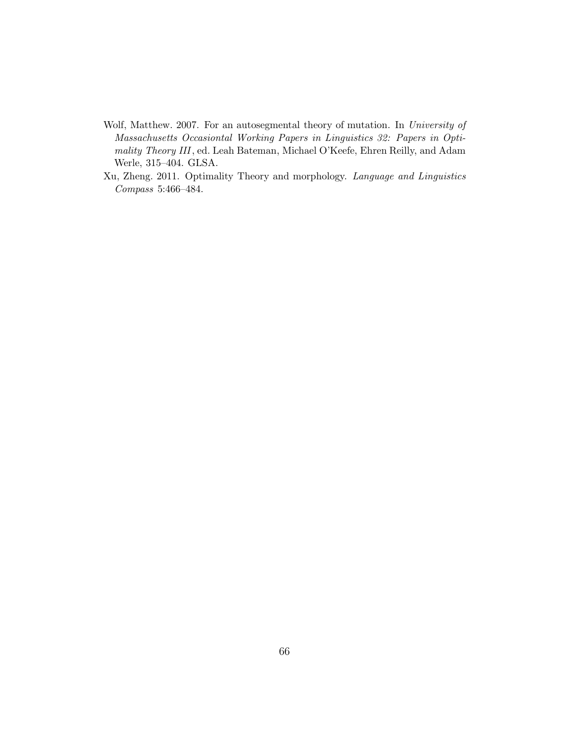Wolf, Matthew. 2007. For an autosegmental theory of mutation. In *University of Massachusetts Occasiontal Working Papers in Linguistics 32: Papers in Optimality Theory III*, ed. Leah Bateman, Michael O'Keefe, Ehren Reilly, and Adam Werle, 315–404. GLSA.

Xu, Zheng. 2011. Optimality Theory and morphology. *Language and Linguistics Compass* 5:466–484.